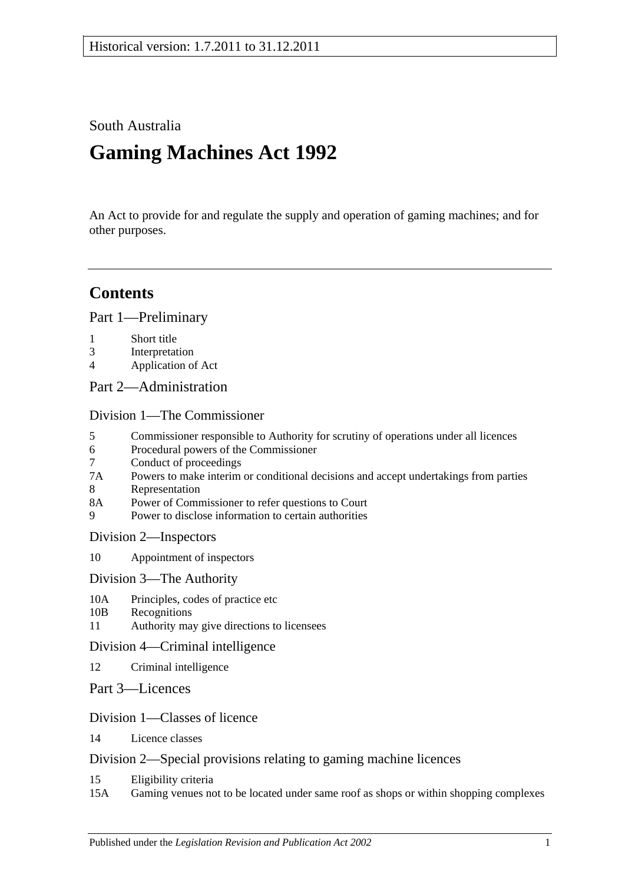Historical version: 1.7.2011 to 31.12.2011

South Australia

# Gaming Machines Act 1992

An Act to provide for and regulate the supply and operation of gaming machines; and for other purposes.

---

## Contents

Part 1—Preliminary

1 Short title
3 Interpretation
4 Application of Act

Part 2—Administration

Division 1—The Commissioner

5 Commissioner responsible to Authority for scrutiny of operations under all licences
6 Procedural powers of the Commissioner
7 Conduct of proceedings
7A Powers to make interim or conditional decisions and accept undertakings from parties
8 Representation
8A Power of Commissioner to refer questions to Court
9 Power to disclose information to certain authorities

Division 2—Inspectors

10 Appointment of inspectors

Division 3—The Authority

10A Principles, codes of practice etc
10B Recognitions
11 Authority may give directions to licensees

Division 4—Criminal intelligence

12 Criminal intelligence

Part 3—Licences

Division 1—Classes of licence

14 Licence classes

Division 2—Special provisions relating to gaming machine licences

15 Eligibility criteria
15A Gaming venues not to be located under same roof as shops or within shopping complexes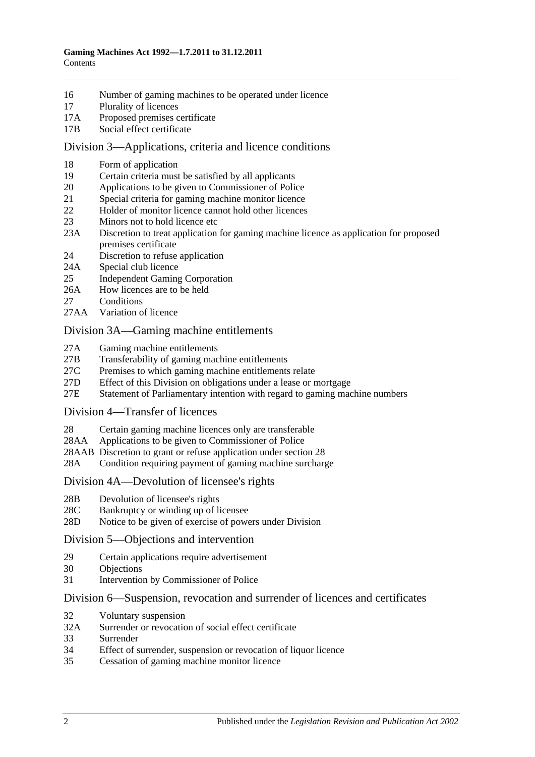16 Number of gaming machines to be operated under licence
17 Plurality of licences
17A Proposed premises certificate
17B Social effect certificate

## Division 3—Applications, criteria and licence conditions

18 Form of application
19 Certain criteria must be satisfied by all applicants
20 Applications to be given to Commissioner of Police
21 Special criteria for gaming machine monitor licence
22 Holder of monitor licence cannot hold other licences
23 Minors not to hold licence etc
23A Discretion to treat application for gaming machine licence as application for proposed premises certificate
24 Discretion to refuse application
24A Special club licence
25 Independent Gaming Corporation
26A How licences are to be held
27 Conditions
27AA Variation of licence

## Division 3A—Gaming machine entitlements

27A Gaming machine entitlements
27B Transferability of gaming machine entitlements
27C Premises to which gaming machine entitlements relate
27D Effect of this Division on obligations under a lease or mortgage
27E Statement of Parliamentary intention with regard to gaming machine numbers

## Division 4—Transfer of licences

28 Certain gaming machine licences only are transferable
28AA Applications to be given to Commissioner of Police
28AAB Discretion to grant or refuse application under section 28
28A Condition requiring payment of gaming machine surcharge

## Division 4A—Devolution of licensee's rights

28B Devolution of licensee's rights
28C Bankruptcy or winding up of licensee
28D Notice to be given of exercise of powers under Division

## Division 5—Objections and intervention

29 Certain applications require advertisement
30 Objections
31 Intervention by Commissioner of Police

## Division 6—Suspension, revocation and surrender of licences and certificates

32 Voluntary suspension
32A Surrender or revocation of social effect certificate
33 Surrender
34 Effect of surrender, suspension or revocation of liquor licence
35 Cessation of gaming machine monitor licence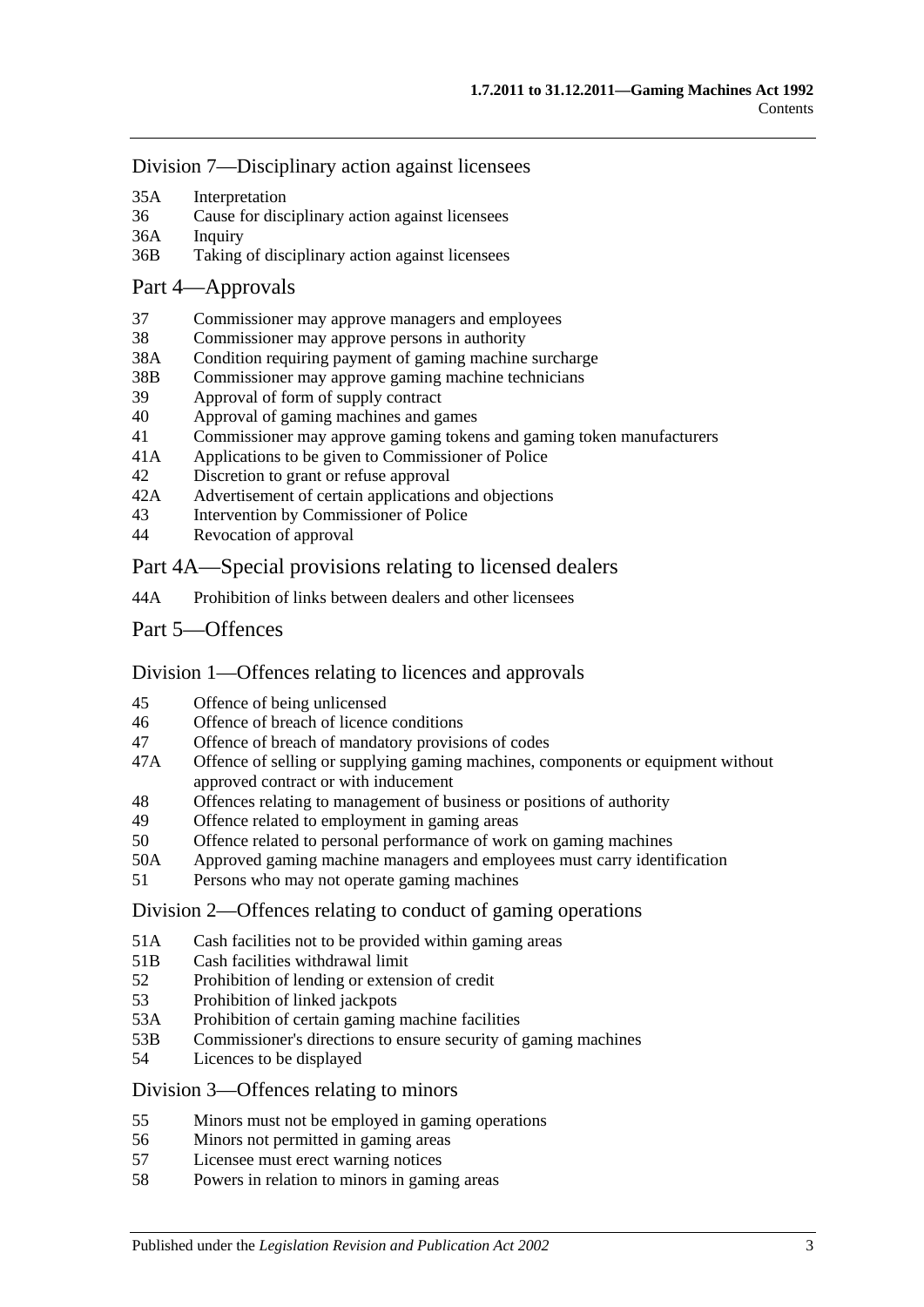Division 7—Disciplinary action against licensees

35A Interpretation
36 Cause for disciplinary action against licensees
36A Inquiry
36B Taking of disciplinary action against licensees

Part 4—Approvals

37 Commissioner may approve managers and employees
38 Commissioner may approve persons in authority
38A Condition requiring payment of gaming machine surcharge
38B Commissioner may approve gaming machine technicians
39 Approval of form of supply contract
40 Approval of gaming machines and games
41 Commissioner may approve gaming tokens and gaming token manufacturers
41A Applications to be given to Commissioner of Police
42 Discretion to grant or refuse approval
42A Advertisement of certain applications and objections
43 Intervention by Commissioner of Police
44 Revocation of approval

Part 4A—Special provisions relating to licensed dealers

44A Prohibition of links between dealers and other licensees

Part 5—Offences

Division 1—Offences relating to licences and approvals

45 Offence of being unlicensed
46 Offence of breach of licence conditions
47 Offence of breach of mandatory provisions of codes
47A Offence of selling or supplying gaming machines, components or equipment without approved contract or with inducement
48 Offences relating to management of business or positions of authority
49 Offence related to employment in gaming areas
50 Offence related to personal performance of work on gaming machines
50A Approved gaming machine managers and employees must carry identification
51 Persons who may not operate gaming machines

Division 2—Offences relating to conduct of gaming operations

51A Cash facilities not to be provided within gaming areas
51B Cash facilities withdrawal limit
52 Prohibition of lending or extension of credit
53 Prohibition of linked jackpots
53A Prohibition of certain gaming machine facilities
53B Commissioner's directions to ensure security of gaming machines
54 Licences to be displayed

Division 3—Offences relating to minors

55 Minors must not be employed in gaming operations
56 Minors not permitted in gaming areas
57 Licensee must erect warning notices
58 Powers in relation to minors in gaming areas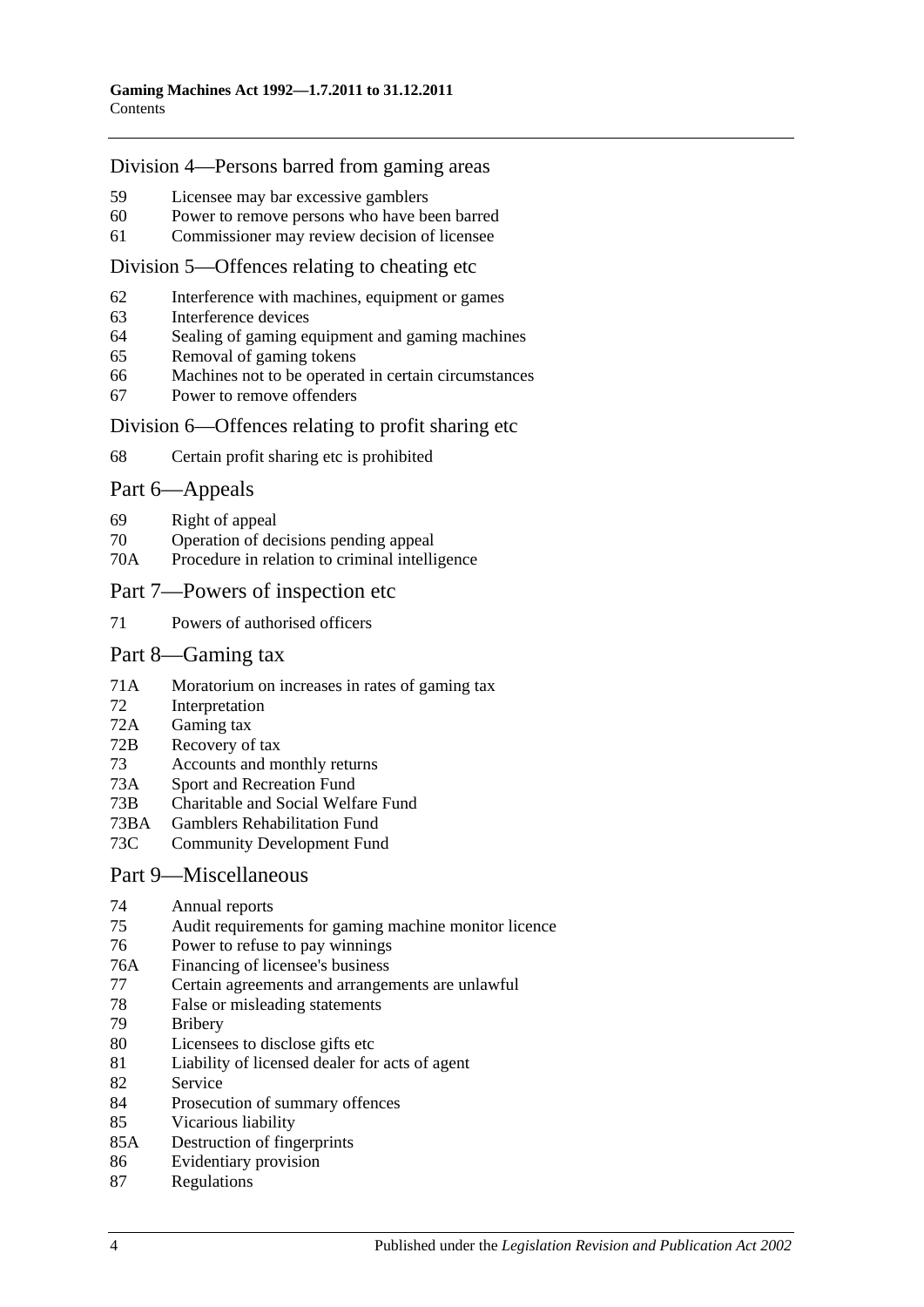## Division 4—Persons barred from gaming areas

59 Licensee may bar excessive gamblers
60 Power to remove persons who have been barred
61 Commissioner may review decision of licensee

## Division 5—Offences relating to cheating etc

62 Interference with machines, equipment or games
63 Interference devices
64 Sealing of gaming equipment and gaming machines
65 Removal of gaming tokens
66 Machines not to be operated in certain circumstances
67 Power to remove offenders

## Division 6—Offences relating to profit sharing etc

68 Certain profit sharing etc is prohibited

# Part 6—Appeals

69 Right of appeal
70 Operation of decisions pending appeal
70A Procedure in relation to criminal intelligence

# Part 7—Powers of inspection etc

71 Powers of authorised officers

# Part 8—Gaming tax

71A Moratorium on increases in rates of gaming tax
72 Interpretation
72A Gaming tax
72B Recovery of tax
73 Accounts and monthly returns
73A Sport and Recreation Fund
73B Charitable and Social Welfare Fund
73BA Gamblers Rehabilitation Fund
73C Community Development Fund

# Part 9—Miscellaneous

74 Annual reports
75 Audit requirements for gaming machine monitor licence
76 Power to refuse to pay winnings
76A Financing of licensee's business
77 Certain agreements and arrangements are unlawful
78 False or misleading statements
79 Bribery
80 Licensees to disclose gifts etc
81 Liability of licensed dealer for acts of agent
82 Service
84 Prosecution of summary offences
85 Vicarious liability
85A Destruction of fingerprints
86 Evidentiary provision
87 Regulations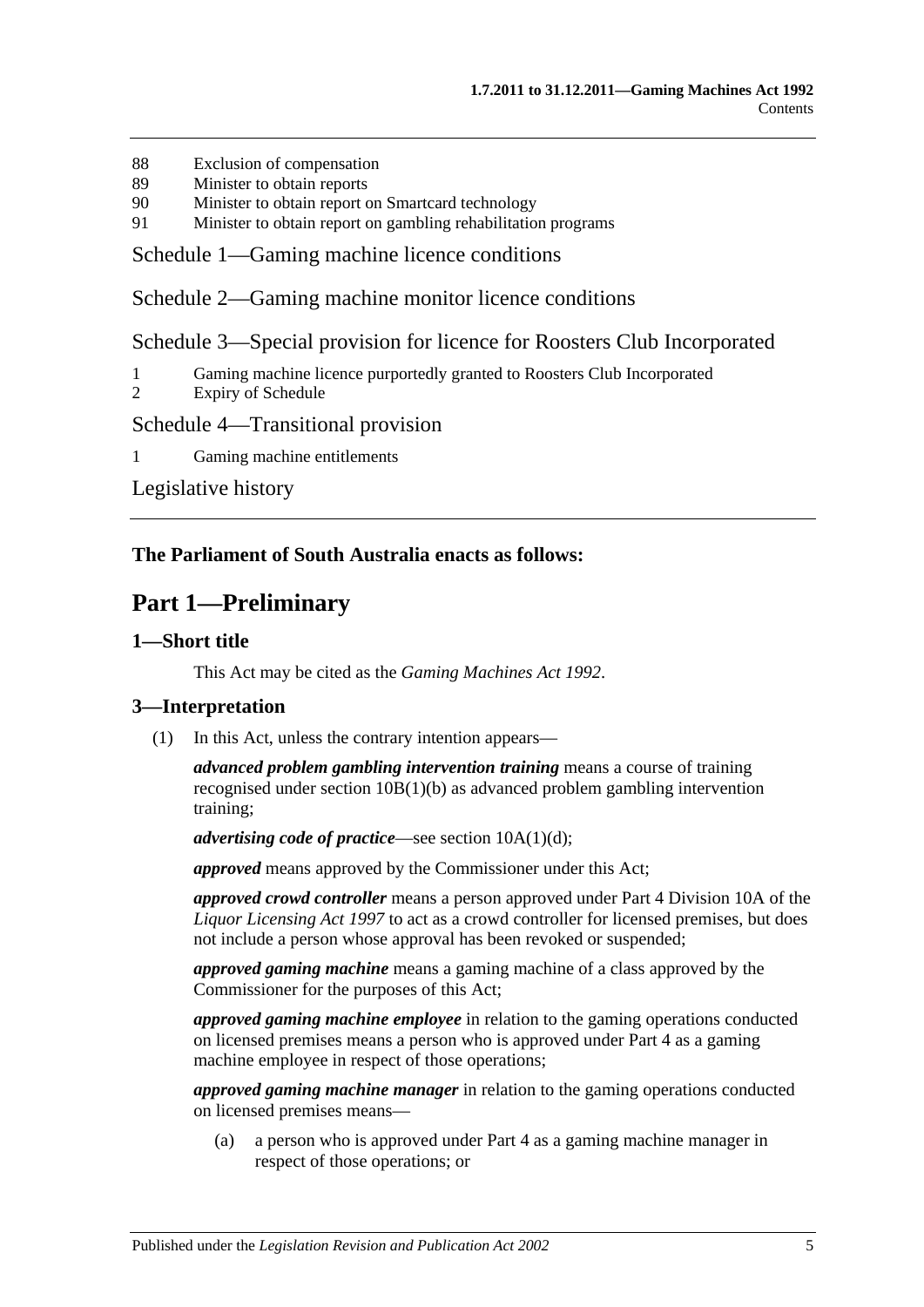88 Exclusion of compensation
89 Minister to obtain reports
90 Minister to obtain report on Smartcard technology
91 Minister to obtain report on gambling rehabilitation programs

Schedule 1—Gaming machine licence conditions

Schedule 2—Gaming machine monitor licence conditions

Schedule 3—Special provision for licence for Roosters Club Incorporated

1 Gaming machine licence purportedly granted to Roosters Club Incorporated
2 Expiry of Schedule

Schedule 4—Transitional provision

1 Gaming machine entitlements

Legislative history

**The Parliament of South Australia enacts as follows:**

# Part 1—Preliminary

## 1—Short title

This Act may be cited as the *Gaming Machines Act 1992*.

## 3—Interpretation

(1) In this Act, unless the contrary intention appears—

***advanced problem gambling intervention training*** means a course of training recognised under section 10B(1)(b) as advanced problem gambling intervention training;

***advertising code of practice***—see section 10A(1)(d);

***approved*** means approved by the Commissioner under this Act;

***approved crowd controller*** means a person approved under Part 4 Division 10A of the *Liquor Licensing Act 1997* to act as a crowd controller for licensed premises, but does not include a person whose approval has been revoked or suspended;

***approved gaming machine*** means a gaming machine of a class approved by the Commissioner for the purposes of this Act;

***approved gaming machine employee*** in relation to the gaming operations conducted on licensed premises means a person who is approved under Part 4 as a gaming machine employee in respect of those operations;

***approved gaming machine manager*** in relation to the gaming operations conducted on licensed premises means—

(a) a person who is approved under Part 4 as a gaming machine manager in respect of those operations; or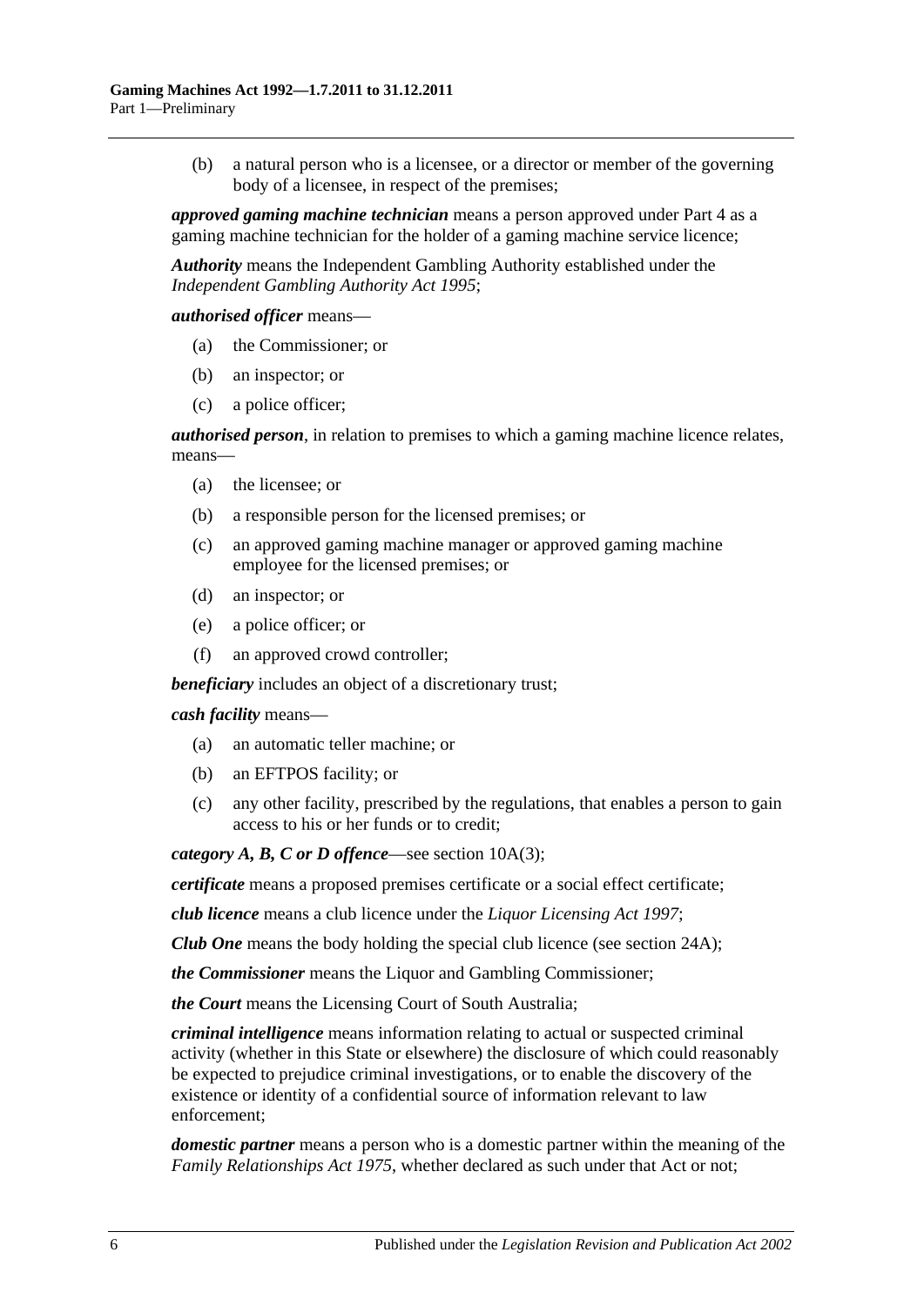(b) a natural person who is a licensee, or a director or member of the governing body of a licensee, in respect of the premises;

***approved gaming machine technician*** means a person approved under Part 4 as a gaming machine technician for the holder of a gaming machine service licence;

***Authority*** means the Independent Gambling Authority established under the *Independent Gambling Authority Act 1995*;

***authorised officer*** means—

- (a) the Commissioner; or
- (b) an inspector; or
- (c) a police officer;

***authorised person***, in relation to premises to which a gaming machine licence relates, means—

- (a) the licensee; or
- (b) a responsible person for the licensed premises; or
- (c) an approved gaming machine manager or approved gaming machine employee for the licensed premises; or
- (d) an inspector; or
- (e) a police officer; or
- (f) an approved crowd controller;

***beneficiary*** includes an object of a discretionary trust;

***cash facility*** means—

- (a) an automatic teller machine; or
- (b) an EFTPOS facility; or
- (c) any other facility, prescribed by the regulations, that enables a person to gain access to his or her funds or to credit;

***category A, B, C or D offence***—see section 10A(3);

***certificate*** means a proposed premises certificate or a social effect certificate;

***club licence*** means a club licence under the *Liquor Licensing Act 1997*;

***Club One*** means the body holding the special club licence (see section 24A);

***the Commissioner*** means the Liquor and Gambling Commissioner;

***the Court*** means the Licensing Court of South Australia;

***criminal intelligence*** means information relating to actual or suspected criminal activity (whether in this State or elsewhere) the disclosure of which could reasonably be expected to prejudice criminal investigations, or to enable the discovery of the existence or identity of a confidential source of information relevant to law enforcement;

***domestic partner*** means a person who is a domestic partner within the meaning of the *Family Relationships Act 1975*, whether declared as such under that Act or not;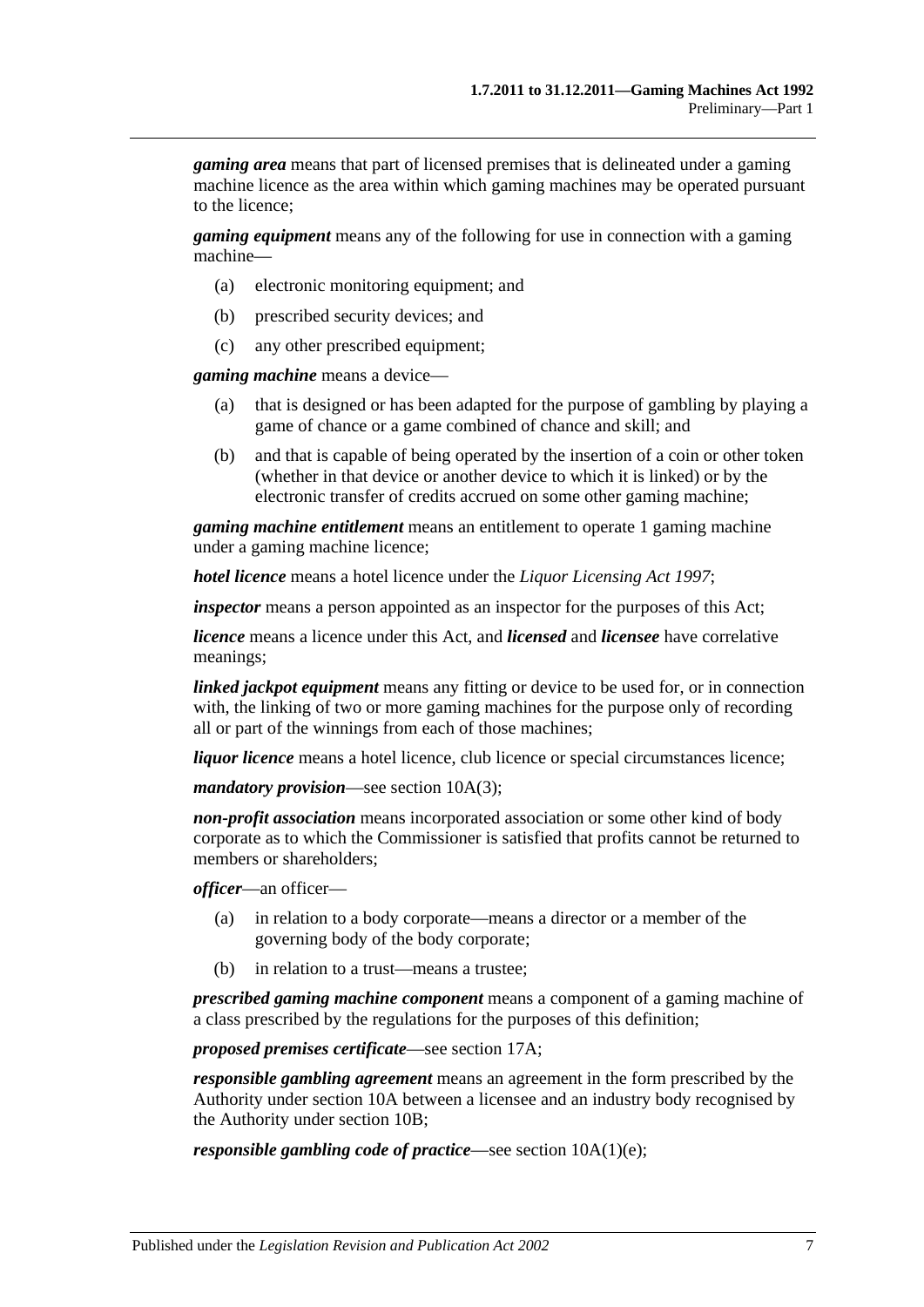***gaming area*** means that part of licensed premises that is delineated under a gaming machine licence as the area within which gaming machines may be operated pursuant to the licence;

***gaming equipment*** means any of the following for use in connection with a gaming machine—

- (a) electronic monitoring equipment; and
- (b) prescribed security devices; and
- (c) any other prescribed equipment;

***gaming machine*** means a device—

- (a) that is designed or has been adapted for the purpose of gambling by playing a game of chance or a game combined of chance and skill; and
- (b) and that is capable of being operated by the insertion of a coin or other token (whether in that device or another device to which it is linked) or by the electronic transfer of credits accrued on some other gaming machine;

***gaming machine entitlement*** means an entitlement to operate 1 gaming machine under a gaming machine licence;

***hotel licence*** means a hotel licence under the *Liquor Licensing Act 1997*;

***inspector*** means a person appointed as an inspector for the purposes of this Act;

***licence*** means a licence under this Act, and ***licensed*** and ***licensee*** have correlative meanings;

***linked jackpot equipment*** means any fitting or device to be used for, or in connection with, the linking of two or more gaming machines for the purpose only of recording all or part of the winnings from each of those machines;

***liquor licence*** means a hotel licence, club licence or special circumstances licence;

***mandatory provision***—see section 10A(3);

***non-profit association*** means incorporated association or some other kind of body corporate as to which the Commissioner is satisfied that profits cannot be returned to members or shareholders;

***officer***—an officer—

- (a) in relation to a body corporate—means a director or a member of the governing body of the body corporate;
- (b) in relation to a trust—means a trustee;

***prescribed gaming machine component*** means a component of a gaming machine of a class prescribed by the regulations for the purposes of this definition;

***proposed premises certificate***—see section 17A;

***responsible gambling agreement*** means an agreement in the form prescribed by the Authority under section 10A between a licensee and an industry body recognised by the Authority under section 10B;

***responsible gambling code of practice***—see section 10A(1)(e);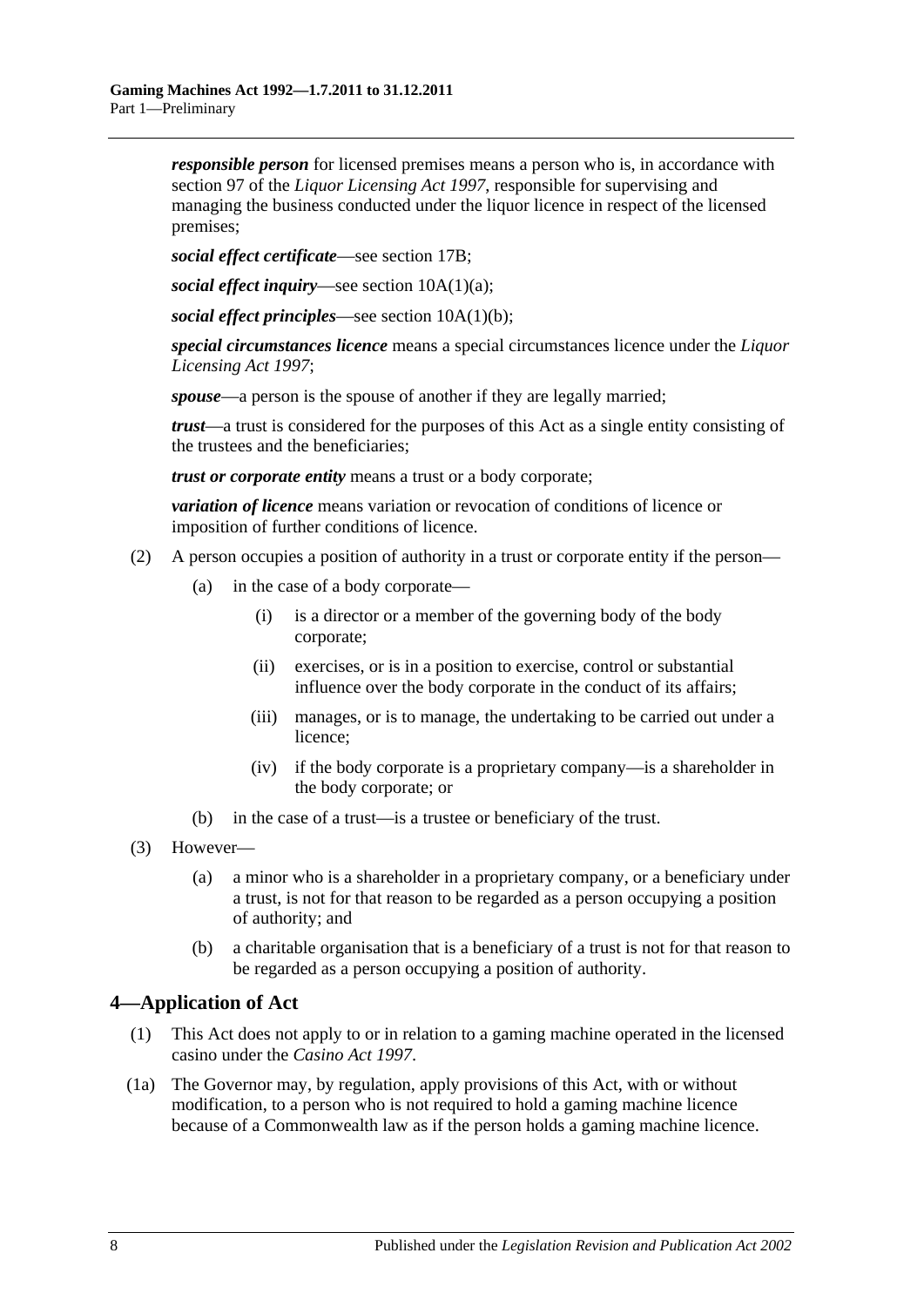***responsible person*** for licensed premises means a person who is, in accordance with section 97 of the *Liquor Licensing Act 1997*, responsible for supervising and managing the business conducted under the liquor licence in respect of the licensed premises;

***social effect certificate***—see section 17B;

***social effect inquiry***—see section 10A(1)(a);

***social effect principles***—see section 10A(1)(b);

***special circumstances licence*** means a special circumstances licence under the *Liquor Licensing Act 1997*;

***spouse***—a person is the spouse of another if they are legally married;

***trust***—a trust is considered for the purposes of this Act as a single entity consisting of the trustees and the beneficiaries;

***trust or corporate entity*** means a trust or a body corporate;

***variation of licence*** means variation or revocation of conditions of licence or imposition of further conditions of licence.

(2) A person occupies a position of authority in a trust or corporate entity if the person—

- (a) in the case of a body corporate—
  - (i) is a director or a member of the governing body of the body corporate;
  - (ii) exercises, or is in a position to exercise, control or substantial influence over the body corporate in the conduct of its affairs;
  - (iii) manages, or is to manage, the undertaking to be carried out under a licence;
  - (iv) if the body corporate is a proprietary company—is a shareholder in the body corporate; or
- (b) in the case of a trust—is a trustee or beneficiary of the trust.

(3) However—

- (a) a minor who is a shareholder in a proprietary company, or a beneficiary under a trust, is not for that reason to be regarded as a person occupying a position of authority; and
- (b) a charitable organisation that is a beneficiary of a trust is not for that reason to be regarded as a person occupying a position of authority.

## 4—Application of Act

(1) This Act does not apply to or in relation to a gaming machine operated in the licensed casino under the *Casino Act 1997*.

(1a) The Governor may, by regulation, apply provisions of this Act, with or without modification, to a person who is not required to hold a gaming machine licence because of a Commonwealth law as if the person holds a gaming machine licence.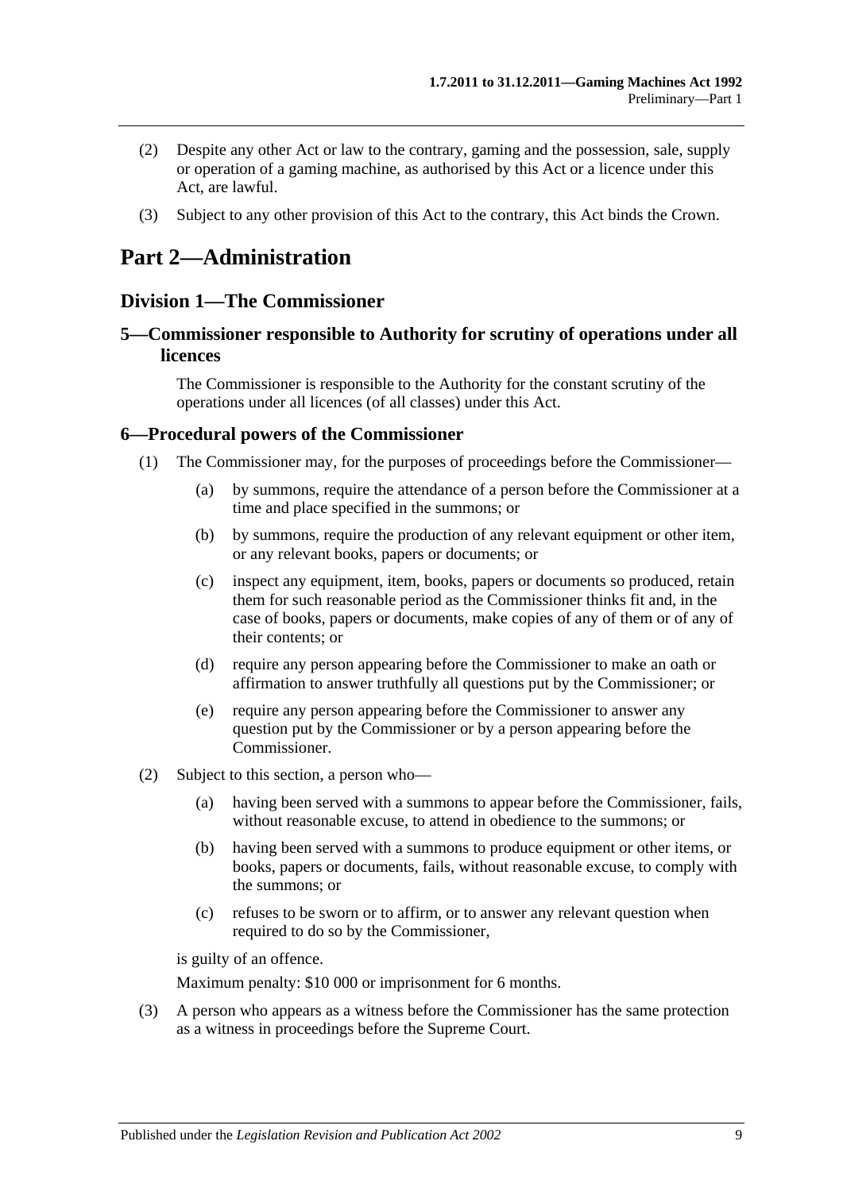(2) Despite any other Act or law to the contrary, gaming and the possession, sale, supply or operation of a gaming machine, as authorised by this Act or a licence under this Act, are lawful.

(3) Subject to any other provision of this Act to the contrary, this Act binds the Crown.

# Part 2—Administration

## Division 1—The Commissioner

### 5—Commissioner responsible to Authority for scrutiny of operations under all licences

The Commissioner is responsible to the Authority for the constant scrutiny of the operations under all licences (of all classes) under this Act.

### 6—Procedural powers of the Commissioner

(1) The Commissioner may, for the purposes of proceedings before the Commissioner—

- (a) by summons, require the attendance of a person before the Commissioner at a time and place specified in the summons; or
- (b) by summons, require the production of any relevant equipment or other item, or any relevant books, papers or documents; or
- (c) inspect any equipment, item, books, papers or documents so produced, retain them for such reasonable period as the Commissioner thinks fit and, in the case of books, papers or documents, make copies of any of them or of any of their contents; or
- (d) require any person appearing before the Commissioner to make an oath or affirmation to answer truthfully all questions put by the Commissioner; or
- (e) require any person appearing before the Commissioner to answer any question put by the Commissioner or by a person appearing before the Commissioner.

(2) Subject to this section, a person who—

- (a) having been served with a summons to appear before the Commissioner, fails, without reasonable excuse, to attend in obedience to the summons; or
- (b) having been served with a summons to produce equipment or other items, or books, papers or documents, fails, without reasonable excuse, to comply with the summons; or
- (c) refuses to be sworn or to affirm, or to answer any relevant question when required to do so by the Commissioner,

is guilty of an offence.

Maximum penalty: $10 000 or imprisonment for 6 months.

(3) A person who appears as a witness before the Commissioner has the same protection as a witness in proceedings before the Supreme Court.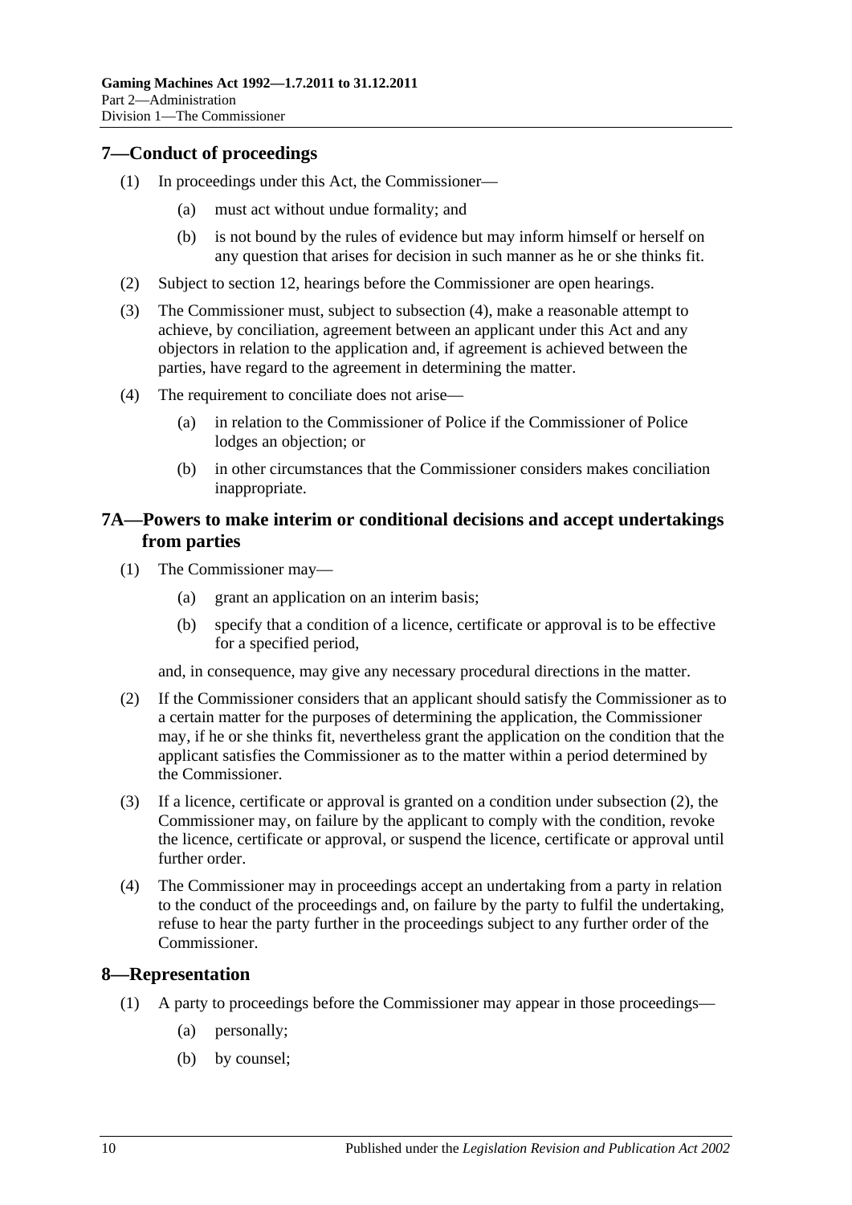## 7—Conduct of proceedings

(1) In proceedings under this Act, the Commissioner—

(a) must act without undue formality; and

(b) is not bound by the rules of evidence but may inform himself or herself on any question that arises for decision in such manner as he or she thinks fit.

(2) Subject to section 12, hearings before the Commissioner are open hearings.

(3) The Commissioner must, subject to subsection (4), make a reasonable attempt to achieve, by conciliation, agreement between an applicant under this Act and any objectors in relation to the application and, if agreement is achieved between the parties, have regard to the agreement in determining the matter.

(4) The requirement to conciliate does not arise—

(a) in relation to the Commissioner of Police if the Commissioner of Police lodges an objection; or

(b) in other circumstances that the Commissioner considers makes conciliation inappropriate.

## 7A—Powers to make interim or conditional decisions and accept undertakings from parties

(1) The Commissioner may—

(a) grant an application on an interim basis;

(b) specify that a condition of a licence, certificate or approval is to be effective for a specified period,

and, in consequence, may give any necessary procedural directions in the matter.

(2) If the Commissioner considers that an applicant should satisfy the Commissioner as to a certain matter for the purposes of determining the application, the Commissioner may, if he or she thinks fit, nevertheless grant the application on the condition that the applicant satisfies the Commissioner as to the matter within a period determined by the Commissioner.

(3) If a licence, certificate or approval is granted on a condition under subsection (2), the Commissioner may, on failure by the applicant to comply with the condition, revoke the licence, certificate or approval, or suspend the licence, certificate or approval until further order.

(4) The Commissioner may in proceedings accept an undertaking from a party in relation to the conduct of the proceedings and, on failure by the party to fulfil the undertaking, refuse to hear the party further in the proceedings subject to any further order of the Commissioner.

## 8—Representation

(1) A party to proceedings before the Commissioner may appear in those proceedings—

(a) personally;

(b) by counsel;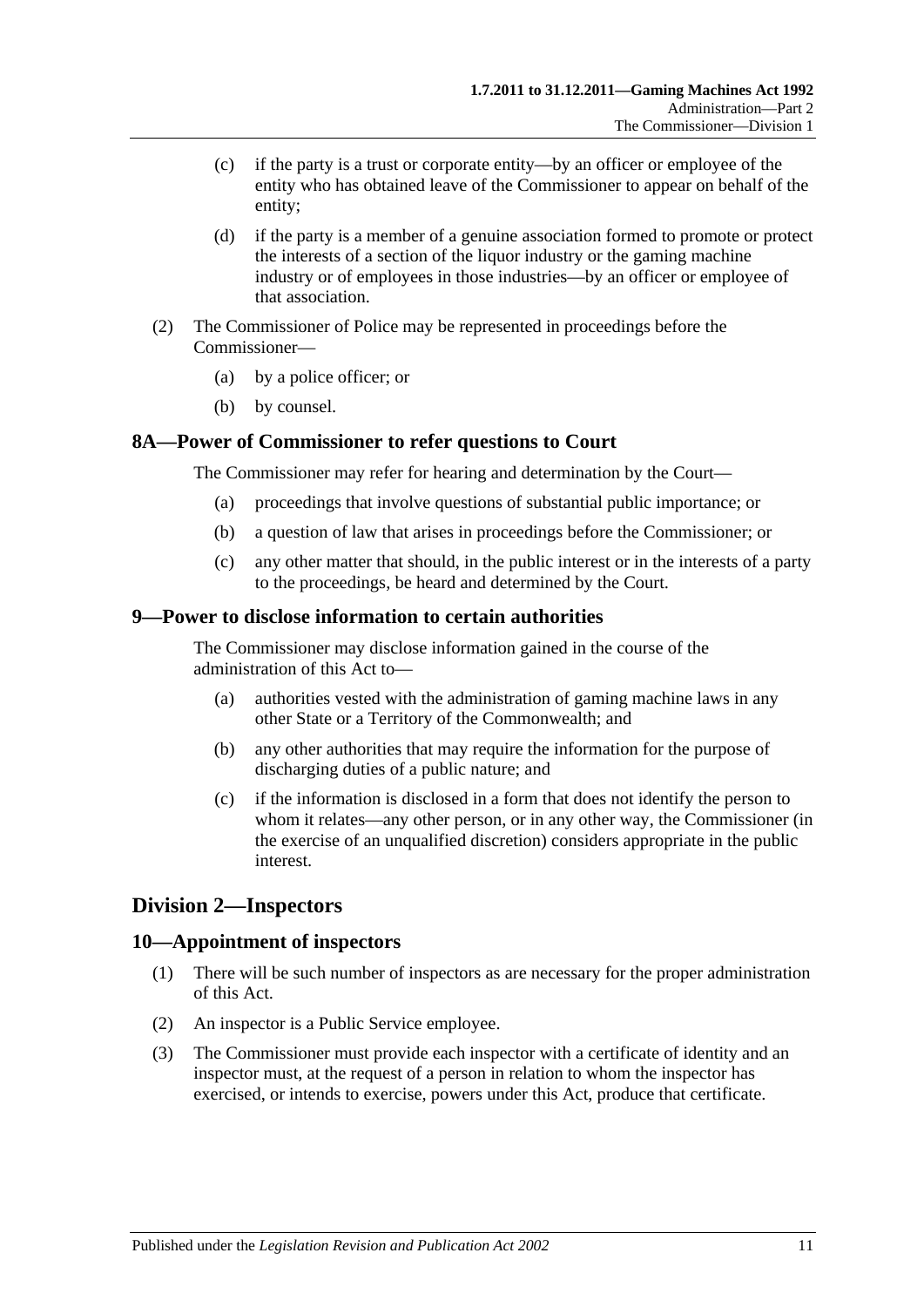(c) if the party is a trust or corporate entity—by an officer or employee of the entity who has obtained leave of the Commissioner to appear on behalf of the entity;

(d) if the party is a member of a genuine association formed to promote or protect the interests of a section of the liquor industry or the gaming machine industry or of employees in those industries—by an officer or employee of that association.

(2) The Commissioner of Police may be represented in proceedings before the Commissioner—

(a) by a police officer; or

(b) by counsel.

### 8A—Power of Commissioner to refer questions to Court

The Commissioner may refer for hearing and determination by the Court—

(a) proceedings that involve questions of substantial public importance; or

(b) a question of law that arises in proceedings before the Commissioner; or

(c) any other matter that should, in the public interest or in the interests of a party to the proceedings, be heard and determined by the Court.

### 9—Power to disclose information to certain authorities

The Commissioner may disclose information gained in the course of the administration of this Act to—

(a) authorities vested with the administration of gaming machine laws in any other State or a Territory of the Commonwealth; and

(b) any other authorities that may require the information for the purpose of discharging duties of a public nature; and

(c) if the information is disclosed in a form that does not identify the person to whom it relates—any other person, or in any other way, the Commissioner (in the exercise of an unqualified discretion) considers appropriate in the public interest.

## Division 2—Inspectors

### 10—Appointment of inspectors

(1) There will be such number of inspectors as are necessary for the proper administration of this Act.

(2) An inspector is a Public Service employee.

(3) The Commissioner must provide each inspector with a certificate of identity and an inspector must, at the request of a person in relation to whom the inspector has exercised, or intends to exercise, powers under this Act, produce that certificate.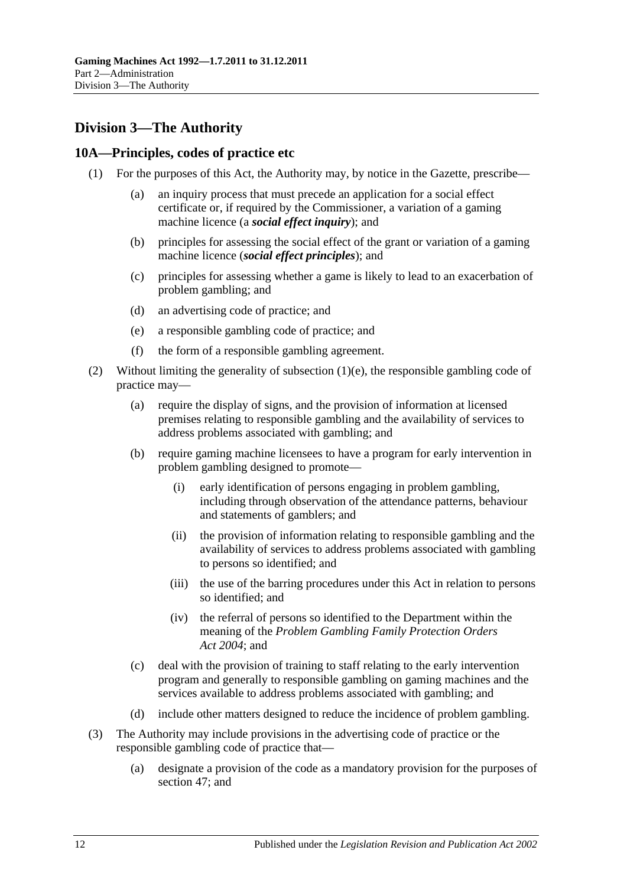## Division 3—The Authority

### 10A—Principles, codes of practice etc

(1) For the purposes of this Act, the Authority may, by notice in the Gazette, prescribe—

(a) an inquiry process that must precede an application for a social effect certificate or, if required by the Commissioner, a variation of a gaming machine licence (a ***social effect inquiry***); and

(b) principles for assessing the social effect of the grant or variation of a gaming machine licence (***social effect principles***); and

(c) principles for assessing whether a game is likely to lead to an exacerbation of problem gambling; and

(d) an advertising code of practice; and

(e) a responsible gambling code of practice; and

(f) the form of a responsible gambling agreement.

(2) Without limiting the generality of subsection (1)(e), the responsible gambling code of practice may—

(a) require the display of signs, and the provision of information at licensed premises relating to responsible gambling and the availability of services to address problems associated with gambling; and

(b) require gaming machine licensees to have a program for early intervention in problem gambling designed to promote—

(i) early identification of persons engaging in problem gambling, including through observation of the attendance patterns, behaviour and statements of gamblers; and

(ii) the provision of information relating to responsible gambling and the availability of services to address problems associated with gambling to persons so identified; and

(iii) the use of the barring procedures under this Act in relation to persons so identified; and

(iv) the referral of persons so identified to the Department within the meaning of the *Problem Gambling Family Protection Orders Act 2004*; and

(c) deal with the provision of training to staff relating to the early intervention program and generally to responsible gambling on gaming machines and the services available to address problems associated with gambling; and

(d) include other matters designed to reduce the incidence of problem gambling.

(3) The Authority may include provisions in the advertising code of practice or the responsible gambling code of practice that—

(a) designate a provision of the code as a mandatory provision for the purposes of section 47; and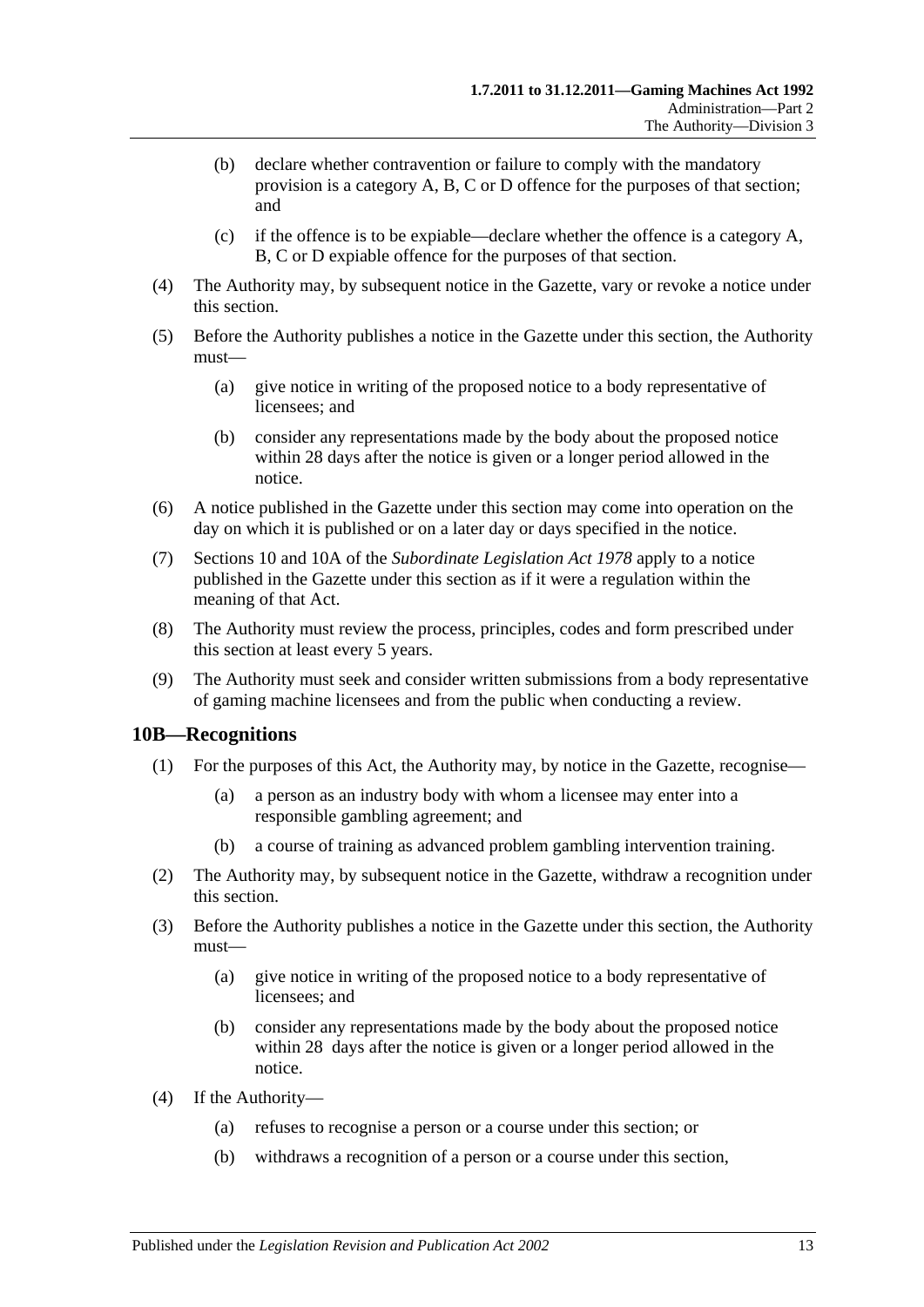(b) declare whether contravention or failure to comply with the mandatory provision is a category A, B, C or D offence for the purposes of that section; and

(c) if the offence is to be expiable—declare whether the offence is a category A, B, C or D expiable offence for the purposes of that section.

(4) The Authority may, by subsequent notice in the Gazette, vary or revoke a notice under this section.

(5) Before the Authority publishes a notice in the Gazette under this section, the Authority must—

(a) give notice in writing of the proposed notice to a body representative of licensees; and

(b) consider any representations made by the body about the proposed notice within 28 days after the notice is given or a longer period allowed in the notice.

(6) A notice published in the Gazette under this section may come into operation on the day on which it is published or on a later day or days specified in the notice.

(7) Sections 10 and 10A of the *Subordinate Legislation Act 1978* apply to a notice published in the Gazette under this section as if it were a regulation within the meaning of that Act.

(8) The Authority must review the process, principles, codes and form prescribed under this section at least every 5 years.

(9) The Authority must seek and consider written submissions from a body representative of gaming machine licensees and from the public when conducting a review.

## 10B—Recognitions

(1) For the purposes of this Act, the Authority may, by notice in the Gazette, recognise—

(a) a person as an industry body with whom a licensee may enter into a responsible gambling agreement; and

(b) a course of training as advanced problem gambling intervention training.

(2) The Authority may, by subsequent notice in the Gazette, withdraw a recognition under this section.

(3) Before the Authority publishes a notice in the Gazette under this section, the Authority must—

(a) give notice in writing of the proposed notice to a body representative of licensees; and

(b) consider any representations made by the body about the proposed notice within 28 days after the notice is given or a longer period allowed in the notice.

(4) If the Authority—

(a) refuses to recognise a person or a course under this section; or

(b) withdraws a recognition of a person or a course under this section,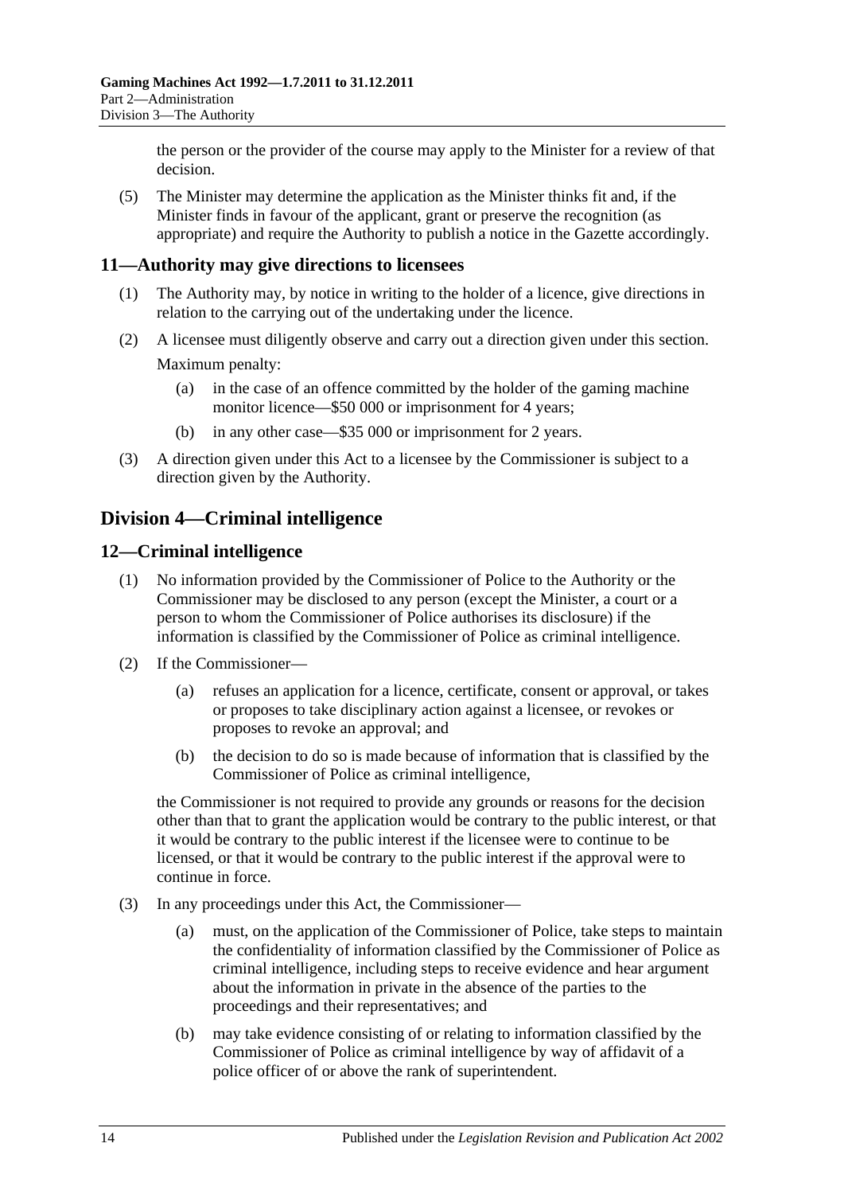the person or the provider of the course may apply to the Minister for a review of that decision.

(5) The Minister may determine the application as the Minister thinks fit and, if the Minister finds in favour of the applicant, grant or preserve the recognition (as appropriate) and require the Authority to publish a notice in the Gazette accordingly.

## 11—Authority may give directions to licensees

(1) The Authority may, by notice in writing to the holder of a licence, give directions in relation to the carrying out of the undertaking under the licence.

(2) A licensee must diligently observe and carry out a direction given under this section.

Maximum penalty:

(a) in the case of an offence committed by the holder of the gaming machine monitor licence—$50 000 or imprisonment for 4 years;

(b) in any other case—$35 000 or imprisonment for 2 years.

(3) A direction given under this Act to a licensee by the Commissioner is subject to a direction given by the Authority.

# Division 4—Criminal intelligence

## 12—Criminal intelligence

(1) No information provided by the Commissioner of Police to the Authority or the Commissioner may be disclosed to any person (except the Minister, a court or a person to whom the Commissioner of Police authorises its disclosure) if the information is classified by the Commissioner of Police as criminal intelligence.

(2) If the Commissioner—

(a) refuses an application for a licence, certificate, consent or approval, or takes or proposes to take disciplinary action against a licensee, or revokes or proposes to revoke an approval; and

(b) the decision to do so is made because of information that is classified by the Commissioner of Police as criminal intelligence,

the Commissioner is not required to provide any grounds or reasons for the decision other than that to grant the application would be contrary to the public interest, or that it would be contrary to the public interest if the licensee were to continue to be licensed, or that it would be contrary to the public interest if the approval were to continue in force.

(3) In any proceedings under this Act, the Commissioner—

(a) must, on the application of the Commissioner of Police, take steps to maintain the confidentiality of information classified by the Commissioner of Police as criminal intelligence, including steps to receive evidence and hear argument about the information in private in the absence of the parties to the proceedings and their representatives; and

(b) may take evidence consisting of or relating to information classified by the Commissioner of Police as criminal intelligence by way of affidavit of a police officer of or above the rank of superintendent.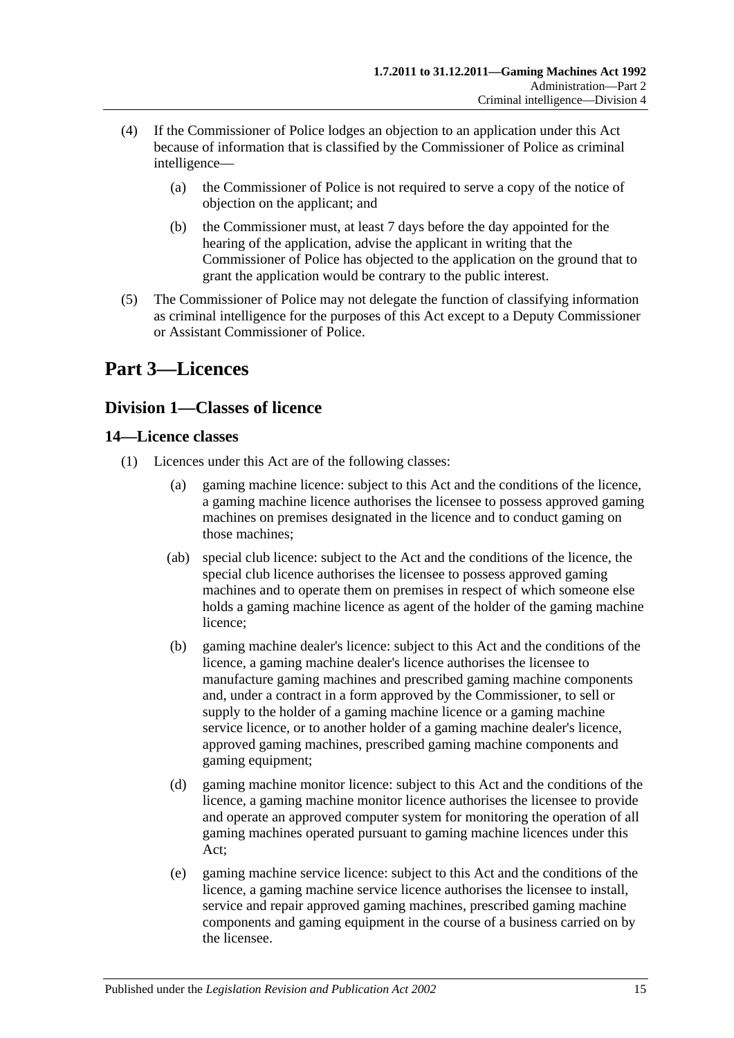(4) If the Commissioner of Police lodges an objection to an application under this Act because of information that is classified by the Commissioner of Police as criminal intelligence—

(a) the Commissioner of Police is not required to serve a copy of the notice of objection on the applicant; and

(b) the Commissioner must, at least 7 days before the day appointed for the hearing of the application, advise the applicant in writing that the Commissioner of Police has objected to the application on the ground that to grant the application would be contrary to the public interest.

(5) The Commissioner of Police may not delegate the function of classifying information as criminal intelligence for the purposes of this Act except to a Deputy Commissioner or Assistant Commissioner of Police.

# Part 3—Licences

## Division 1—Classes of licence

### 14—Licence classes

(1) Licences under this Act are of the following classes:

(a) gaming machine licence: subject to this Act and the conditions of the licence, a gaming machine licence authorises the licensee to possess approved gaming machines on premises designated in the licence and to conduct gaming on those machines;

(ab) special club licence: subject to the Act and the conditions of the licence, the special club licence authorises the licensee to possess approved gaming machines and to operate them on premises in respect of which someone else holds a gaming machine licence as agent of the holder of the gaming machine licence;

(b) gaming machine dealer's licence: subject to this Act and the conditions of the licence, a gaming machine dealer's licence authorises the licensee to manufacture gaming machines and prescribed gaming machine components and, under a contract in a form approved by the Commissioner, to sell or supply to the holder of a gaming machine licence or a gaming machine service licence, or to another holder of a gaming machine dealer's licence, approved gaming machines, prescribed gaming machine components and gaming equipment;

(d) gaming machine monitor licence: subject to this Act and the conditions of the licence, a gaming machine monitor licence authorises the licensee to provide and operate an approved computer system for monitoring the operation of all gaming machines operated pursuant to gaming machine licences under this Act;

(e) gaming machine service licence: subject to this Act and the conditions of the licence, a gaming machine service licence authorises the licensee to install, service and repair approved gaming machines, prescribed gaming machine components and gaming equipment in the course of a business carried on by the licensee.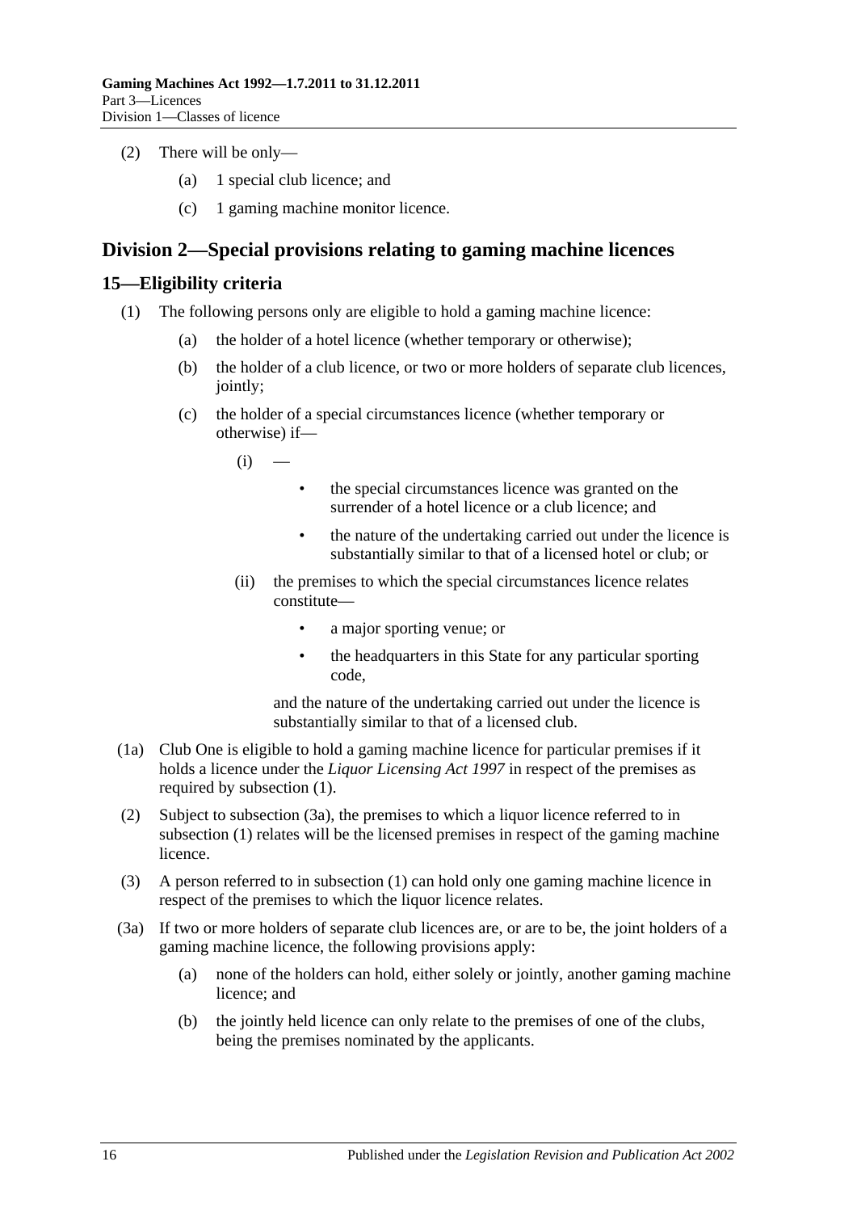(2) There will be only—

(a) 1 special club licence; and

(c) 1 gaming machine monitor licence.

## Division 2—Special provisions relating to gaming machine licences

### 15—Eligibility criteria

(1) The following persons only are eligible to hold a gaming machine licence:

(a) the holder of a hotel licence (whether temporary or otherwise);

(b) the holder of a club licence, or two or more holders of separate club licences, jointly;

(c) the holder of a special circumstances licence (whether temporary or otherwise) if—

(i) —

- the special circumstances licence was granted on the surrender of a hotel licence or a club licence; and
- the nature of the undertaking carried out under the licence is substantially similar to that of a licensed hotel or club; or

(ii) the premises to which the special circumstances licence relates constitute—

- a major sporting venue; or
- the headquarters in this State for any particular sporting code,

and the nature of the undertaking carried out under the licence is substantially similar to that of a licensed club.

(1a) Club One is eligible to hold a gaming machine licence for particular premises if it holds a licence under the *Liquor Licensing Act 1997* in respect of the premises as required by subsection (1).

(2) Subject to subsection (3a), the premises to which a liquor licence referred to in subsection (1) relates will be the licensed premises in respect of the gaming machine licence.

(3) A person referred to in subsection (1) can hold only one gaming machine licence in respect of the premises to which the liquor licence relates.

(3a) If two or more holders of separate club licences are, or are to be, the joint holders of a gaming machine licence, the following provisions apply:

(a) none of the holders can hold, either solely or jointly, another gaming machine licence; and

(b) the jointly held licence can only relate to the premises of one of the clubs, being the premises nominated by the applicants.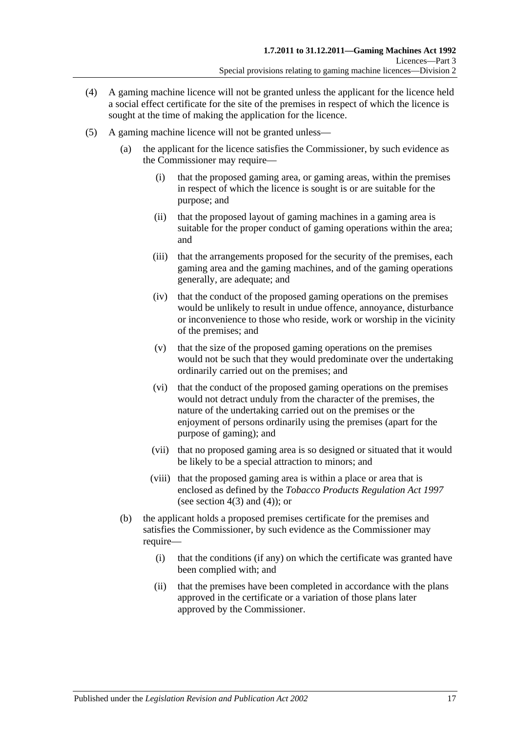(4) A gaming machine licence will not be granted unless the applicant for the licence held a social effect certificate for the site of the premises in respect of which the licence is sought at the time of making the application for the licence.

(5) A gaming machine licence will not be granted unless—

(a) the applicant for the licence satisfies the Commissioner, by such evidence as the Commissioner may require—

(i) that the proposed gaming area, or gaming areas, within the premises in respect of which the licence is sought is or are suitable for the purpose; and

(ii) that the proposed layout of gaming machines in a gaming area is suitable for the proper conduct of gaming operations within the area; and

(iii) that the arrangements proposed for the security of the premises, each gaming area and the gaming machines, and of the gaming operations generally, are adequate; and

(iv) that the conduct of the proposed gaming operations on the premises would be unlikely to result in undue offence, annoyance, disturbance or inconvenience to those who reside, work or worship in the vicinity of the premises; and

(v) that the size of the proposed gaming operations on the premises would not be such that they would predominate over the undertaking ordinarily carried out on the premises; and

(vi) that the conduct of the proposed gaming operations on the premises would not detract unduly from the character of the premises, the nature of the undertaking carried out on the premises or the enjoyment of persons ordinarily using the premises (apart for the purpose of gaming); and

(vii) that no proposed gaming area is so designed or situated that it would be likely to be a special attraction to minors; and

(viii) that the proposed gaming area is within a place or area that is enclosed as defined by the *Tobacco Products Regulation Act 1997* (see section 4(3) and (4)); or

(b) the applicant holds a proposed premises certificate for the premises and satisfies the Commissioner, by such evidence as the Commissioner may require—

(i) that the conditions (if any) on which the certificate was granted have been complied with; and

(ii) that the premises have been completed in accordance with the plans approved in the certificate or a variation of those plans later approved by the Commissioner.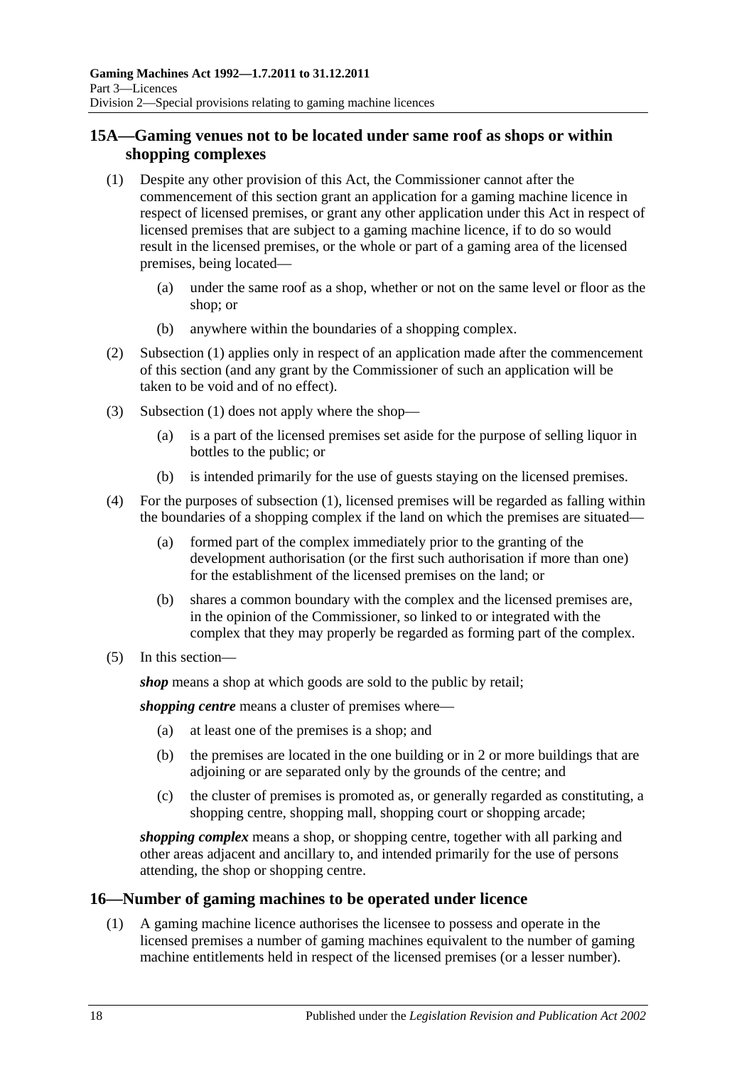## 15A—Gaming venues not to be located under same roof as shops or within shopping complexes

(1) Despite any other provision of this Act, the Commissioner cannot after the commencement of this section grant an application for a gaming machine licence in respect of licensed premises, or grant any other application under this Act in respect of licensed premises that are subject to a gaming machine licence, if to do so would result in the licensed premises, or the whole or part of a gaming area of the licensed premises, being located—

(a) under the same roof as a shop, whether or not on the same level or floor as the shop; or

(b) anywhere within the boundaries of a shopping complex.

(2) Subsection (1) applies only in respect of an application made after the commencement of this section (and any grant by the Commissioner of such an application will be taken to be void and of no effect).

(3) Subsection (1) does not apply where the shop—

(a) is a part of the licensed premises set aside for the purpose of selling liquor in bottles to the public; or

(b) is intended primarily for the use of guests staying on the licensed premises.

(4) For the purposes of subsection (1), licensed premises will be regarded as falling within the boundaries of a shopping complex if the land on which the premises are situated—

(a) formed part of the complex immediately prior to the granting of the development authorisation (or the first such authorisation if more than one) for the establishment of the licensed premises on the land; or

(b) shares a common boundary with the complex and the licensed premises are, in the opinion of the Commissioner, so linked to or integrated with the complex that they may properly be regarded as forming part of the complex.

(5) In this section—

***shop*** means a shop at which goods are sold to the public by retail;

***shopping centre*** means a cluster of premises where—

(a) at least one of the premises is a shop; and

(b) the premises are located in the one building or in 2 or more buildings that are adjoining or are separated only by the grounds of the centre; and

(c) the cluster of premises is promoted as, or generally regarded as constituting, a shopping centre, shopping mall, shopping court or shopping arcade;

***shopping complex*** means a shop, or shopping centre, together with all parking and other areas adjacent and ancillary to, and intended primarily for the use of persons attending, the shop or shopping centre.

## 16—Number of gaming machines to be operated under licence

(1) A gaming machine licence authorises the licensee to possess and operate in the licensed premises a number of gaming machines equivalent to the number of gaming machine entitlements held in respect of the licensed premises (or a lesser number).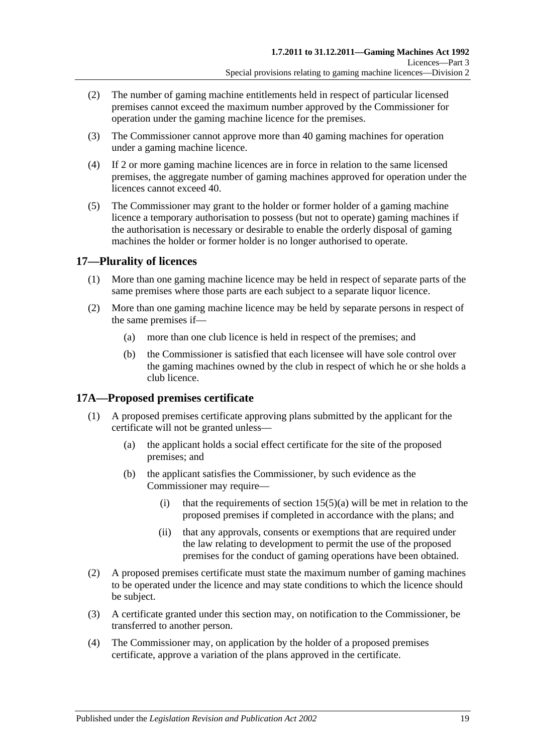(2) The number of gaming machine entitlements held in respect of particular licensed premises cannot exceed the maximum number approved by the Commissioner for operation under the gaming machine licence for the premises.

(3) The Commissioner cannot approve more than 40 gaming machines for operation under a gaming machine licence.

(4) If 2 or more gaming machine licences are in force in relation to the same licensed premises, the aggregate number of gaming machines approved for operation under the licences cannot exceed 40.

(5) The Commissioner may grant to the holder or former holder of a gaming machine licence a temporary authorisation to possess (but not to operate) gaming machines if the authorisation is necessary or desirable to enable the orderly disposal of gaming machines the holder or former holder is no longer authorised to operate.

## 17—Plurality of licences

(1) More than one gaming machine licence may be held in respect of separate parts of the same premises where those parts are each subject to a separate liquor licence.

(2) More than one gaming machine licence may be held by separate persons in respect of the same premises if—

  (a) more than one club licence is held in respect of the premises; and

  (b) the Commissioner is satisfied that each licensee will have sole control over the gaming machines owned by the club in respect of which he or she holds a club licence.

## 17A—Proposed premises certificate

(1) A proposed premises certificate approving plans submitted by the applicant for the certificate will not be granted unless—

  (a) the applicant holds a social effect certificate for the site of the proposed premises; and

  (b) the applicant satisfies the Commissioner, by such evidence as the Commissioner may require—

    (i) that the requirements of section 15(5)(a) will be met in relation to the proposed premises if completed in accordance with the plans; and

    (ii) that any approvals, consents or exemptions that are required under the law relating to development to permit the use of the proposed premises for the conduct of gaming operations have been obtained.

(2) A proposed premises certificate must state the maximum number of gaming machines to be operated under the licence and may state conditions to which the licence should be subject.

(3) A certificate granted under this section may, on notification to the Commissioner, be transferred to another person.

(4) The Commissioner may, on application by the holder of a proposed premises certificate, approve a variation of the plans approved in the certificate.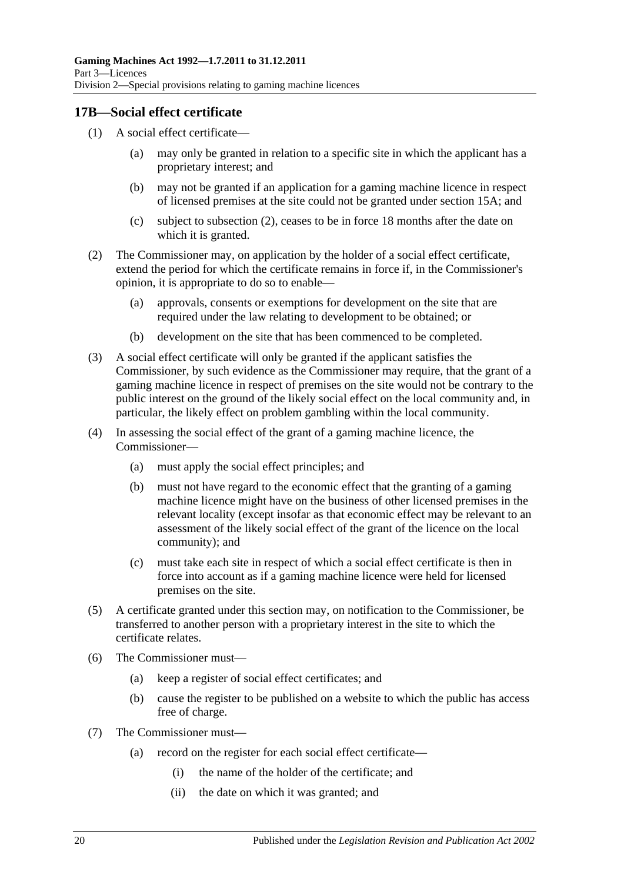## 17B—Social effect certificate

(1) A social effect certificate—

(a) may only be granted in relation to a specific site in which the applicant has a proprietary interest; and

(b) may not be granted if an application for a gaming machine licence in respect of licensed premises at the site could not be granted under section 15A; and

(c) subject to subsection (2), ceases to be in force 18 months after the date on which it is granted.

(2) The Commissioner may, on application by the holder of a social effect certificate, extend the period for which the certificate remains in force if, in the Commissioner's opinion, it is appropriate to do so to enable—

(a) approvals, consents or exemptions for development on the site that are required under the law relating to development to be obtained; or

(b) development on the site that has been commenced to be completed.

(3) A social effect certificate will only be granted if the applicant satisfies the Commissioner, by such evidence as the Commissioner may require, that the grant of a gaming machine licence in respect of premises on the site would not be contrary to the public interest on the ground of the likely social effect on the local community and, in particular, the likely effect on problem gambling within the local community.

(4) In assessing the social effect of the grant of a gaming machine licence, the Commissioner—

(a) must apply the social effect principles; and

(b) must not have regard to the economic effect that the granting of a gaming machine licence might have on the business of other licensed premises in the relevant locality (except insofar as that economic effect may be relevant to an assessment of the likely social effect of the grant of the licence on the local community); and

(c) must take each site in respect of which a social effect certificate is then in force into account as if a gaming machine licence were held for licensed premises on the site.

(5) A certificate granted under this section may, on notification to the Commissioner, be transferred to another person with a proprietary interest in the site to which the certificate relates.

(6) The Commissioner must—

(a) keep a register of social effect certificates; and

(b) cause the register to be published on a website to which the public has access free of charge.

(7) The Commissioner must—

(a) record on the register for each social effect certificate—

(i) the name of the holder of the certificate; and

(ii) the date on which it was granted; and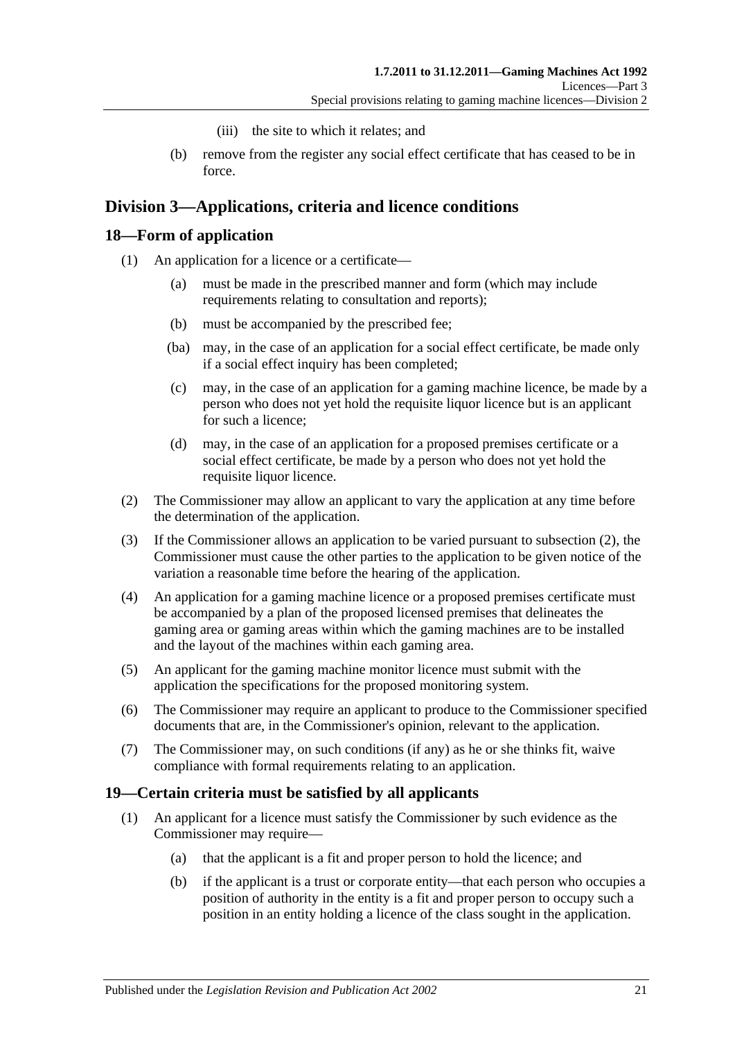(iii) the site to which it relates; and

(b) remove from the register any social effect certificate that has ceased to be in force.

## Division 3—Applications, criteria and licence conditions

### 18—Form of application

(1) An application for a licence or a certificate—

(a) must be made in the prescribed manner and form (which may include requirements relating to consultation and reports);

(b) must be accompanied by the prescribed fee;

(ba) may, in the case of an application for a social effect certificate, be made only if a social effect inquiry has been completed;

(c) may, in the case of an application for a gaming machine licence, be made by a person who does not yet hold the requisite liquor licence but is an applicant for such a licence;

(d) may, in the case of an application for a proposed premises certificate or a social effect certificate, be made by a person who does not yet hold the requisite liquor licence.

(2) The Commissioner may allow an applicant to vary the application at any time before the determination of the application.

(3) If the Commissioner allows an application to be varied pursuant to subsection (2), the Commissioner must cause the other parties to the application to be given notice of the variation a reasonable time before the hearing of the application.

(4) An application for a gaming machine licence or a proposed premises certificate must be accompanied by a plan of the proposed licensed premises that delineates the gaming area or gaming areas within which the gaming machines are to be installed and the layout of the machines within each gaming area.

(5) An applicant for the gaming machine monitor licence must submit with the application the specifications for the proposed monitoring system.

(6) The Commissioner may require an applicant to produce to the Commissioner specified documents that are, in the Commissioner's opinion, relevant to the application.

(7) The Commissioner may, on such conditions (if any) as he or she thinks fit, waive compliance with formal requirements relating to an application.

### 19—Certain criteria must be satisfied by all applicants

(1) An applicant for a licence must satisfy the Commissioner by such evidence as the Commissioner may require—

(a) that the applicant is a fit and proper person to hold the licence; and

(b) if the applicant is a trust or corporate entity—that each person who occupies a position of authority in the entity is a fit and proper person to occupy such a position in an entity holding a licence of the class sought in the application.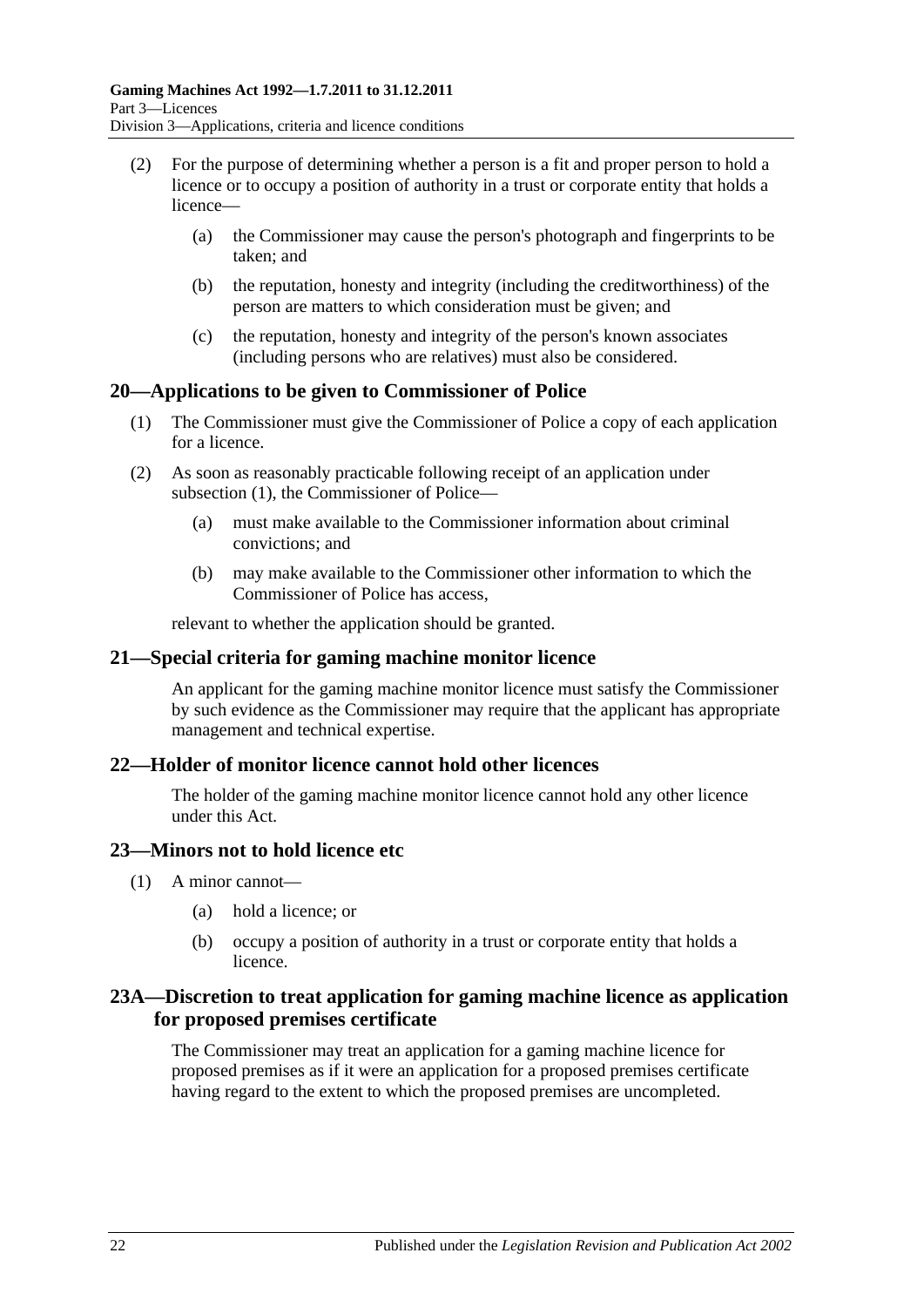(2) For the purpose of determining whether a person is a fit and proper person to hold a licence or to occupy a position of authority in a trust or corporate entity that holds a licence—

(a) the Commissioner may cause the person's photograph and fingerprints to be taken; and

(b) the reputation, honesty and integrity (including the creditworthiness) of the person are matters to which consideration must be given; and

(c) the reputation, honesty and integrity of the person's known associates (including persons who are relatives) must also be considered.

## 20—Applications to be given to Commissioner of Police

(1) The Commissioner must give the Commissioner of Police a copy of each application for a licence.

(2) As soon as reasonably practicable following receipt of an application under subsection (1), the Commissioner of Police—

(a) must make available to the Commissioner information about criminal convictions; and

(b) may make available to the Commissioner other information to which the Commissioner of Police has access,

relevant to whether the application should be granted.

## 21—Special criteria for gaming machine monitor licence

An applicant for the gaming machine monitor licence must satisfy the Commissioner by such evidence as the Commissioner may require that the applicant has appropriate management and technical expertise.

## 22—Holder of monitor licence cannot hold other licences

The holder of the gaming machine monitor licence cannot hold any other licence under this Act.

## 23—Minors not to hold licence etc

(1) A minor cannot—

(a) hold a licence; or

(b) occupy a position of authority in a trust or corporate entity that holds a licence.

## 23A—Discretion to treat application for gaming machine licence as application for proposed premises certificate

The Commissioner may treat an application for a gaming machine licence for proposed premises as if it were an application for a proposed premises certificate having regard to the extent to which the proposed premises are uncompleted.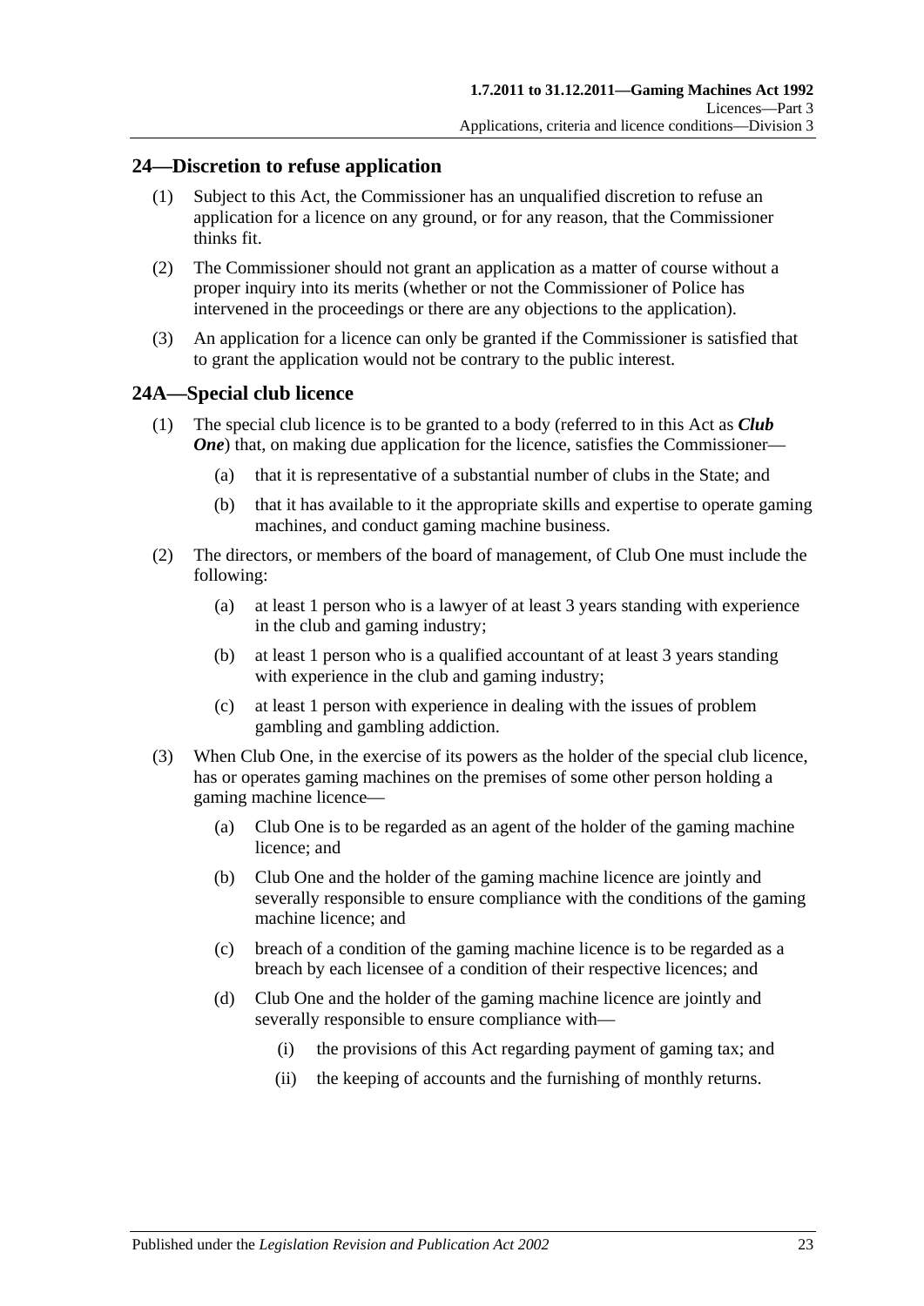## 24—Discretion to refuse application

(1) Subject to this Act, the Commissioner has an unqualified discretion to refuse an application for a licence on any ground, or for any reason, that the Commissioner thinks fit.

(2) The Commissioner should not grant an application as a matter of course without a proper inquiry into its merits (whether or not the Commissioner of Police has intervened in the proceedings or there are any objections to the application).

(3) An application for a licence can only be granted if the Commissioner is satisfied that to grant the application would not be contrary to the public interest.

## 24A—Special club licence

(1) The special club licence is to be granted to a body (referred to in this Act as ***Club One***) that, on making due application for the licence, satisfies the Commissioner—

- (a) that it is representative of a substantial number of clubs in the State; and
- (b) that it has available to it the appropriate skills and expertise to operate gaming machines, and conduct gaming machine business.

(2) The directors, or members of the board of management, of Club One must include the following:

- (a) at least 1 person who is a lawyer of at least 3 years standing with experience in the club and gaming industry;
- (b) at least 1 person who is a qualified accountant of at least 3 years standing with experience in the club and gaming industry;
- (c) at least 1 person with experience in dealing with the issues of problem gambling and gambling addiction.

(3) When Club One, in the exercise of its powers as the holder of the special club licence, has or operates gaming machines on the premises of some other person holding a gaming machine licence—

- (a) Club One is to be regarded as an agent of the holder of the gaming machine licence; and
- (b) Club One and the holder of the gaming machine licence are jointly and severally responsible to ensure compliance with the conditions of the gaming machine licence; and
- (c) breach of a condition of the gaming machine licence is to be regarded as a breach by each licensee of a condition of their respective licences; and
- (d) Club One and the holder of the gaming machine licence are jointly and severally responsible to ensure compliance with—
  - (i) the provisions of this Act regarding payment of gaming tax; and
  - (ii) the keeping of accounts and the furnishing of monthly returns.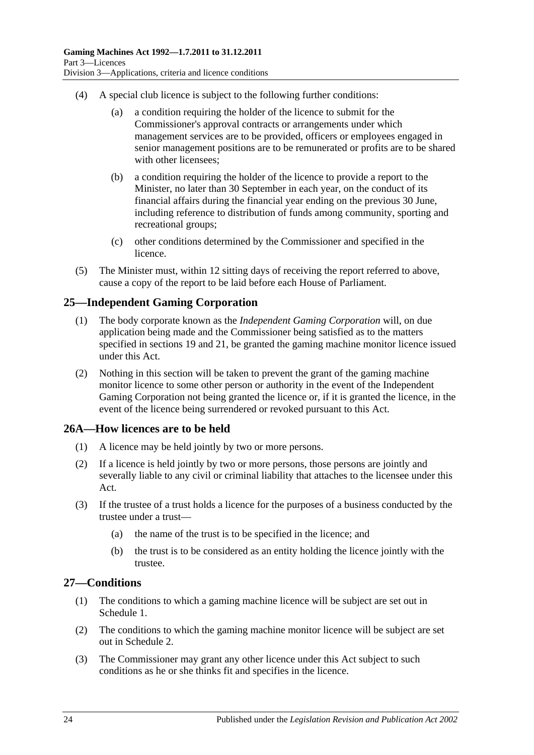(4) A special club licence is subject to the following further conditions:

(a) a condition requiring the holder of the licence to submit for the Commissioner's approval contracts or arrangements under which management services are to be provided, officers or employees engaged in senior management positions are to be remunerated or profits are to be shared with other licensees;

(b) a condition requiring the holder of the licence to provide a report to the Minister, no later than 30 September in each year, on the conduct of its financial affairs during the financial year ending on the previous 30 June, including reference to distribution of funds among community, sporting and recreational groups;

(c) other conditions determined by the Commissioner and specified in the licence.

(5) The Minister must, within 12 sitting days of receiving the report referred to above, cause a copy of the report to be laid before each House of Parliament.

## 25—Independent Gaming Corporation

(1) The body corporate known as the *Independent Gaming Corporation* will, on due application being made and the Commissioner being satisfied as to the matters specified in sections 19 and 21, be granted the gaming machine monitor licence issued under this Act.

(2) Nothing in this section will be taken to prevent the grant of the gaming machine monitor licence to some other person or authority in the event of the Independent Gaming Corporation not being granted the licence or, if it is granted the licence, in the event of the licence being surrendered or revoked pursuant to this Act.

## 26A—How licences are to be held

(1) A licence may be held jointly by two or more persons.

(2) If a licence is held jointly by two or more persons, those persons are jointly and severally liable to any civil or criminal liability that attaches to the licensee under this Act.

(3) If the trustee of a trust holds a licence for the purposes of a business conducted by the trustee under a trust—

(a) the name of the trust is to be specified in the licence; and

(b) the trust is to be considered as an entity holding the licence jointly with the trustee.

## 27—Conditions

(1) The conditions to which a gaming machine licence will be subject are set out in Schedule 1.

(2) The conditions to which the gaming machine monitor licence will be subject are set out in Schedule 2.

(3) The Commissioner may grant any other licence under this Act subject to such conditions as he or she thinks fit and specifies in the licence.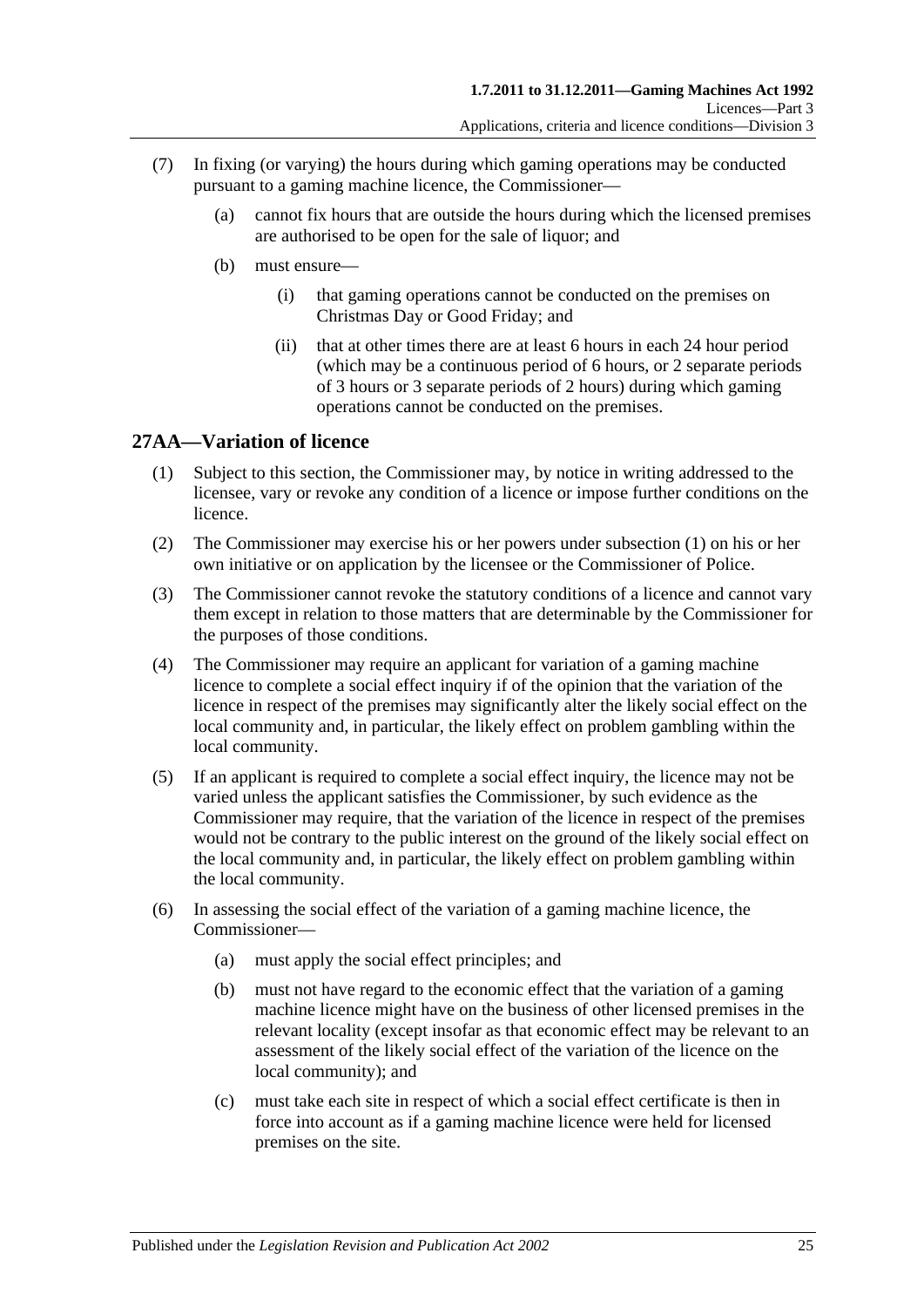(7) In fixing (or varying) the hours during which gaming operations may be conducted pursuant to a gaming machine licence, the Commissioner—

(a) cannot fix hours that are outside the hours during which the licensed premises are authorised to be open for the sale of liquor; and

(b) must ensure—

(i) that gaming operations cannot be conducted on the premises on Christmas Day or Good Friday; and

(ii) that at other times there are at least 6 hours in each 24 hour period (which may be a continuous period of 6 hours, or 2 separate periods of 3 hours or 3 separate periods of 2 hours) during which gaming operations cannot be conducted on the premises.

## 27AA—Variation of licence

(1) Subject to this section, the Commissioner may, by notice in writing addressed to the licensee, vary or revoke any condition of a licence or impose further conditions on the licence.

(2) The Commissioner may exercise his or her powers under subsection (1) on his or her own initiative or on application by the licensee or the Commissioner of Police.

(3) The Commissioner cannot revoke the statutory conditions of a licence and cannot vary them except in relation to those matters that are determinable by the Commissioner for the purposes of those conditions.

(4) The Commissioner may require an applicant for variation of a gaming machine licence to complete a social effect inquiry if of the opinion that the variation of the licence in respect of the premises may significantly alter the likely social effect on the local community and, in particular, the likely effect on problem gambling within the local community.

(5) If an applicant is required to complete a social effect inquiry, the licence may not be varied unless the applicant satisfies the Commissioner, by such evidence as the Commissioner may require, that the variation of the licence in respect of the premises would not be contrary to the public interest on the ground of the likely social effect on the local community and, in particular, the likely effect on problem gambling within the local community.

(6) In assessing the social effect of the variation of a gaming machine licence, the Commissioner—

(a) must apply the social effect principles; and

(b) must not have regard to the economic effect that the variation of a gaming machine licence might have on the business of other licensed premises in the relevant locality (except insofar as that economic effect may be relevant to an assessment of the likely social effect of the variation of the licence on the local community); and

(c) must take each site in respect of which a social effect certificate is then in force into account as if a gaming machine licence were held for licensed premises on the site.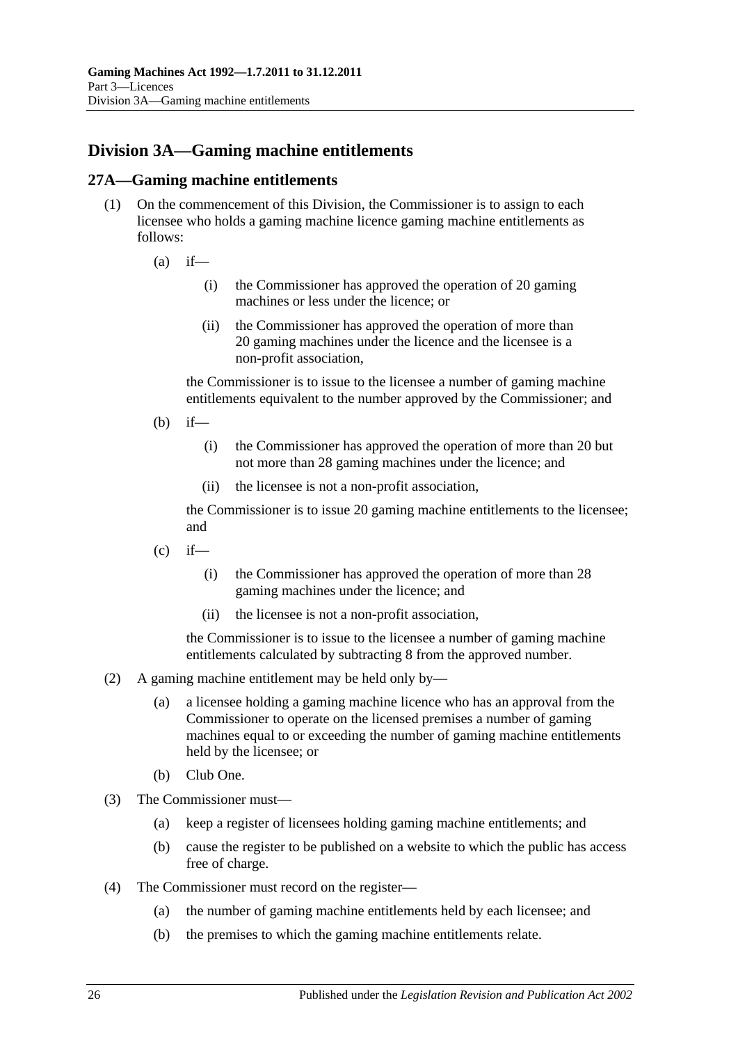## Division 3A—Gaming machine entitlements

### 27A—Gaming machine entitlements

(1) On the commencement of this Division, the Commissioner is to assign to each licensee who holds a gaming machine licence gaming machine entitlements as follows:

(a) if—

(i) the Commissioner has approved the operation of 20 gaming machines or less under the licence; or

(ii) the Commissioner has approved the operation of more than 20 gaming machines under the licence and the licensee is a non-profit association,

the Commissioner is to issue to the licensee a number of gaming machine entitlements equivalent to the number approved by the Commissioner; and

(b) if—

(i) the Commissioner has approved the operation of more than 20 but not more than 28 gaming machines under the licence; and

(ii) the licensee is not a non-profit association,

the Commissioner is to issue 20 gaming machine entitlements to the licensee; and

(c) if—

(i) the Commissioner has approved the operation of more than 28 gaming machines under the licence; and

(ii) the licensee is not a non-profit association,

the Commissioner is to issue to the licensee a number of gaming machine entitlements calculated by subtracting 8 from the approved number.

(2) A gaming machine entitlement may be held only by—

(a) a licensee holding a gaming machine licence who has an approval from the Commissioner to operate on the licensed premises a number of gaming machines equal to or exceeding the number of gaming machine entitlements held by the licensee; or

(b) Club One.

(3) The Commissioner must—

(a) keep a register of licensees holding gaming machine entitlements; and

(b) cause the register to be published on a website to which the public has access free of charge.

(4) The Commissioner must record on the register—

(a) the number of gaming machine entitlements held by each licensee; and

(b) the premises to which the gaming machine entitlements relate.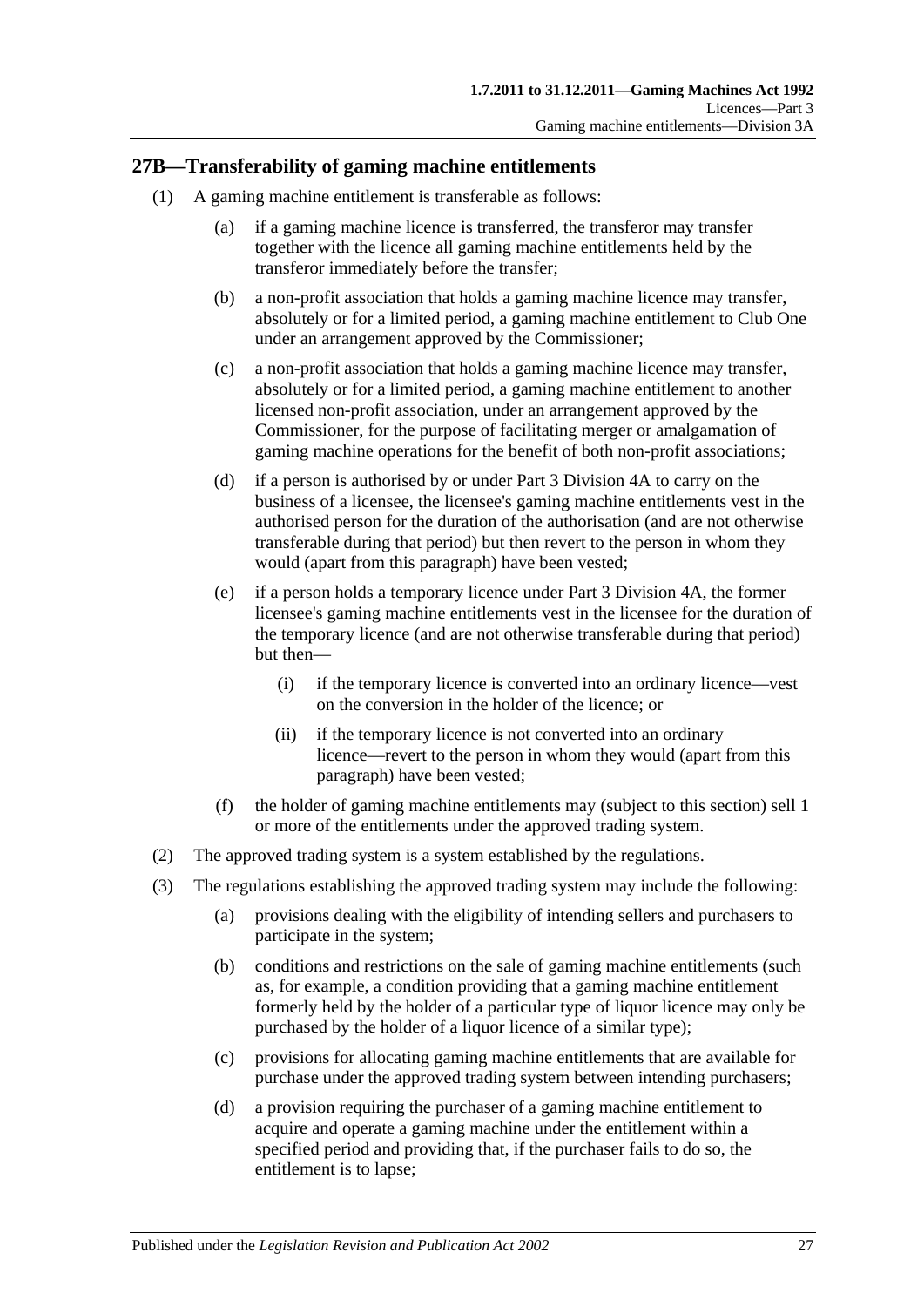## 27B—Transferability of gaming machine entitlements

(1) A gaming machine entitlement is transferable as follows:

   (a) if a gaming machine licence is transferred, the transferor may transfer together with the licence all gaming machine entitlements held by the transferor immediately before the transfer;

   (b) a non-profit association that holds a gaming machine licence may transfer, absolutely or for a limited period, a gaming machine entitlement to Club One under an arrangement approved by the Commissioner;

   (c) a non-profit association that holds a gaming machine licence may transfer, absolutely or for a limited period, a gaming machine entitlement to another licensed non-profit association, under an arrangement approved by the Commissioner, for the purpose of facilitating merger or amalgamation of gaming machine operations for the benefit of both non-profit associations;

   (d) if a person is authorised by or under Part 3 Division 4A to carry on the business of a licensee, the licensee's gaming machine entitlements vest in the authorised person for the duration of the authorisation (and are not otherwise transferable during that period) but then revert to the person in whom they would (apart from this paragraph) have been vested;

   (e) if a person holds a temporary licence under Part 3 Division 4A, the former licensee's gaming machine entitlements vest in the licensee for the duration of the temporary licence (and are not otherwise transferable during that period) but then—

      (i) if the temporary licence is converted into an ordinary licence—vest on the conversion in the holder of the licence; or

      (ii) if the temporary licence is not converted into an ordinary licence—revert to the person in whom they would (apart from this paragraph) have been vested;

   (f) the holder of gaming machine entitlements may (subject to this section) sell 1 or more of the entitlements under the approved trading system.

(2) The approved trading system is a system established by the regulations.

(3) The regulations establishing the approved trading system may include the following:

   (a) provisions dealing with the eligibility of intending sellers and purchasers to participate in the system;

   (b) conditions and restrictions on the sale of gaming machine entitlements (such as, for example, a condition providing that a gaming machine entitlement formerly held by the holder of a particular type of liquor licence may only be purchased by the holder of a liquor licence of a similar type);

   (c) provisions for allocating gaming machine entitlements that are available for purchase under the approved trading system between intending purchasers;

   (d) a provision requiring the purchaser of a gaming machine entitlement to acquire and operate a gaming machine under the entitlement within a specified period and providing that, if the purchaser fails to do so, the entitlement is to lapse;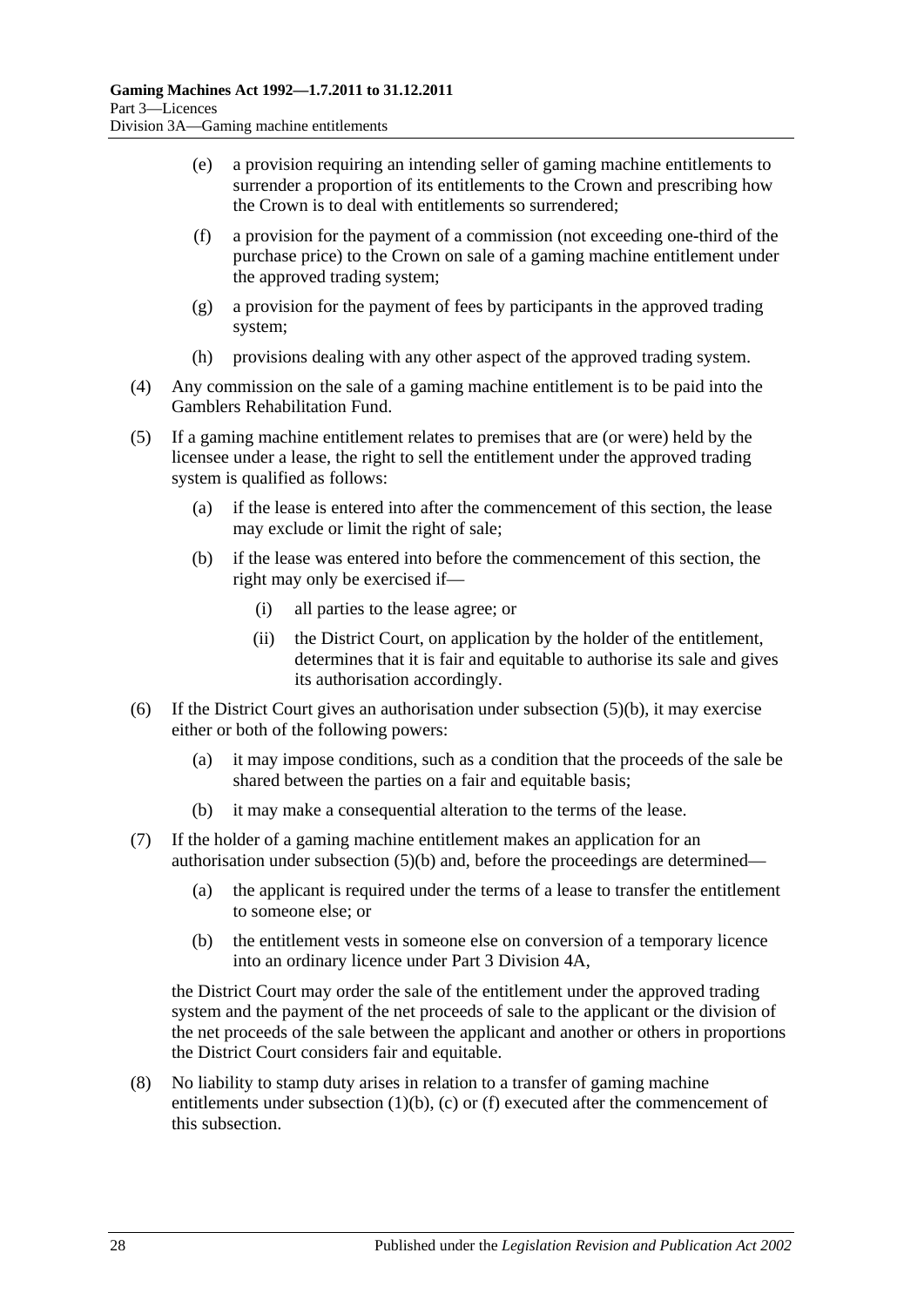(e) a provision requiring an intending seller of gaming machine entitlements to surrender a proportion of its entitlements to the Crown and prescribing how the Crown is to deal with entitlements so surrendered;

(f) a provision for the payment of a commission (not exceeding one-third of the purchase price) to the Crown on sale of a gaming machine entitlement under the approved trading system;

(g) a provision for the payment of fees by participants in the approved trading system;

(h) provisions dealing with any other aspect of the approved trading system.

(4) Any commission on the sale of a gaming machine entitlement is to be paid into the Gamblers Rehabilitation Fund.

(5) If a gaming machine entitlement relates to premises that are (or were) held by the licensee under a lease, the right to sell the entitlement under the approved trading system is qualified as follows:

(a) if the lease is entered into after the commencement of this section, the lease may exclude or limit the right of sale;

(b) if the lease was entered into before the commencement of this section, the right may only be exercised if—

(i) all parties to the lease agree; or

(ii) the District Court, on application by the holder of the entitlement, determines that it is fair and equitable to authorise its sale and gives its authorisation accordingly.

(6) If the District Court gives an authorisation under subsection (5)(b), it may exercise either or both of the following powers:

(a) it may impose conditions, such as a condition that the proceeds of the sale be shared between the parties on a fair and equitable basis;

(b) it may make a consequential alteration to the terms of the lease.

(7) If the holder of a gaming machine entitlement makes an application for an authorisation under subsection (5)(b) and, before the proceedings are determined—

(a) the applicant is required under the terms of a lease to transfer the entitlement to someone else; or

(b) the entitlement vests in someone else on conversion of a temporary licence into an ordinary licence under Part 3 Division 4A,

the District Court may order the sale of the entitlement under the approved trading system and the payment of the net proceeds of sale to the applicant or the division of the net proceeds of the sale between the applicant and another or others in proportions the District Court considers fair and equitable.

(8) No liability to stamp duty arises in relation to a transfer of gaming machine entitlements under subsection (1)(b), (c) or (f) executed after the commencement of this subsection.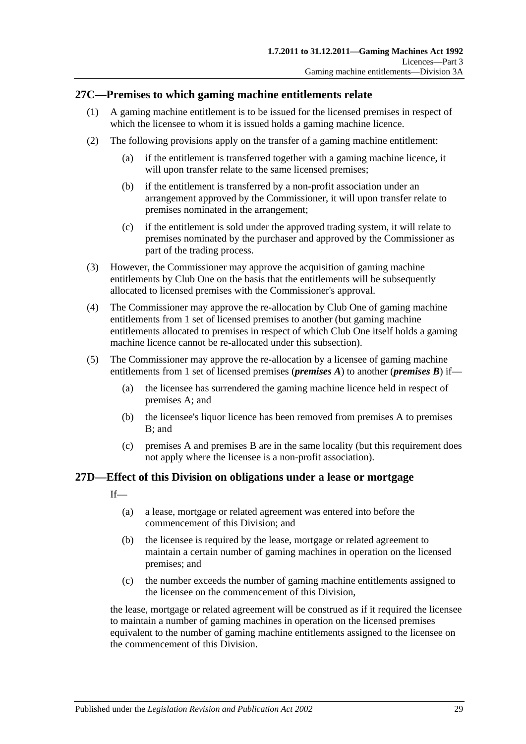## 27C—Premises to which gaming machine entitlements relate

(1) A gaming machine entitlement is to be issued for the licensed premises in respect of which the licensee to whom it is issued holds a gaming machine licence.

(2) The following provisions apply on the transfer of a gaming machine entitlement:

(a) if the entitlement is transferred together with a gaming machine licence, it will upon transfer relate to the same licensed premises;

(b) if the entitlement is transferred by a non-profit association under an arrangement approved by the Commissioner, it will upon transfer relate to premises nominated in the arrangement;

(c) if the entitlement is sold under the approved trading system, it will relate to premises nominated by the purchaser and approved by the Commissioner as part of the trading process.

(3) However, the Commissioner may approve the acquisition of gaming machine entitlements by Club One on the basis that the entitlements will be subsequently allocated to licensed premises with the Commissioner's approval.

(4) The Commissioner may approve the re-allocation by Club One of gaming machine entitlements from 1 set of licensed premises to another (but gaming machine entitlements allocated to premises in respect of which Club One itself holds a gaming machine licence cannot be re-allocated under this subsection).

(5) The Commissioner may approve the re-allocation by a licensee of gaming machine entitlements from 1 set of licensed premises (***premises A***) to another (***premises B***) if—

(a) the licensee has surrendered the gaming machine licence held in respect of premises A; and

(b) the licensee's liquor licence has been removed from premises A to premises B; and

(c) premises A and premises B are in the same locality (but this requirement does not apply where the licensee is a non-profit association).

## 27D—Effect of this Division on obligations under a lease or mortgage

If—

(a) a lease, mortgage or related agreement was entered into before the commencement of this Division; and

(b) the licensee is required by the lease, mortgage or related agreement to maintain a certain number of gaming machines in operation on the licensed premises; and

(c) the number exceeds the number of gaming machine entitlements assigned to the licensee on the commencement of this Division,

the lease, mortgage or related agreement will be construed as if it required the licensee to maintain a number of gaming machines in operation on the licensed premises equivalent to the number of gaming machine entitlements assigned to the licensee on the commencement of this Division.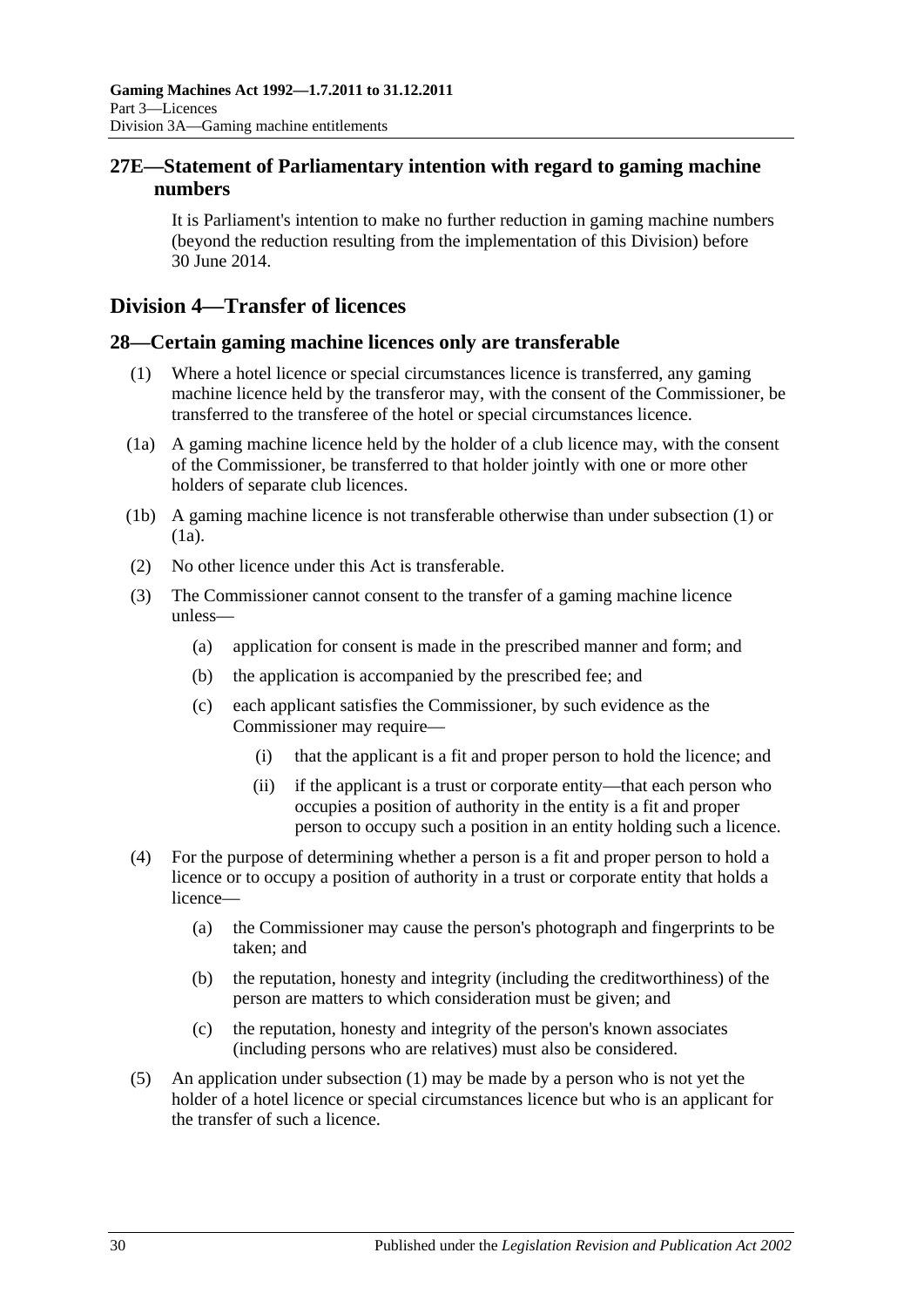## 27E—Statement of Parliamentary intention with regard to gaming machine numbers

It is Parliament's intention to make no further reduction in gaming machine numbers (beyond the reduction resulting from the implementation of this Division) before 30 June 2014.

# Division 4—Transfer of licences

## 28—Certain gaming machine licences only are transferable

(1) Where a hotel licence or special circumstances licence is transferred, any gaming machine licence held by the transferor may, with the consent of the Commissioner, be transferred to the transferee of the hotel or special circumstances licence.

(1a) A gaming machine licence held by the holder of a club licence may, with the consent of the Commissioner, be transferred to that holder jointly with one or more other holders of separate club licences.

(1b) A gaming machine licence is not transferable otherwise than under subsection (1) or (1a).

(2) No other licence under this Act is transferable.

(3) The Commissioner cannot consent to the transfer of a gaming machine licence unless—

- (a) application for consent is made in the prescribed manner and form; and
- (b) the application is accompanied by the prescribed fee; and
- (c) each applicant satisfies the Commissioner, by such evidence as the Commissioner may require—
  - (i) that the applicant is a fit and proper person to hold the licence; and
  - (ii) if the applicant is a trust or corporate entity—that each person who occupies a position of authority in the entity is a fit and proper person to occupy such a position in an entity holding such a licence.

(4) For the purpose of determining whether a person is a fit and proper person to hold a licence or to occupy a position of authority in a trust or corporate entity that holds a licence—

- (a) the Commissioner may cause the person's photograph and fingerprints to be taken; and
- (b) the reputation, honesty and integrity (including the creditworthiness) of the person are matters to which consideration must be given; and
- (c) the reputation, honesty and integrity of the person's known associates (including persons who are relatives) must also be considered.

(5) An application under subsection (1) may be made by a person who is not yet the holder of a hotel licence or special circumstances licence but who is an applicant for the transfer of such a licence.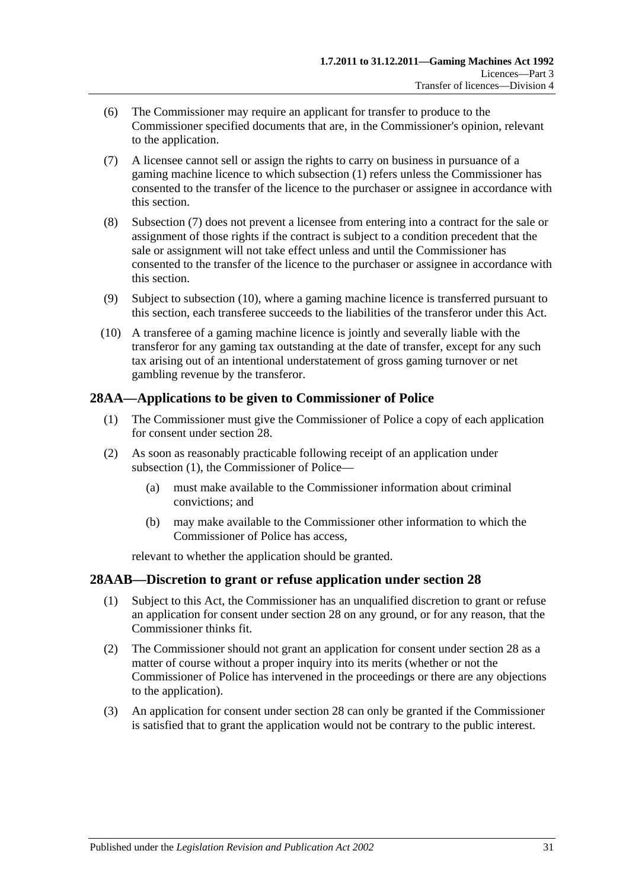(6) The Commissioner may require an applicant for transfer to produce to the Commissioner specified documents that are, in the Commissioner's opinion, relevant to the application.

(7) A licensee cannot sell or assign the rights to carry on business in pursuance of a gaming machine licence to which subsection (1) refers unless the Commissioner has consented to the transfer of the licence to the purchaser or assignee in accordance with this section.

(8) Subsection (7) does not prevent a licensee from entering into a contract for the sale or assignment of those rights if the contract is subject to a condition precedent that the sale or assignment will not take effect unless and until the Commissioner has consented to the transfer of the licence to the purchaser or assignee in accordance with this section.

(9) Subject to subsection (10), where a gaming machine licence is transferred pursuant to this section, each transferee succeeds to the liabilities of the transferor under this Act.

(10) A transferee of a gaming machine licence is jointly and severally liable with the transferor for any gaming tax outstanding at the date of transfer, except for any such tax arising out of an intentional understatement of gross gaming turnover or net gambling revenue by the transferor.

## 28AA—Applications to be given to Commissioner of Police

(1) The Commissioner must give the Commissioner of Police a copy of each application for consent under section 28.

(2) As soon as reasonably practicable following receipt of an application under subsection (1), the Commissioner of Police—

(a) must make available to the Commissioner information about criminal convictions; and

(b) may make available to the Commissioner other information to which the Commissioner of Police has access,

relevant to whether the application should be granted.

## 28AAB—Discretion to grant or refuse application under section 28

(1) Subject to this Act, the Commissioner has an unqualified discretion to grant or refuse an application for consent under section 28 on any ground, or for any reason, that the Commissioner thinks fit.

(2) The Commissioner should not grant an application for consent under section 28 as a matter of course without a proper inquiry into its merits (whether or not the Commissioner of Police has intervened in the proceedings or there are any objections to the application).

(3) An application for consent under section 28 can only be granted if the Commissioner is satisfied that to grant the application would not be contrary to the public interest.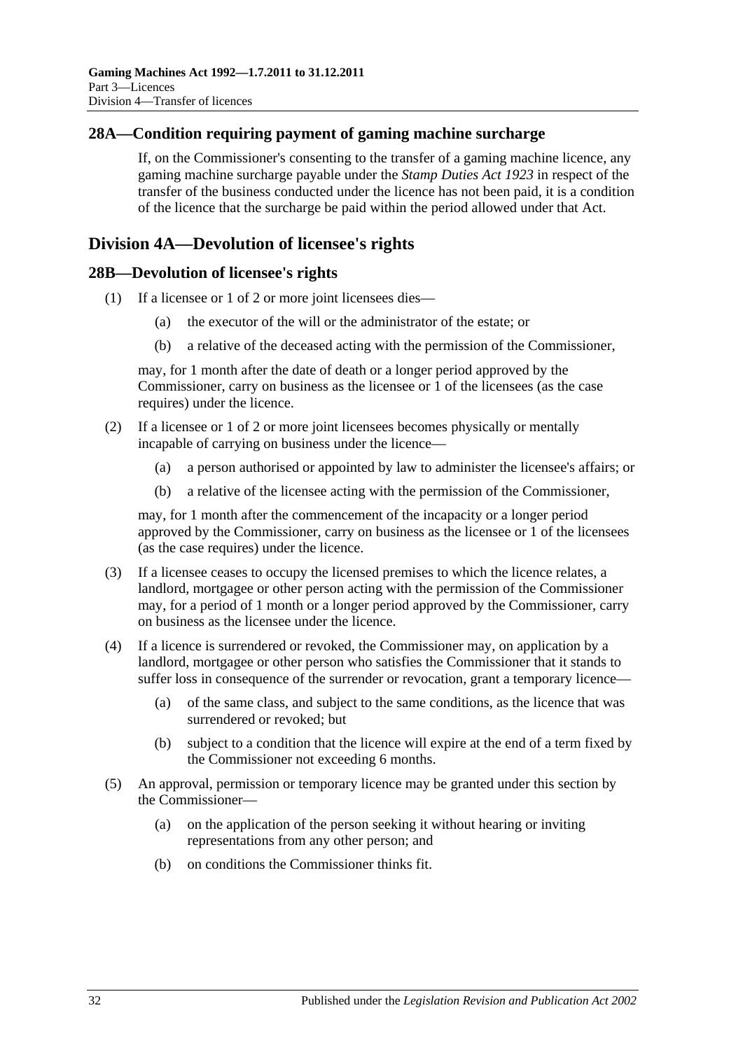## 28A—Condition requiring payment of gaming machine surcharge

If, on the Commissioner's consenting to the transfer of a gaming machine licence, any gaming machine surcharge payable under the *Stamp Duties Act 1923* in respect of the transfer of the business conducted under the licence has not been paid, it is a condition of the licence that the surcharge be paid within the period allowed under that Act.

# Division 4A—Devolution of licensee's rights

## 28B—Devolution of licensee's rights

(1) If a licensee or 1 of 2 or more joint licensees dies—

(a) the executor of the will or the administrator of the estate; or

(b) a relative of the deceased acting with the permission of the Commissioner,

may, for 1 month after the date of death or a longer period approved by the Commissioner, carry on business as the licensee or 1 of the licensees (as the case requires) under the licence.

(2) If a licensee or 1 of 2 or more joint licensees becomes physically or mentally incapable of carrying on business under the licence—

(a) a person authorised or appointed by law to administer the licensee's affairs; or

(b) a relative of the licensee acting with the permission of the Commissioner,

may, for 1 month after the commencement of the incapacity or a longer period approved by the Commissioner, carry on business as the licensee or 1 of the licensees (as the case requires) under the licence.

(3) If a licensee ceases to occupy the licensed premises to which the licence relates, a landlord, mortgagee or other person acting with the permission of the Commissioner may, for a period of 1 month or a longer period approved by the Commissioner, carry on business as the licensee under the licence.

(4) If a licence is surrendered or revoked, the Commissioner may, on application by a landlord, mortgagee or other person who satisfies the Commissioner that it stands to suffer loss in consequence of the surrender or revocation, grant a temporary licence—

(a) of the same class, and subject to the same conditions, as the licence that was surrendered or revoked; but

(b) subject to a condition that the licence will expire at the end of a term fixed by the Commissioner not exceeding 6 months.

(5) An approval, permission or temporary licence may be granted under this section by the Commissioner—

(a) on the application of the person seeking it without hearing or inviting representations from any other person; and

(b) on conditions the Commissioner thinks fit.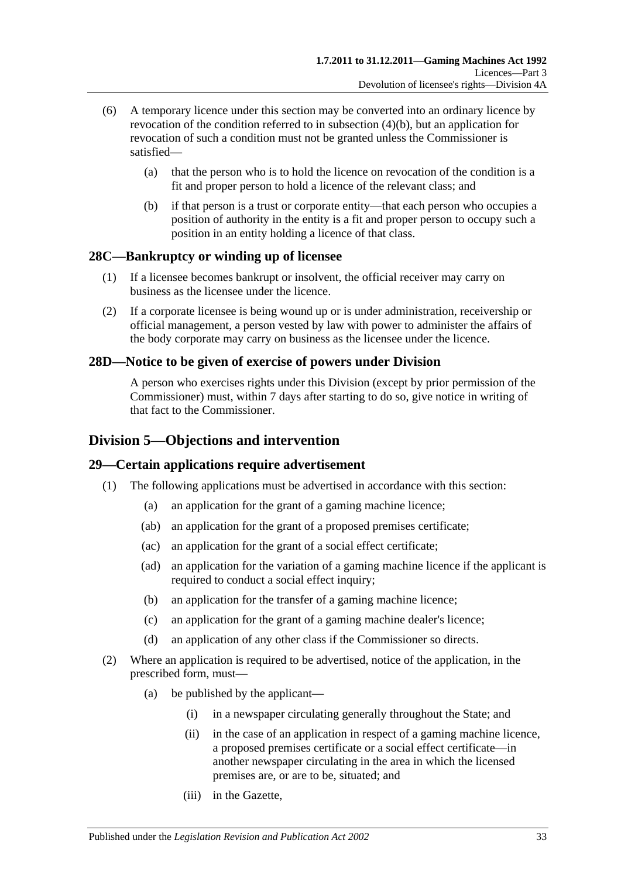(6) A temporary licence under this section may be converted into an ordinary licence by revocation of the condition referred to in subsection (4)(b), but an application for revocation of such a condition must not be granted unless the Commissioner is satisfied—

(a) that the person who is to hold the licence on revocation of the condition is a fit and proper person to hold a licence of the relevant class; and

(b) if that person is a trust or corporate entity—that each person who occupies a position of authority in the entity is a fit and proper person to occupy such a position in an entity holding a licence of that class.

### 28C—Bankruptcy or winding up of licensee

(1) If a licensee becomes bankrupt or insolvent, the official receiver may carry on business as the licensee under the licence.

(2) If a corporate licensee is being wound up or is under administration, receivership or official management, a person vested by law with power to administer the affairs of the body corporate may carry on business as the licensee under the licence.

### 28D—Notice to be given of exercise of powers under Division

A person who exercises rights under this Division (except by prior permission of the Commissioner) must, within 7 days after starting to do so, give notice in writing of that fact to the Commissioner.

## Division 5—Objections and intervention

### 29—Certain applications require advertisement

(1) The following applications must be advertised in accordance with this section:

(a) an application for the grant of a gaming machine licence;

(ab) an application for the grant of a proposed premises certificate;

(ac) an application for the grant of a social effect certificate;

(ad) an application for the variation of a gaming machine licence if the applicant is required to conduct a social effect inquiry;

(b) an application for the transfer of a gaming machine licence;

(c) an application for the grant of a gaming machine dealer's licence;

(d) an application of any other class if the Commissioner so directs.

(2) Where an application is required to be advertised, notice of the application, in the prescribed form, must—

(a) be published by the applicant—

(i) in a newspaper circulating generally throughout the State; and

(ii) in the case of an application in respect of a gaming machine licence, a proposed premises certificate or a social effect certificate—in another newspaper circulating in the area in which the licensed premises are, or are to be, situated; and

(iii) in the Gazette,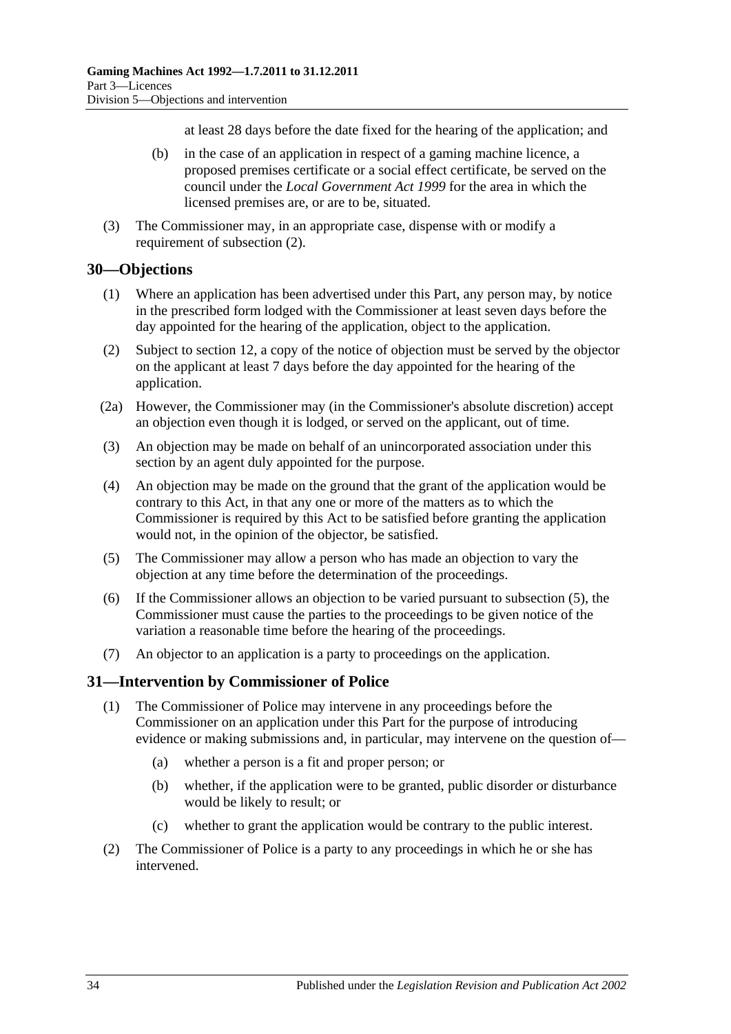at least 28 days before the date fixed for the hearing of the application; and

(b) in the case of an application in respect of a gaming machine licence, a proposed premises certificate or a social effect certificate, be served on the council under the *Local Government Act 1999* for the area in which the licensed premises are, or are to be, situated.

(3) The Commissioner may, in an appropriate case, dispense with or modify a requirement of subsection (2).

## 30—Objections

(1) Where an application has been advertised under this Part, any person may, by notice in the prescribed form lodged with the Commissioner at least seven days before the day appointed for the hearing of the application, object to the application.

(2) Subject to section 12, a copy of the notice of objection must be served by the objector on the applicant at least 7 days before the day appointed for the hearing of the application.

(2a) However, the Commissioner may (in the Commissioner's absolute discretion) accept an objection even though it is lodged, or served on the applicant, out of time.

(3) An objection may be made on behalf of an unincorporated association under this section by an agent duly appointed for the purpose.

(4) An objection may be made on the ground that the grant of the application would be contrary to this Act, in that any one or more of the matters as to which the Commissioner is required by this Act to be satisfied before granting the application would not, in the opinion of the objector, be satisfied.

(5) The Commissioner may allow a person who has made an objection to vary the objection at any time before the determination of the proceedings.

(6) If the Commissioner allows an objection to be varied pursuant to subsection (5), the Commissioner must cause the parties to the proceedings to be given notice of the variation a reasonable time before the hearing of the proceedings.

(7) An objector to an application is a party to proceedings on the application.

## 31—Intervention by Commissioner of Police

(1) The Commissioner of Police may intervene in any proceedings before the Commissioner on an application under this Part for the purpose of introducing evidence or making submissions and, in particular, may intervene on the question of—

(a) whether a person is a fit and proper person; or

(b) whether, if the application were to be granted, public disorder or disturbance would be likely to result; or

(c) whether to grant the application would be contrary to the public interest.

(2) The Commissioner of Police is a party to any proceedings in which he or she has intervened.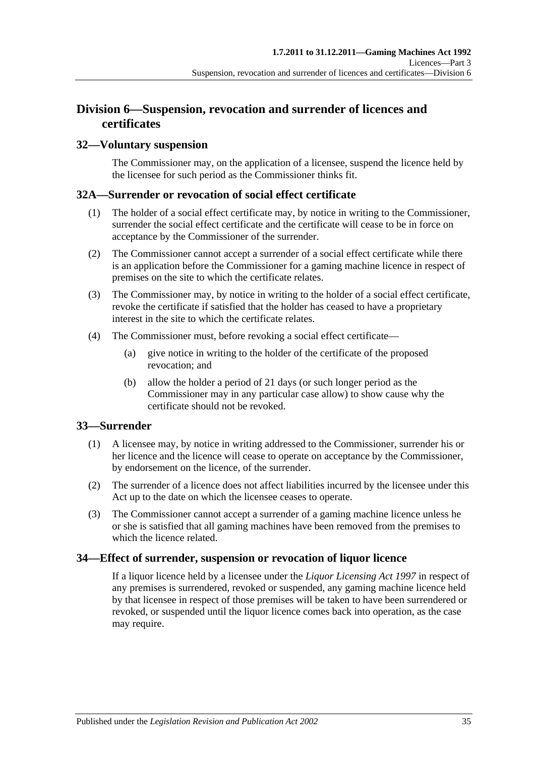## Division 6—Suspension, revocation and surrender of licences and certificates

### 32—Voluntary suspension

The Commissioner may, on the application of a licensee, suspend the licence held by the licensee for such period as the Commissioner thinks fit.

### 32A—Surrender or revocation of social effect certificate

(1) The holder of a social effect certificate may, by notice in writing to the Commissioner, surrender the social effect certificate and the certificate will cease to be in force on acceptance by the Commissioner of the surrender.

(2) The Commissioner cannot accept a surrender of a social effect certificate while there is an application before the Commissioner for a gaming machine licence in respect of premises on the site to which the certificate relates.

(3) The Commissioner may, by notice in writing to the holder of a social effect certificate, revoke the certificate if satisfied that the holder has ceased to have a proprietary interest in the site to which the certificate relates.

(4) The Commissioner must, before revoking a social effect certificate—

(a) give notice in writing to the holder of the certificate of the proposed revocation; and

(b) allow the holder a period of 21 days (or such longer period as the Commissioner may in any particular case allow) to show cause why the certificate should not be revoked.

### 33—Surrender

(1) A licensee may, by notice in writing addressed to the Commissioner, surrender his or her licence and the licence will cease to operate on acceptance by the Commissioner, by endorsement on the licence, of the surrender.

(2) The surrender of a licence does not affect liabilities incurred by the licensee under this Act up to the date on which the licensee ceases to operate.

(3) The Commissioner cannot accept a surrender of a gaming machine licence unless he or she is satisfied that all gaming machines have been removed from the premises to which the licence related.

### 34—Effect of surrender, suspension or revocation of liquor licence

If a liquor licence held by a licensee under the *Liquor Licensing Act 1997* in respect of any premises is surrendered, revoked or suspended, any gaming machine licence held by that licensee in respect of those premises will be taken to have been surrendered or revoked, or suspended until the liquor licence comes back into operation, as the case may require.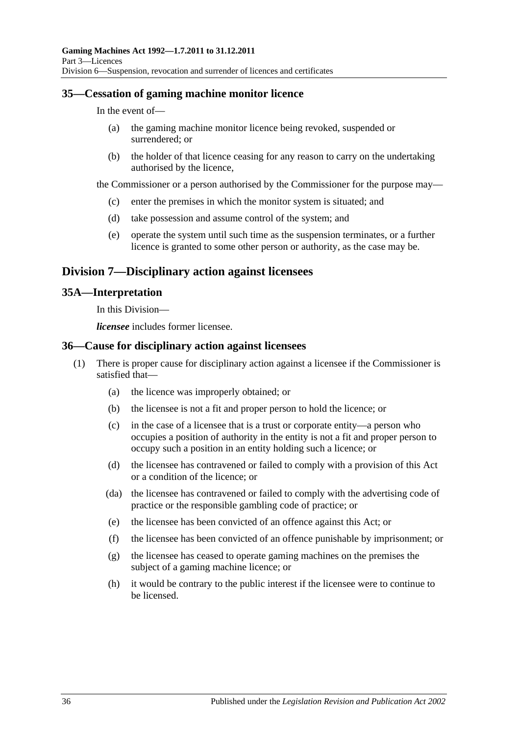### 35—Cessation of gaming machine monitor licence

In the event of—

(a) the gaming machine monitor licence being revoked, suspended or surrendered; or

(b) the holder of that licence ceasing for any reason to carry on the undertaking authorised by the licence,

the Commissioner or a person authorised by the Commissioner for the purpose may—

(c) enter the premises in which the monitor system is situated; and

(d) take possession and assume control of the system; and

(e) operate the system until such time as the suspension terminates, or a further licence is granted to some other person or authority, as the case may be.

## Division 7—Disciplinary action against licensees

### 35A—Interpretation

In this Division—

***licensee*** includes former licensee.

### 36—Cause for disciplinary action against licensees

(1) There is proper cause for disciplinary action against a licensee if the Commissioner is satisfied that—

(a) the licence was improperly obtained; or

(b) the licensee is not a fit and proper person to hold the licence; or

(c) in the case of a licensee that is a trust or corporate entity—a person who occupies a position of authority in the entity is not a fit and proper person to occupy such a position in an entity holding such a licence; or

(d) the licensee has contravened or failed to comply with a provision of this Act or a condition of the licence; or

(da) the licensee has contravened or failed to comply with the advertising code of practice or the responsible gambling code of practice; or

(e) the licensee has been convicted of an offence against this Act; or

(f) the licensee has been convicted of an offence punishable by imprisonment; or

(g) the licensee has ceased to operate gaming machines on the premises the subject of a gaming machine licence; or

(h) it would be contrary to the public interest if the licensee were to continue to be licensed.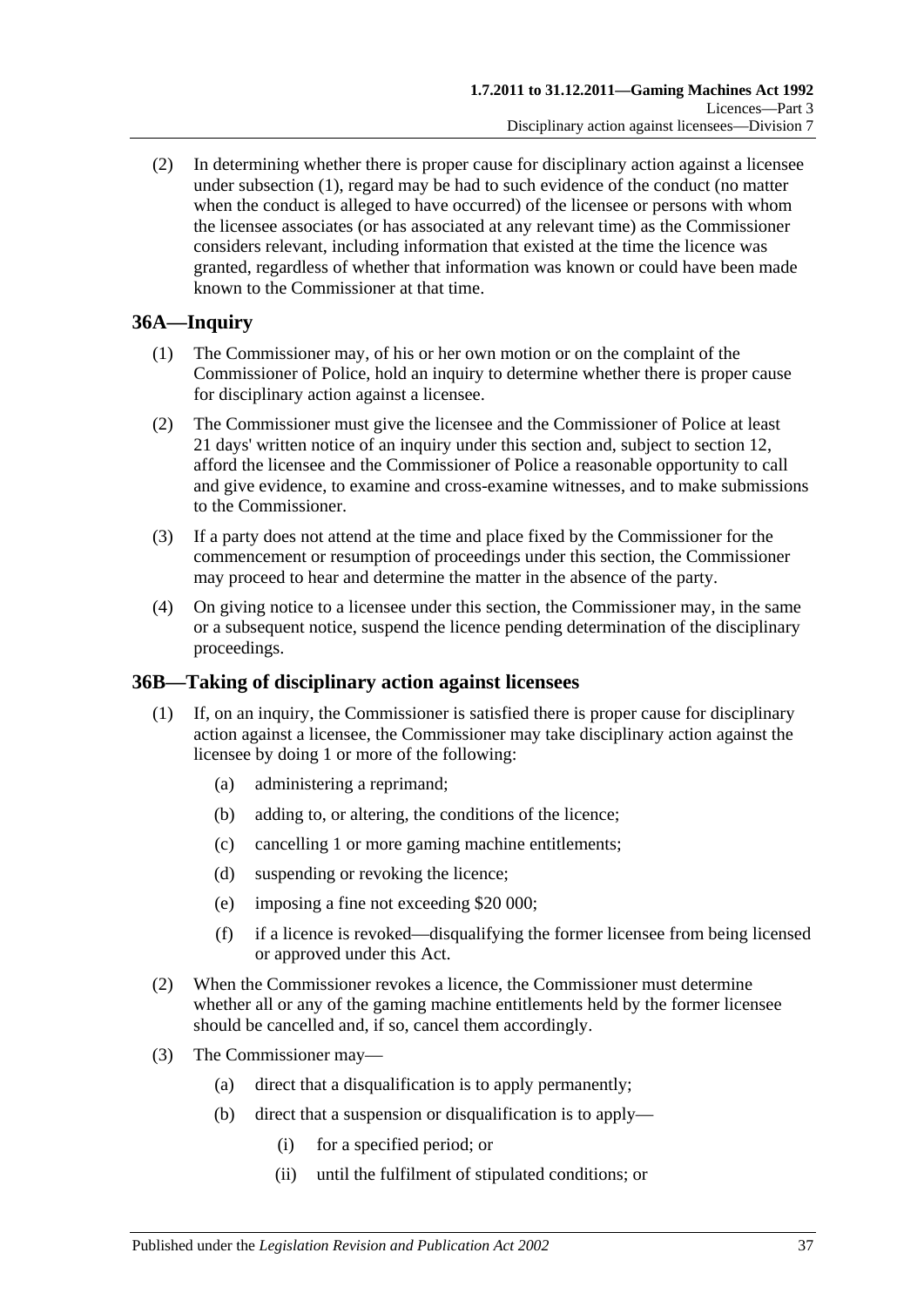(2) In determining whether there is proper cause for disciplinary action against a licensee under subsection (1), regard may be had to such evidence of the conduct (no matter when the conduct is alleged to have occurred) of the licensee or persons with whom the licensee associates (or has associated at any relevant time) as the Commissioner considers relevant, including information that existed at the time the licence was granted, regardless of whether that information was known or could have been made known to the Commissioner at that time.

## 36A—Inquiry

(1) The Commissioner may, of his or her own motion or on the complaint of the Commissioner of Police, hold an inquiry to determine whether there is proper cause for disciplinary action against a licensee.

(2) The Commissioner must give the licensee and the Commissioner of Police at least 21 days' written notice of an inquiry under this section and, subject to section 12, afford the licensee and the Commissioner of Police a reasonable opportunity to call and give evidence, to examine and cross-examine witnesses, and to make submissions to the Commissioner.

(3) If a party does not attend at the time and place fixed by the Commissioner for the commencement or resumption of proceedings under this section, the Commissioner may proceed to hear and determine the matter in the absence of the party.

(4) On giving notice to a licensee under this section, the Commissioner may, in the same or a subsequent notice, suspend the licence pending determination of the disciplinary proceedings.

## 36B—Taking of disciplinary action against licensees

(1) If, on an inquiry, the Commissioner is satisfied there is proper cause for disciplinary action against a licensee, the Commissioner may take disciplinary action against the licensee by doing 1 or more of the following:

- (a) administering a reprimand;
- (b) adding to, or altering, the conditions of the licence;
- (c) cancelling 1 or more gaming machine entitlements;
- (d) suspending or revoking the licence;
- (e) imposing a fine not exceeding $20 000;
- (f) if a licence is revoked—disqualifying the former licensee from being licensed or approved under this Act.

(2) When the Commissioner revokes a licence, the Commissioner must determine whether all or any of the gaming machine entitlements held by the former licensee should be cancelled and, if so, cancel them accordingly.

(3) The Commissioner may—

- (a) direct that a disqualification is to apply permanently;
- (b) direct that a suspension or disqualification is to apply—
  - (i) for a specified period; or
  - (ii) until the fulfilment of stipulated conditions; or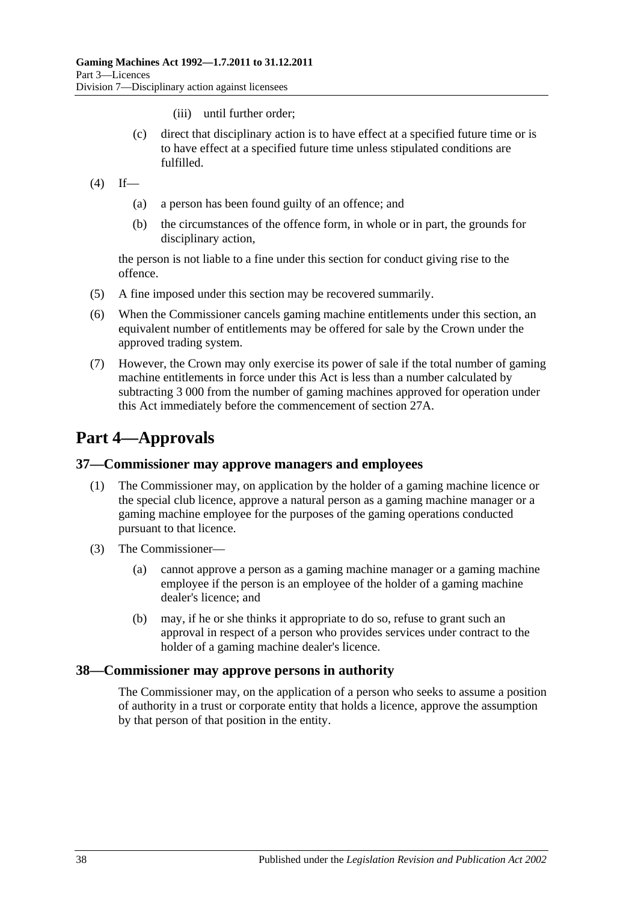(iii) until further order;

(c) direct that disciplinary action is to have effect at a specified future time or is to have effect at a specified future time unless stipulated conditions are fulfilled.

(4) If—

(a) a person has been found guilty of an offence; and

(b) the circumstances of the offence form, in whole or in part, the grounds for disciplinary action,

the person is not liable to a fine under this section for conduct giving rise to the offence.

(5) A fine imposed under this section may be recovered summarily.

(6) When the Commissioner cancels gaming machine entitlements under this section, an equivalent number of entitlements may be offered for sale by the Crown under the approved trading system.

(7) However, the Crown may only exercise its power of sale if the total number of gaming machine entitlements in force under this Act is less than a number calculated by subtracting 3 000 from the number of gaming machines approved for operation under this Act immediately before the commencement of section 27A.

# Part 4—Approvals

## 37—Commissioner may approve managers and employees

(1) The Commissioner may, on application by the holder of a gaming machine licence or the special club licence, approve a natural person as a gaming machine manager or a gaming machine employee for the purposes of the gaming operations conducted pursuant to that licence.

(3) The Commissioner—

(a) cannot approve a person as a gaming machine manager or a gaming machine employee if the person is an employee of the holder of a gaming machine dealer's licence; and

(b) may, if he or she thinks it appropriate to do so, refuse to grant such an approval in respect of a person who provides services under contract to the holder of a gaming machine dealer's licence.

## 38—Commissioner may approve persons in authority

The Commissioner may, on the application of a person who seeks to assume a position of authority in a trust or corporate entity that holds a licence, approve the assumption by that person of that position in the entity.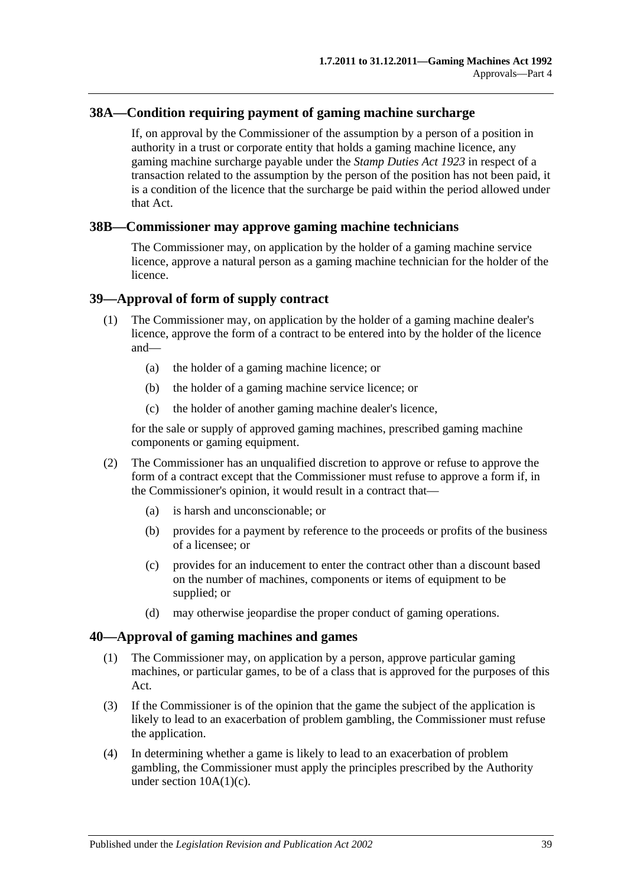## 38A—Condition requiring payment of gaming machine surcharge

If, on approval by the Commissioner of the assumption by a person of a position in authority in a trust or corporate entity that holds a gaming machine licence, any gaming machine surcharge payable under the *Stamp Duties Act 1923* in respect of a transaction related to the assumption by the person of the position has not been paid, it is a condition of the licence that the surcharge be paid within the period allowed under that Act.

## 38B—Commissioner may approve gaming machine technicians

The Commissioner may, on application by the holder of a gaming machine service licence, approve a natural person as a gaming machine technician for the holder of the licence.

## 39—Approval of form of supply contract

(1) The Commissioner may, on application by the holder of a gaming machine dealer's licence, approve the form of a contract to be entered into by the holder of the licence and—

- (a) the holder of a gaming machine licence; or
- (b) the holder of a gaming machine service licence; or
- (c) the holder of another gaming machine dealer's licence,

for the sale or supply of approved gaming machines, prescribed gaming machine components or gaming equipment.

(2) The Commissioner has an unqualified discretion to approve or refuse to approve the form of a contract except that the Commissioner must refuse to approve a form if, in the Commissioner's opinion, it would result in a contract that—

- (a) is harsh and unconscionable; or
- (b) provides for a payment by reference to the proceeds or profits of the business of a licensee; or
- (c) provides for an inducement to enter the contract other than a discount based on the number of machines, components or items of equipment to be supplied; or
- (d) may otherwise jeopardise the proper conduct of gaming operations.

## 40—Approval of gaming machines and games

(1) The Commissioner may, on application by a person, approve particular gaming machines, or particular games, to be of a class that is approved for the purposes of this Act.

(3) If the Commissioner is of the opinion that the game the subject of the application is likely to lead to an exacerbation of problem gambling, the Commissioner must refuse the application.

(4) In determining whether a game is likely to lead to an exacerbation of problem gambling, the Commissioner must apply the principles prescribed by the Authority under section 10A(1)(c).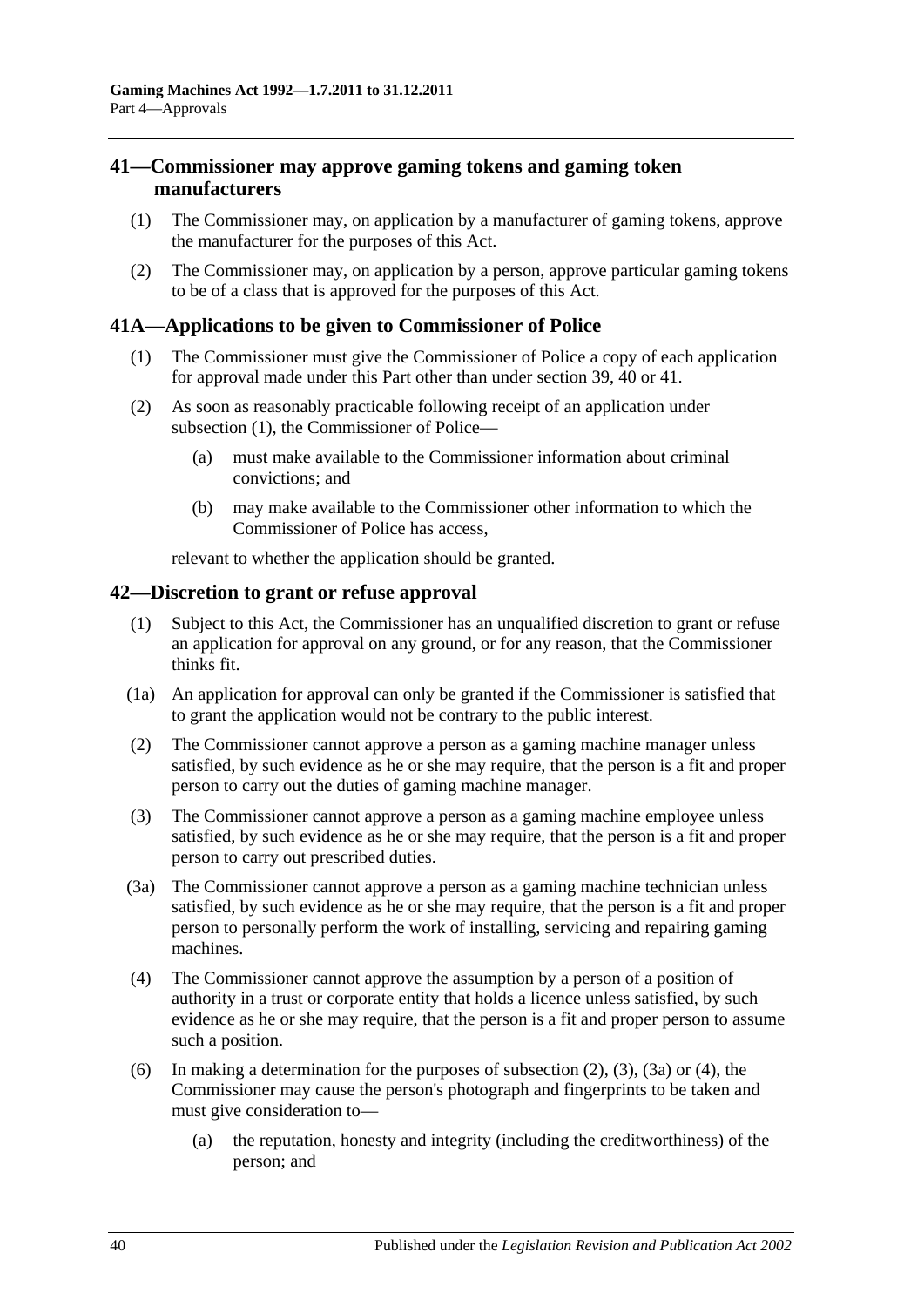## 41—Commissioner may approve gaming tokens and gaming token manufacturers

(1) The Commissioner may, on application by a manufacturer of gaming tokens, approve the manufacturer for the purposes of this Act.

(2) The Commissioner may, on application by a person, approve particular gaming tokens to be of a class that is approved for the purposes of this Act.

## 41A—Applications to be given to Commissioner of Police

(1) The Commissioner must give the Commissioner of Police a copy of each application for approval made under this Part other than under section 39, 40 or 41.

(2) As soon as reasonably practicable following receipt of an application under subsection (1), the Commissioner of Police—

(a) must make available to the Commissioner information about criminal convictions; and

(b) may make available to the Commissioner other information to which the Commissioner of Police has access,

relevant to whether the application should be granted.

## 42—Discretion to grant or refuse approval

(1) Subject to this Act, the Commissioner has an unqualified discretion to grant or refuse an application for approval on any ground, or for any reason, that the Commissioner thinks fit.

(1a) An application for approval can only be granted if the Commissioner is satisfied that to grant the application would not be contrary to the public interest.

(2) The Commissioner cannot approve a person as a gaming machine manager unless satisfied, by such evidence as he or she may require, that the person is a fit and proper person to carry out the duties of gaming machine manager.

(3) The Commissioner cannot approve a person as a gaming machine employee unless satisfied, by such evidence as he or she may require, that the person is a fit and proper person to carry out prescribed duties.

(3a) The Commissioner cannot approve a person as a gaming machine technician unless satisfied, by such evidence as he or she may require, that the person is a fit and proper person to personally perform the work of installing, servicing and repairing gaming machines.

(4) The Commissioner cannot approve the assumption by a person of a position of authority in a trust or corporate entity that holds a licence unless satisfied, by such evidence as he or she may require, that the person is a fit and proper person to assume such a position.

(6) In making a determination for the purposes of subsection (2), (3), (3a) or (4), the Commissioner may cause the person's photograph and fingerprints to be taken and must give consideration to—

(a) the reputation, honesty and integrity (including the creditworthiness) of the person; and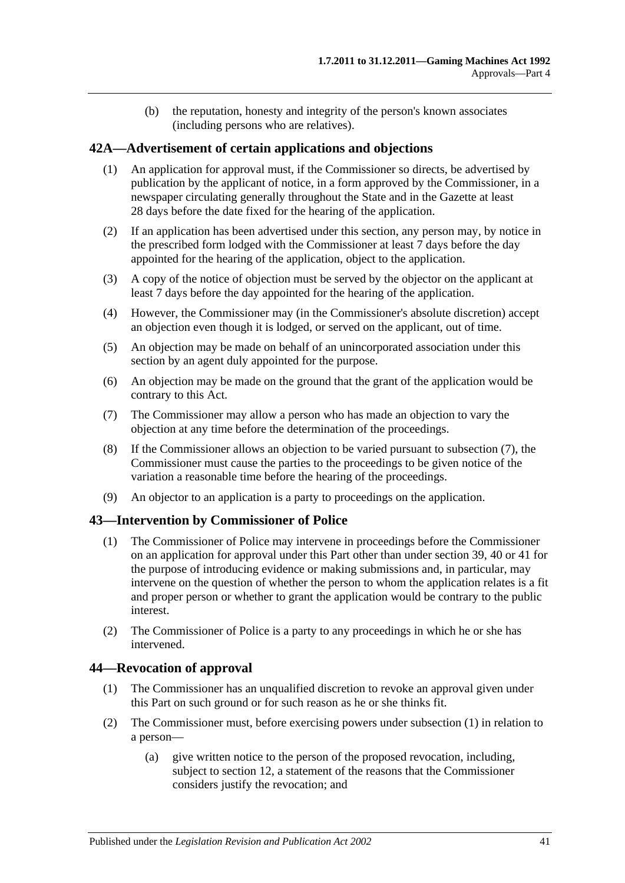(b) the reputation, honesty and integrity of the person's known associates (including persons who are relatives).

## 42A—Advertisement of certain applications and objections

(1) An application for approval must, if the Commissioner so directs, be advertised by publication by the applicant of notice, in a form approved by the Commissioner, in a newspaper circulating generally throughout the State and in the Gazette at least 28 days before the date fixed for the hearing of the application.

(2) If an application has been advertised under this section, any person may, by notice in the prescribed form lodged with the Commissioner at least 7 days before the day appointed for the hearing of the application, object to the application.

(3) A copy of the notice of objection must be served by the objector on the applicant at least 7 days before the day appointed for the hearing of the application.

(4) However, the Commissioner may (in the Commissioner's absolute discretion) accept an objection even though it is lodged, or served on the applicant, out of time.

(5) An objection may be made on behalf of an unincorporated association under this section by an agent duly appointed for the purpose.

(6) An objection may be made on the ground that the grant of the application would be contrary to this Act.

(7) The Commissioner may allow a person who has made an objection to vary the objection at any time before the determination of the proceedings.

(8) If the Commissioner allows an objection to be varied pursuant to subsection (7), the Commissioner must cause the parties to the proceedings to be given notice of the variation a reasonable time before the hearing of the proceedings.

(9) An objector to an application is a party to proceedings on the application.

## 43—Intervention by Commissioner of Police

(1) The Commissioner of Police may intervene in proceedings before the Commissioner on an application for approval under this Part other than under section 39, 40 or 41 for the purpose of introducing evidence or making submissions and, in particular, may intervene on the question of whether the person to whom the application relates is a fit and proper person or whether to grant the application would be contrary to the public interest.

(2) The Commissioner of Police is a party to any proceedings in which he or she has intervened.

## 44—Revocation of approval

(1) The Commissioner has an unqualified discretion to revoke an approval given under this Part on such ground or for such reason as he or she thinks fit.

(2) The Commissioner must, before exercising powers under subsection (1) in relation to a person—

(a) give written notice to the person of the proposed revocation, including, subject to section 12, a statement of the reasons that the Commissioner considers justify the revocation; and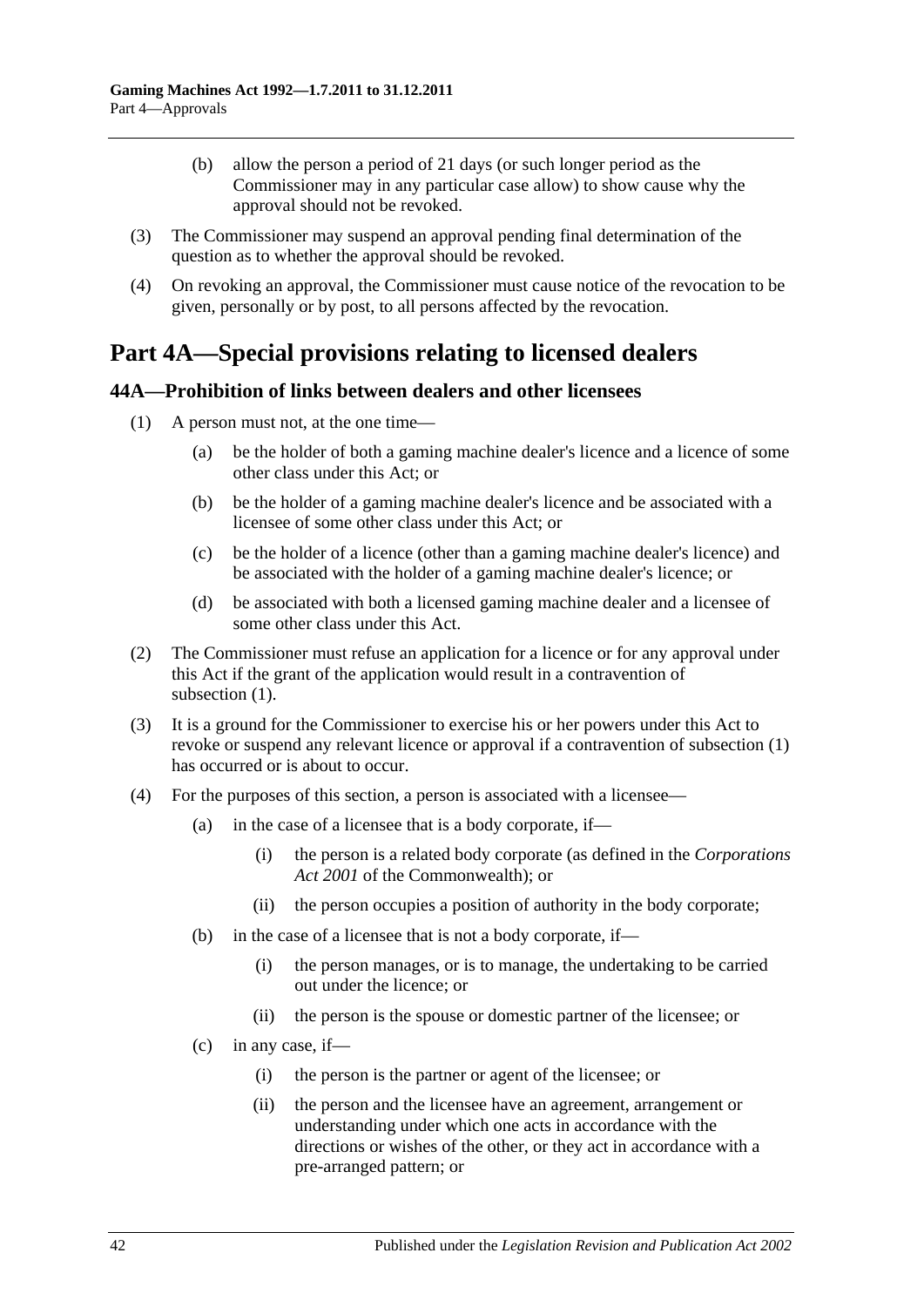(b) allow the person a period of 21 days (or such longer period as the Commissioner may in any particular case allow) to show cause why the approval should not be revoked.

(3) The Commissioner may suspend an approval pending final determination of the question as to whether the approval should be revoked.

(4) On revoking an approval, the Commissioner must cause notice of the revocation to be given, personally or by post, to all persons affected by the revocation.

# Part 4A—Special provisions relating to licensed dealers

## 44A—Prohibition of links between dealers and other licensees

(1) A person must not, at the one time—

(a) be the holder of both a gaming machine dealer's licence and a licence of some other class under this Act; or

(b) be the holder of a gaming machine dealer's licence and be associated with a licensee of some other class under this Act; or

(c) be the holder of a licence (other than a gaming machine dealer's licence) and be associated with the holder of a gaming machine dealer's licence; or

(d) be associated with both a licensed gaming machine dealer and a licensee of some other class under this Act.

(2) The Commissioner must refuse an application for a licence or for any approval under this Act if the grant of the application would result in a contravention of subsection (1).

(3) It is a ground for the Commissioner to exercise his or her powers under this Act to revoke or suspend any relevant licence or approval if a contravention of subsection (1) has occurred or is about to occur.

(4) For the purposes of this section, a person is associated with a licensee—

(a) in the case of a licensee that is a body corporate, if—

(i) the person is a related body corporate (as defined in the *Corporations Act 2001* of the Commonwealth); or

(ii) the person occupies a position of authority in the body corporate;

(b) in the case of a licensee that is not a body corporate, if—

(i) the person manages, or is to manage, the undertaking to be carried out under the licence; or

(ii) the person is the spouse or domestic partner of the licensee; or

(c) in any case, if—

(i) the person is the partner or agent of the licensee; or

(ii) the person and the licensee have an agreement, arrangement or understanding under which one acts in accordance with the directions or wishes of the other, or they act in accordance with a pre-arranged pattern; or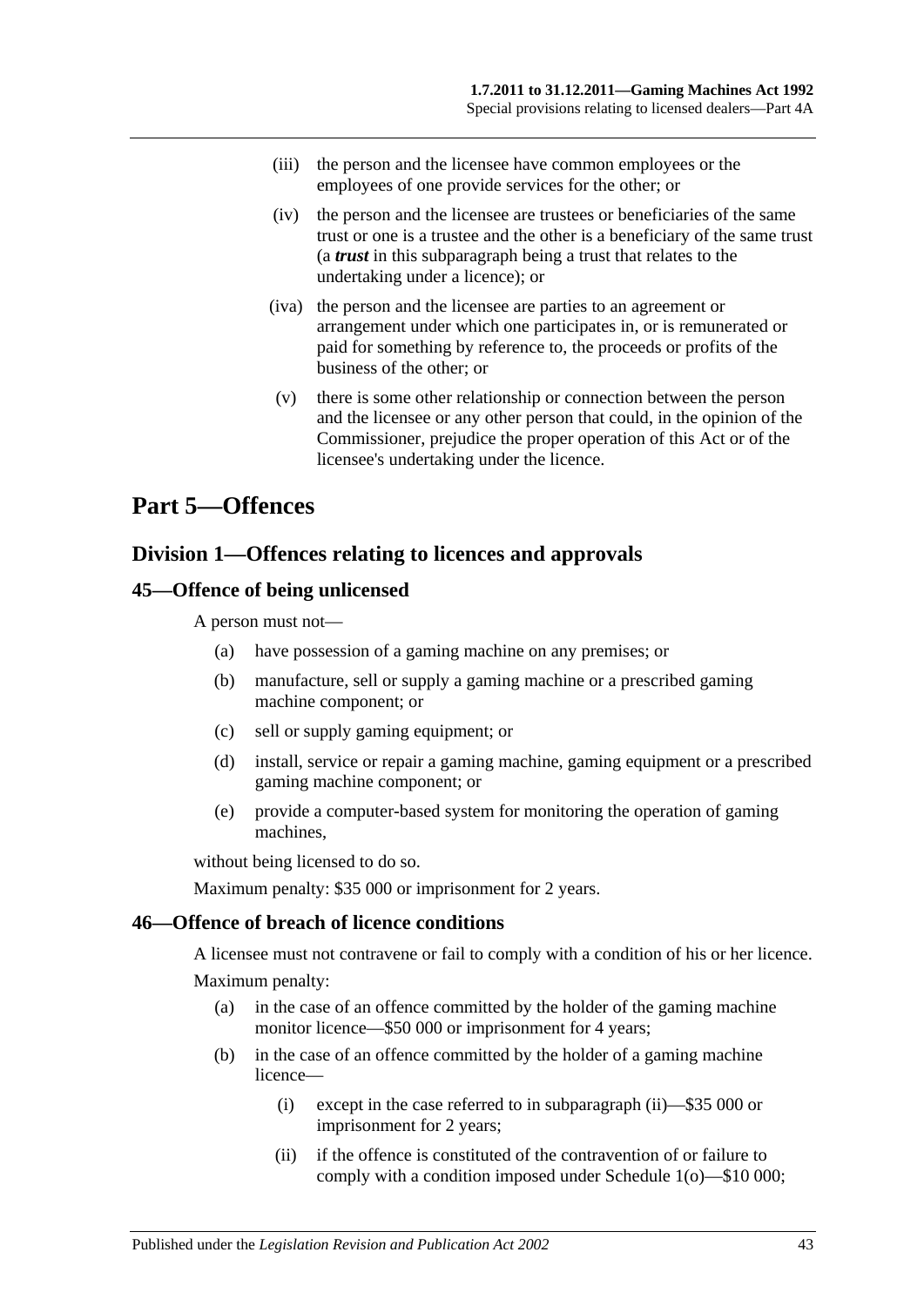(iii) the person and the licensee have common employees or the employees of one provide services for the other; or

(iv) the person and the licensee are trustees or beneficiaries of the same trust or one is a trustee and the other is a beneficiary of the same trust (a ***trust*** in this subparagraph being a trust that relates to the undertaking under a licence); or

(iva) the person and the licensee are parties to an agreement or arrangement under which one participates in, or is remunerated or paid for something by reference to, the proceeds or profits of the business of the other; or

(v) there is some other relationship or connection between the person and the licensee or any other person that could, in the opinion of the Commissioner, prejudice the proper operation of this Act or of the licensee's undertaking under the licence.

# Part 5—Offences

## Division 1—Offences relating to licences and approvals

### 45—Offence of being unlicensed

A person must not—

(a) have possession of a gaming machine on any premises; or

(b) manufacture, sell or supply a gaming machine or a prescribed gaming machine component; or

(c) sell or supply gaming equipment; or

(d) install, service or repair a gaming machine, gaming equipment or a prescribed gaming machine component; or

(e) provide a computer-based system for monitoring the operation of gaming machines,

without being licensed to do so.

Maximum penalty: $35 000 or imprisonment for 2 years.

### 46—Offence of breach of licence conditions

A licensee must not contravene or fail to comply with a condition of his or her licence.

Maximum penalty:

(a) in the case of an offence committed by the holder of the gaming machine monitor licence—$50 000 or imprisonment for 4 years;

(b) in the case of an offence committed by the holder of a gaming machine licence—

(i) except in the case referred to in subparagraph (ii)—$35 000 or imprisonment for 2 years;

(ii) if the offence is constituted of the contravention of or failure to comply with a condition imposed under Schedule 1(o)—$10 000;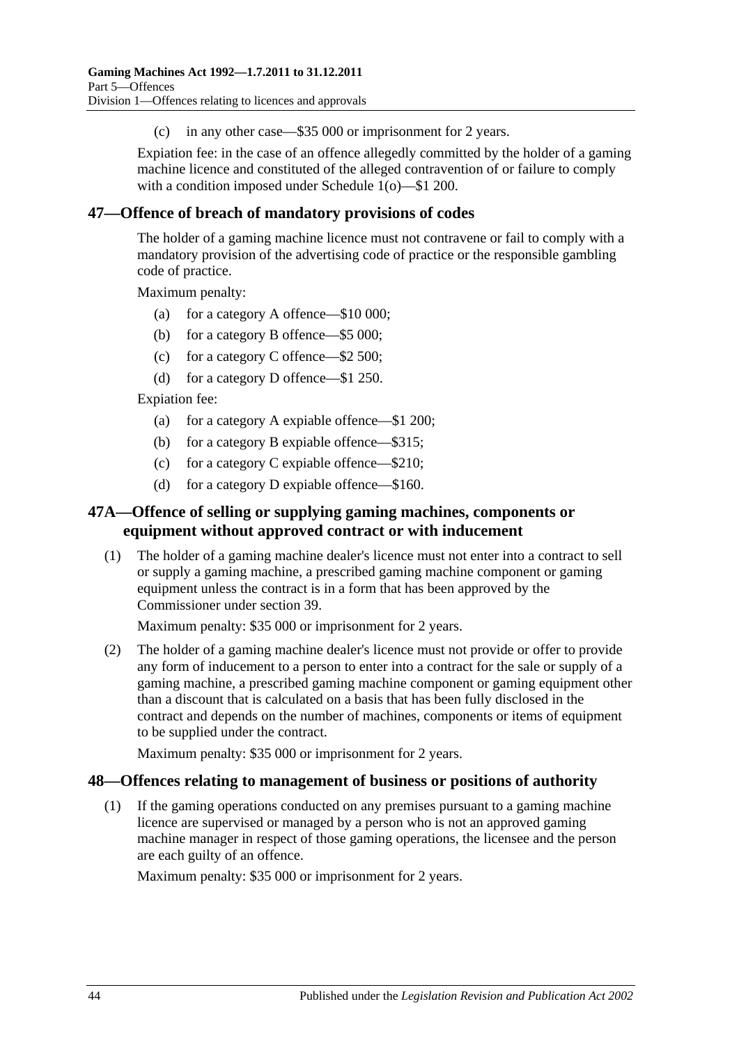(c) in any other case—$35 000 or imprisonment for 2 years.

Expiation fee: in the case of an offence allegedly committed by the holder of a gaming machine licence and constituted of the alleged contravention of or failure to comply with a condition imposed under Schedule 1(o)—$1 200.

## 47—Offence of breach of mandatory provisions of codes

The holder of a gaming machine licence must not contravene or fail to comply with a mandatory provision of the advertising code of practice or the responsible gambling code of practice.

Maximum penalty:

(a) for a category A offence—$10 000;

(b) for a category B offence—$5 000;

(c) for a category C offence—$2 500;

(d) for a category D offence—$1 250.

Expiation fee:

(a) for a category A expiable offence—$1 200;

(b) for a category B expiable offence—$315;

(c) for a category C expiable offence—$210;

(d) for a category D expiable offence—$160.

## 47A—Offence of selling or supplying gaming machines, components or equipment without approved contract or with inducement

(1) The holder of a gaming machine dealer's licence must not enter into a contract to sell or supply a gaming machine, a prescribed gaming machine component or gaming equipment unless the contract is in a form that has been approved by the Commissioner under section 39.

Maximum penalty: $35 000 or imprisonment for 2 years.

(2) The holder of a gaming machine dealer's licence must not provide or offer to provide any form of inducement to a person to enter into a contract for the sale or supply of a gaming machine, a prescribed gaming machine component or gaming equipment other than a discount that is calculated on a basis that has been fully disclosed in the contract and depends on the number of machines, components or items of equipment to be supplied under the contract.

Maximum penalty: $35 000 or imprisonment for 2 years.

## 48—Offences relating to management of business or positions of authority

(1) If the gaming operations conducted on any premises pursuant to a gaming machine licence are supervised or managed by a person who is not an approved gaming machine manager in respect of those gaming operations, the licensee and the person are each guilty of an offence.

Maximum penalty: $35 000 or imprisonment for 2 years.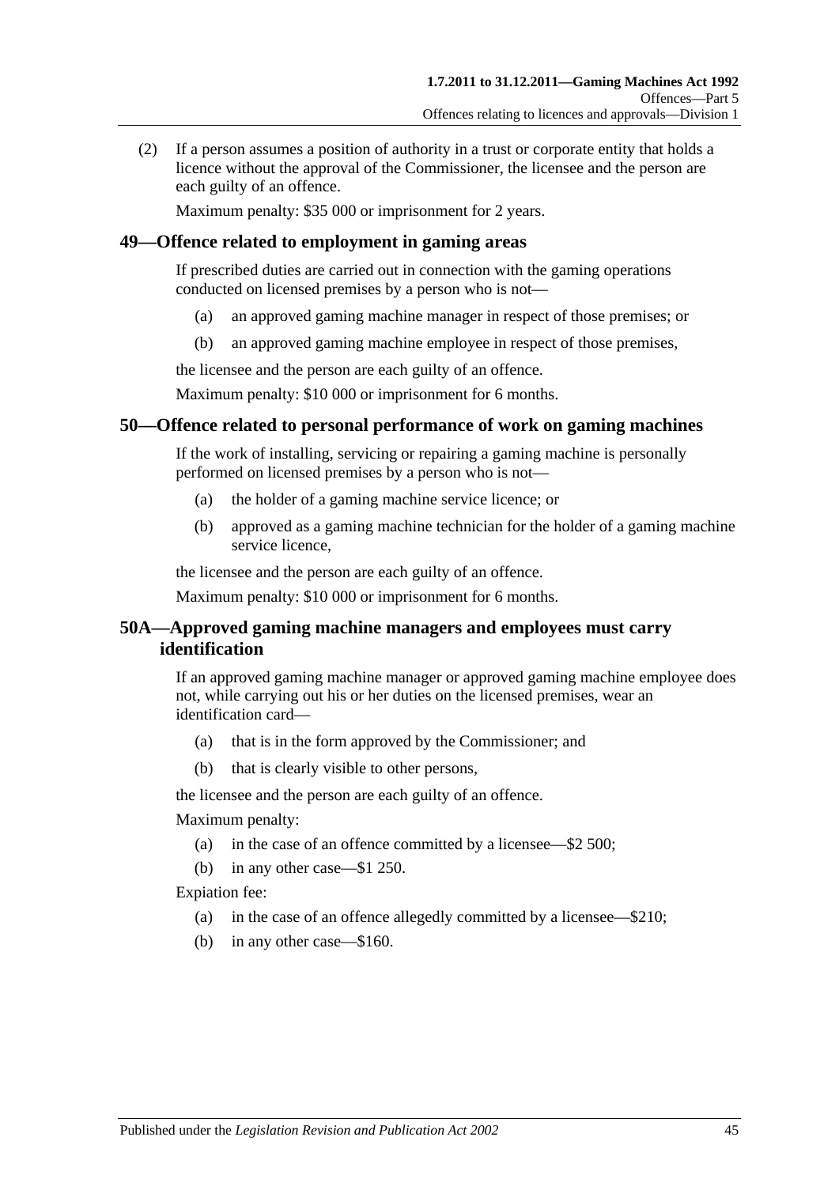(2) If a person assumes a position of authority in a trust or corporate entity that holds a licence without the approval of the Commissioner, the licensee and the person are each guilty of an offence.

Maximum penalty: $35 000 or imprisonment for 2 years.

## 49—Offence related to employment in gaming areas

If prescribed duties are carried out in connection with the gaming operations conducted on licensed premises by a person who is not—

(a) an approved gaming machine manager in respect of those premises; or

(b) an approved gaming machine employee in respect of those premises,

the licensee and the person are each guilty of an offence.

Maximum penalty: $10 000 or imprisonment for 6 months.

## 50—Offence related to personal performance of work on gaming machines

If the work of installing, servicing or repairing a gaming machine is personally performed on licensed premises by a person who is not—

(a) the holder of a gaming machine service licence; or

(b) approved as a gaming machine technician for the holder of a gaming machine service licence,

the licensee and the person are each guilty of an offence.

Maximum penalty: $10 000 or imprisonment for 6 months.

## 50A—Approved gaming machine managers and employees must carry identification

If an approved gaming machine manager or approved gaming machine employee does not, while carrying out his or her duties on the licensed premises, wear an identification card—

(a) that is in the form approved by the Commissioner; and

(b) that is clearly visible to other persons,

the licensee and the person are each guilty of an offence.

Maximum penalty:

(a) in the case of an offence committed by a licensee—$2 500;

(b) in any other case—$1 250.

Expiation fee:

(a) in the case of an offence allegedly committed by a licensee—$210;

(b) in any other case—$160.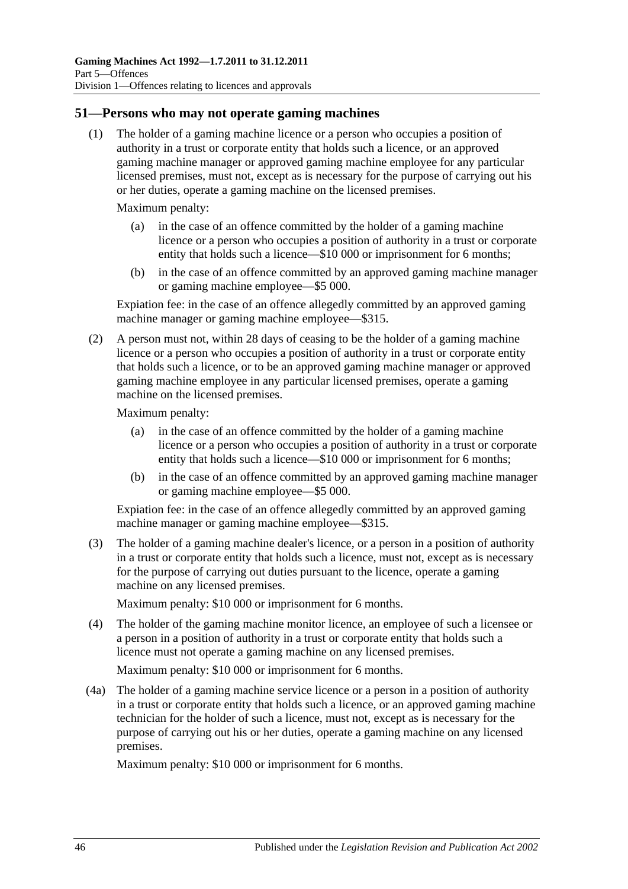## 51—Persons who may not operate gaming machines

(1) The holder of a gaming machine licence or a person who occupies a position of authority in a trust or corporate entity that holds such a licence, or an approved gaming machine manager or approved gaming machine employee for any particular licensed premises, must not, except as is necessary for the purpose of carrying out his or her duties, operate a gaming machine on the licensed premises.

Maximum penalty:

- (a) in the case of an offence committed by the holder of a gaming machine licence or a person who occupies a position of authority in a trust or corporate entity that holds such a licence—$10 000 or imprisonment for 6 months;
- (b) in the case of an offence committed by an approved gaming machine manager or gaming machine employee—$5 000.

Expiation fee: in the case of an offence allegedly committed by an approved gaming machine manager or gaming machine employee—$315.

(2) A person must not, within 28 days of ceasing to be the holder of a gaming machine licence or a person who occupies a position of authority in a trust or corporate entity that holds such a licence, or to be an approved gaming machine manager or approved gaming machine employee in any particular licensed premises, operate a gaming machine on the licensed premises.

Maximum penalty:

- (a) in the case of an offence committed by the holder of a gaming machine licence or a person who occupies a position of authority in a trust or corporate entity that holds such a licence—$10 000 or imprisonment for 6 months;
- (b) in the case of an offence committed by an approved gaming machine manager or gaming machine employee—$5 000.

Expiation fee: in the case of an offence allegedly committed by an approved gaming machine manager or gaming machine employee—$315.

(3) The holder of a gaming machine dealer's licence, or a person in a position of authority in a trust or corporate entity that holds such a licence, must not, except as is necessary for the purpose of carrying out duties pursuant to the licence, operate a gaming machine on any licensed premises.

Maximum penalty: $10 000 or imprisonment for 6 months.

(4) The holder of the gaming machine monitor licence, an employee of such a licensee or a person in a position of authority in a trust or corporate entity that holds such a licence must not operate a gaming machine on any licensed premises.

Maximum penalty: $10 000 or imprisonment for 6 months.

(4a) The holder of a gaming machine service licence or a person in a position of authority in a trust or corporate entity that holds such a licence, or an approved gaming machine technician for the holder of such a licence, must not, except as is necessary for the purpose of carrying out his or her duties, operate a gaming machine on any licensed premises.

Maximum penalty: $10 000 or imprisonment for 6 months.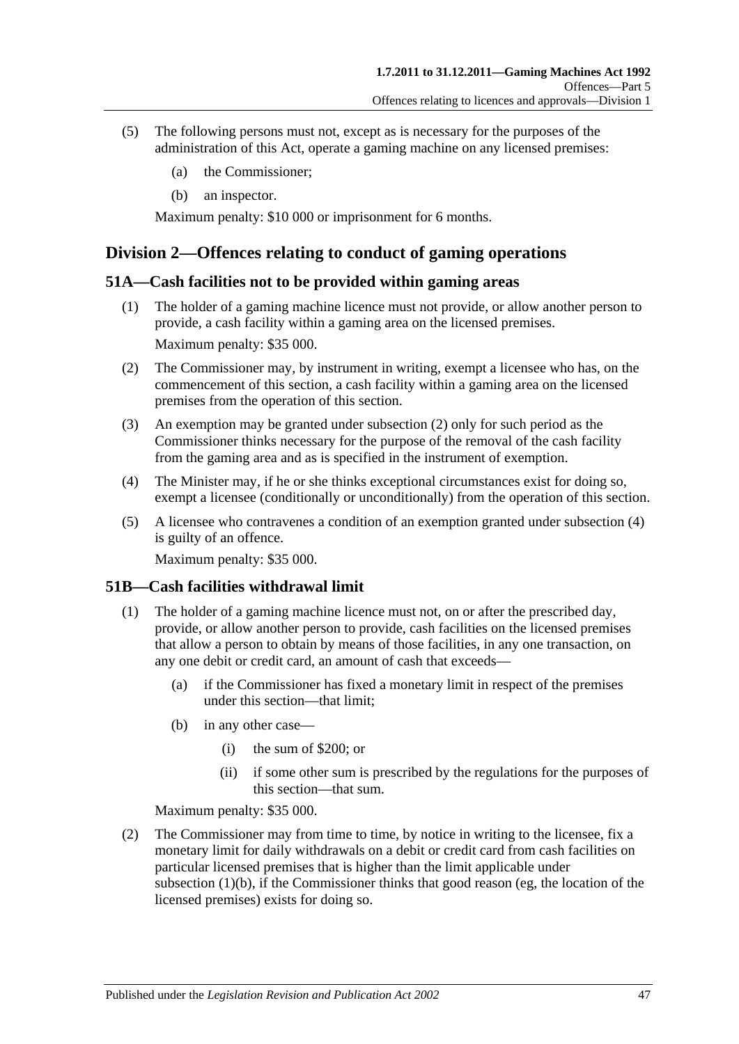(5) The following persons must not, except as is necessary for the purposes of the administration of this Act, operate a gaming machine on any licensed premises:

 (a) the Commissioner;

 (b) an inspector.

Maximum penalty: $10 000 or imprisonment for 6 months.

## Division 2—Offences relating to conduct of gaming operations

### 51A—Cash facilities not to be provided within gaming areas

(1) The holder of a gaming machine licence must not provide, or allow another person to provide, a cash facility within a gaming area on the licensed premises.

Maximum penalty: $35 000.

(2) The Commissioner may, by instrument in writing, exempt a licensee who has, on the commencement of this section, a cash facility within a gaming area on the licensed premises from the operation of this section.

(3) An exemption may be granted under subsection (2) only for such period as the Commissioner thinks necessary for the purpose of the removal of the cash facility from the gaming area and as is specified in the instrument of exemption.

(4) The Minister may, if he or she thinks exceptional circumstances exist for doing so, exempt a licensee (conditionally or unconditionally) from the operation of this section.

(5) A licensee who contravenes a condition of an exemption granted under subsection (4) is guilty of an offence.

Maximum penalty: $35 000.

### 51B—Cash facilities withdrawal limit

(1) The holder of a gaming machine licence must not, on or after the prescribed day, provide, or allow another person to provide, cash facilities on the licensed premises that allow a person to obtain by means of those facilities, in any one transaction, on any one debit or credit card, an amount of cash that exceeds—

 (a) if the Commissioner has fixed a monetary limit in respect of the premises under this section—that limit;

 (b) in any other case—

  (i) the sum of $200; or

  (ii) if some other sum is prescribed by the regulations for the purposes of this section—that sum.

Maximum penalty: $35 000.

(2) The Commissioner may from time to time, by notice in writing to the licensee, fix a monetary limit for daily withdrawals on a debit or credit card from cash facilities on particular licensed premises that is higher than the limit applicable under subsection (1)(b), if the Commissioner thinks that good reason (eg, the location of the licensed premises) exists for doing so.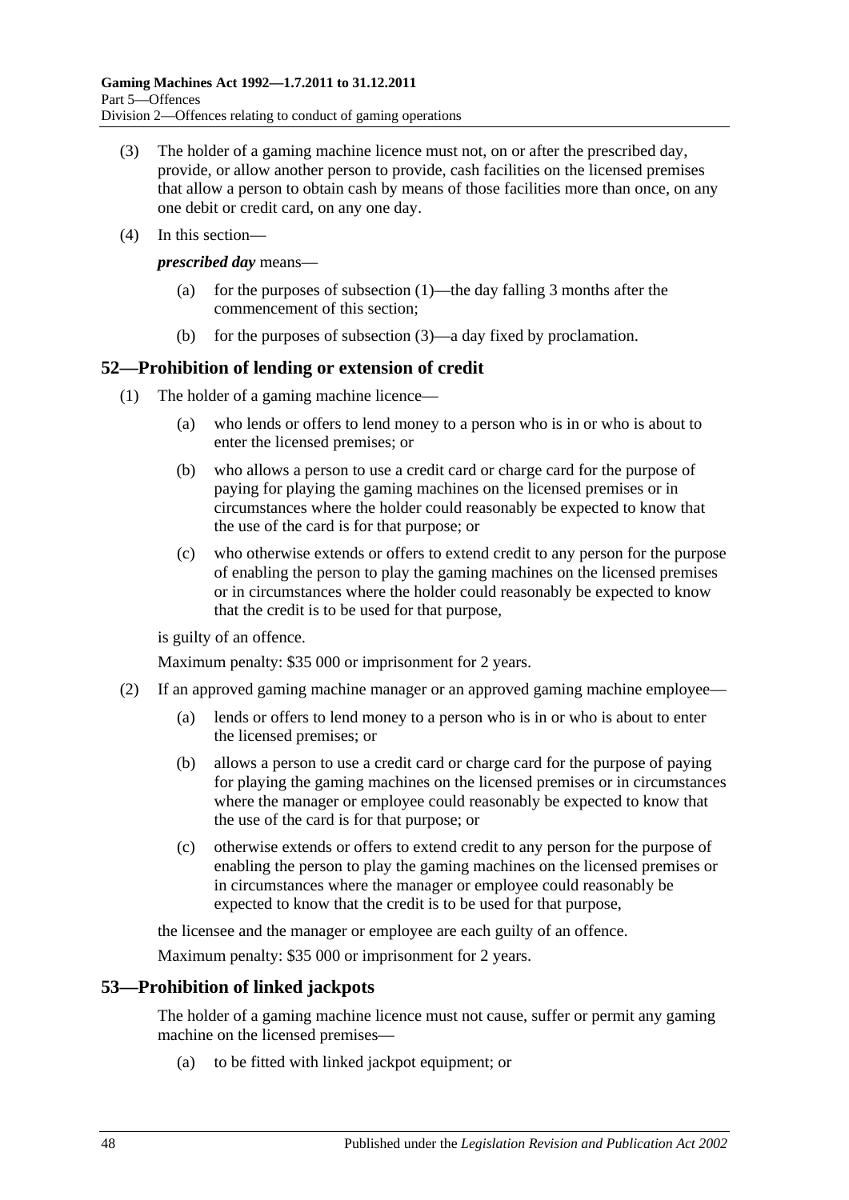(3) The holder of a gaming machine licence must not, on or after the prescribed day, provide, or allow another person to provide, cash facilities on the licensed premises that allow a person to obtain cash by means of those facilities more than once, on any one debit or credit card, on any one day.

(4) In this section—

***prescribed day*** means—

(a) for the purposes of subsection (1)—the day falling 3 months after the commencement of this section;

(b) for the purposes of subsection (3)—a day fixed by proclamation.

## 52—Prohibition of lending or extension of credit

(1) The holder of a gaming machine licence—

(a) who lends or offers to lend money to a person who is in or who is about to enter the licensed premises; or

(b) who allows a person to use a credit card or charge card for the purpose of paying for playing the gaming machines on the licensed premises or in circumstances where the holder could reasonably be expected to know that the use of the card is for that purpose; or

(c) who otherwise extends or offers to extend credit to any person for the purpose of enabling the person to play the gaming machines on the licensed premises or in circumstances where the holder could reasonably be expected to know that the credit is to be used for that purpose,

is guilty of an offence.

Maximum penalty: $35 000 or imprisonment for 2 years.

(2) If an approved gaming machine manager or an approved gaming machine employee—

(a) lends or offers to lend money to a person who is in or who is about to enter the licensed premises; or

(b) allows a person to use a credit card or charge card for the purpose of paying for playing the gaming machines on the licensed premises or in circumstances where the manager or employee could reasonably be expected to know that the use of the card is for that purpose; or

(c) otherwise extends or offers to extend credit to any person for the purpose of enabling the person to play the gaming machines on the licensed premises or in circumstances where the manager or employee could reasonably be expected to know that the credit is to be used for that purpose,

the licensee and the manager or employee are each guilty of an offence.

Maximum penalty: $35 000 or imprisonment for 2 years.

## 53—Prohibition of linked jackpots

The holder of a gaming machine licence must not cause, suffer or permit any gaming machine on the licensed premises—

(a) to be fitted with linked jackpot equipment; or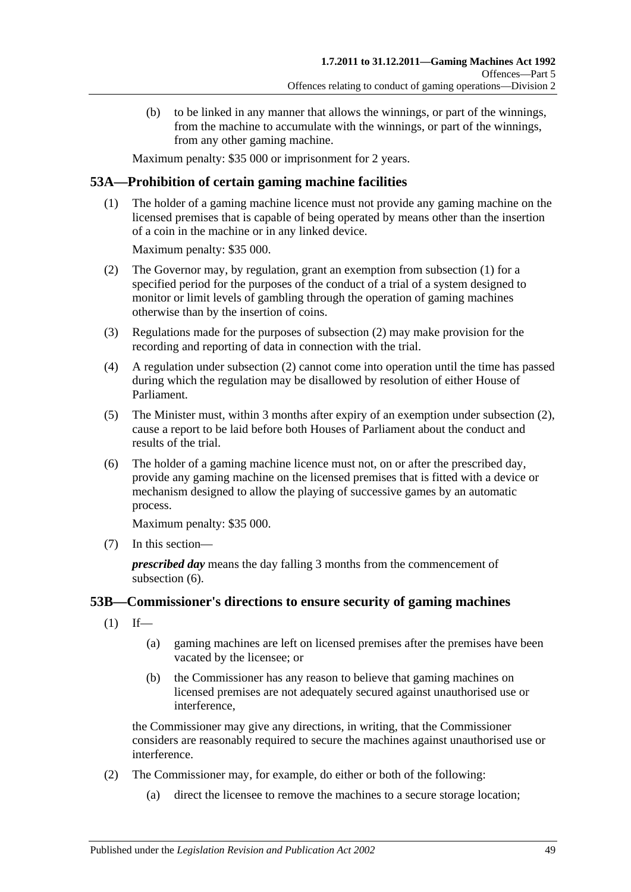(b) to be linked in any manner that allows the winnings, or part of the winnings, from the machine to accumulate with the winnings, or part of the winnings, from any other gaming machine.

Maximum penalty: $35 000 or imprisonment for 2 years.

## 53A—Prohibition of certain gaming machine facilities

(1) The holder of a gaming machine licence must not provide any gaming machine on the licensed premises that is capable of being operated by means other than the insertion of a coin in the machine or in any linked device.

Maximum penalty: $35 000.

(2) The Governor may, by regulation, grant an exemption from subsection (1) for a specified period for the purposes of the conduct of a trial of a system designed to monitor or limit levels of gambling through the operation of gaming machines otherwise than by the insertion of coins.

(3) Regulations made for the purposes of subsection (2) may make provision for the recording and reporting of data in connection with the trial.

(4) A regulation under subsection (2) cannot come into operation until the time has passed during which the regulation may be disallowed by resolution of either House of Parliament.

(5) The Minister must, within 3 months after expiry of an exemption under subsection (2), cause a report to be laid before both Houses of Parliament about the conduct and results of the trial.

(6) The holder of a gaming machine licence must not, on or after the prescribed day, provide any gaming machine on the licensed premises that is fitted with a device or mechanism designed to allow the playing of successive games by an automatic process.

Maximum penalty: $35 000.

(7) In this section—

***prescribed day*** means the day falling 3 months from the commencement of subsection (6).

## 53B—Commissioner's directions to ensure security of gaming machines

(1) If—

(a) gaming machines are left on licensed premises after the premises have been vacated by the licensee; or

(b) the Commissioner has any reason to believe that gaming machines on licensed premises are not adequately secured against unauthorised use or interference,

the Commissioner may give any directions, in writing, that the Commissioner considers are reasonably required to secure the machines against unauthorised use or interference.

(2) The Commissioner may, for example, do either or both of the following:

(a) direct the licensee to remove the machines to a secure storage location;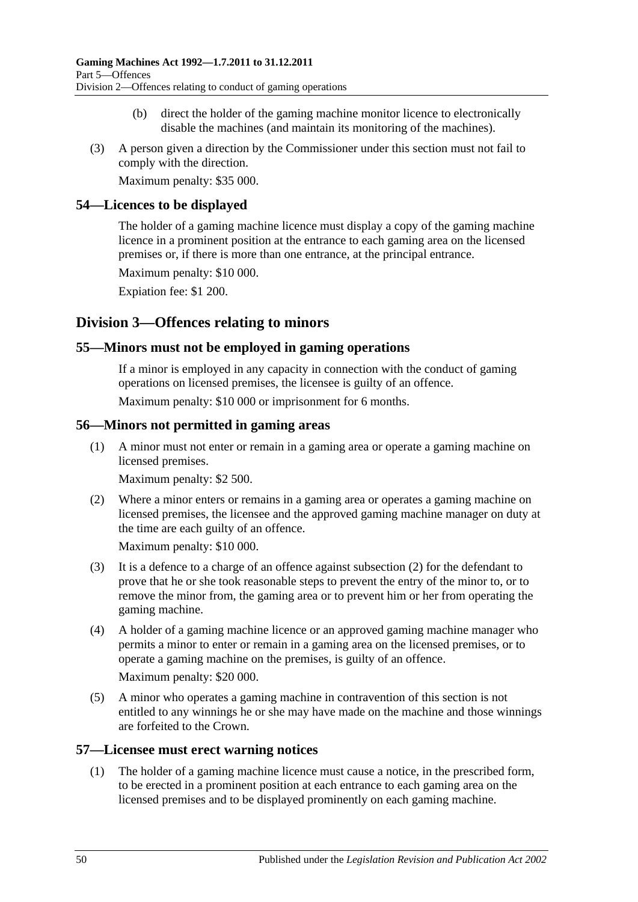(b) direct the holder of the gaming machine monitor licence to electronically disable the machines (and maintain its monitoring of the machines).

(3) A person given a direction by the Commissioner under this section must not fail to comply with the direction.

Maximum penalty: $35 000.

## 54—Licences to be displayed

The holder of a gaming machine licence must display a copy of the gaming machine licence in a prominent position at the entrance to each gaming area on the licensed premises or, if there is more than one entrance, at the principal entrance.

Maximum penalty: $10 000.

Expiation fee: $1 200.

# Division 3—Offences relating to minors

## 55—Minors must not be employed in gaming operations

If a minor is employed in any capacity in connection with the conduct of gaming operations on licensed premises, the licensee is guilty of an offence.

Maximum penalty: $10 000 or imprisonment for 6 months.

## 56—Minors not permitted in gaming areas

(1) A minor must not enter or remain in a gaming area or operate a gaming machine on licensed premises.

Maximum penalty: $2 500.

(2) Where a minor enters or remains in a gaming area or operates a gaming machine on licensed premises, the licensee and the approved gaming machine manager on duty at the time are each guilty of an offence.

Maximum penalty: $10 000.

(3) It is a defence to a charge of an offence against subsection (2) for the defendant to prove that he or she took reasonable steps to prevent the entry of the minor to, or to remove the minor from, the gaming area or to prevent him or her from operating the gaming machine.

(4) A holder of a gaming machine licence or an approved gaming machine manager who permits a minor to enter or remain in a gaming area on the licensed premises, or to operate a gaming machine on the premises, is guilty of an offence.

Maximum penalty: $20 000.

(5) A minor who operates a gaming machine in contravention of this section is not entitled to any winnings he or she may have made on the machine and those winnings are forfeited to the Crown.

## 57—Licensee must erect warning notices

(1) The holder of a gaming machine licence must cause a notice, in the prescribed form, to be erected in a prominent position at each entrance to each gaming area on the licensed premises and to be displayed prominently on each gaming machine.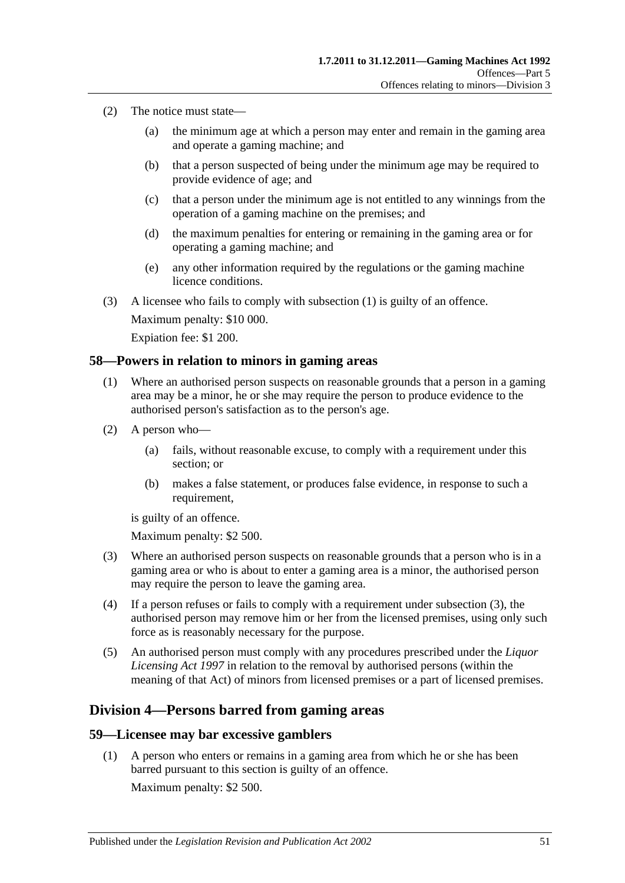(2) The notice must state—

(a) the minimum age at which a person may enter and remain in the gaming area and operate a gaming machine; and

(b) that a person suspected of being under the minimum age may be required to provide evidence of age; and

(c) that a person under the minimum age is not entitled to any winnings from the operation of a gaming machine on the premises; and

(d) the maximum penalties for entering or remaining in the gaming area or for operating a gaming machine; and

(e) any other information required by the regulations or the gaming machine licence conditions.

(3) A licensee who fails to comply with subsection (1) is guilty of an offence.

Maximum penalty: $10 000.

Expiation fee: $1 200.

## 58—Powers in relation to minors in gaming areas

(1) Where an authorised person suspects on reasonable grounds that a person in a gaming area may be a minor, he or she may require the person to produce evidence to the authorised person's satisfaction as to the person's age.

(2) A person who—

(a) fails, without reasonable excuse, to comply with a requirement under this section; or

(b) makes a false statement, or produces false evidence, in response to such a requirement,

is guilty of an offence.

Maximum penalty: $2 500.

(3) Where an authorised person suspects on reasonable grounds that a person who is in a gaming area or who is about to enter a gaming area is a minor, the authorised person may require the person to leave the gaming area.

(4) If a person refuses or fails to comply with a requirement under subsection (3), the authorised person may remove him or her from the licensed premises, using only such force as is reasonably necessary for the purpose.

(5) An authorised person must comply with any procedures prescribed under the *Liquor Licensing Act 1997* in relation to the removal by authorised persons (within the meaning of that Act) of minors from licensed premises or a part of licensed premises.

# Division 4—Persons barred from gaming areas

## 59—Licensee may bar excessive gamblers

(1) A person who enters or remains in a gaming area from which he or she has been barred pursuant to this section is guilty of an offence.

Maximum penalty: $2 500.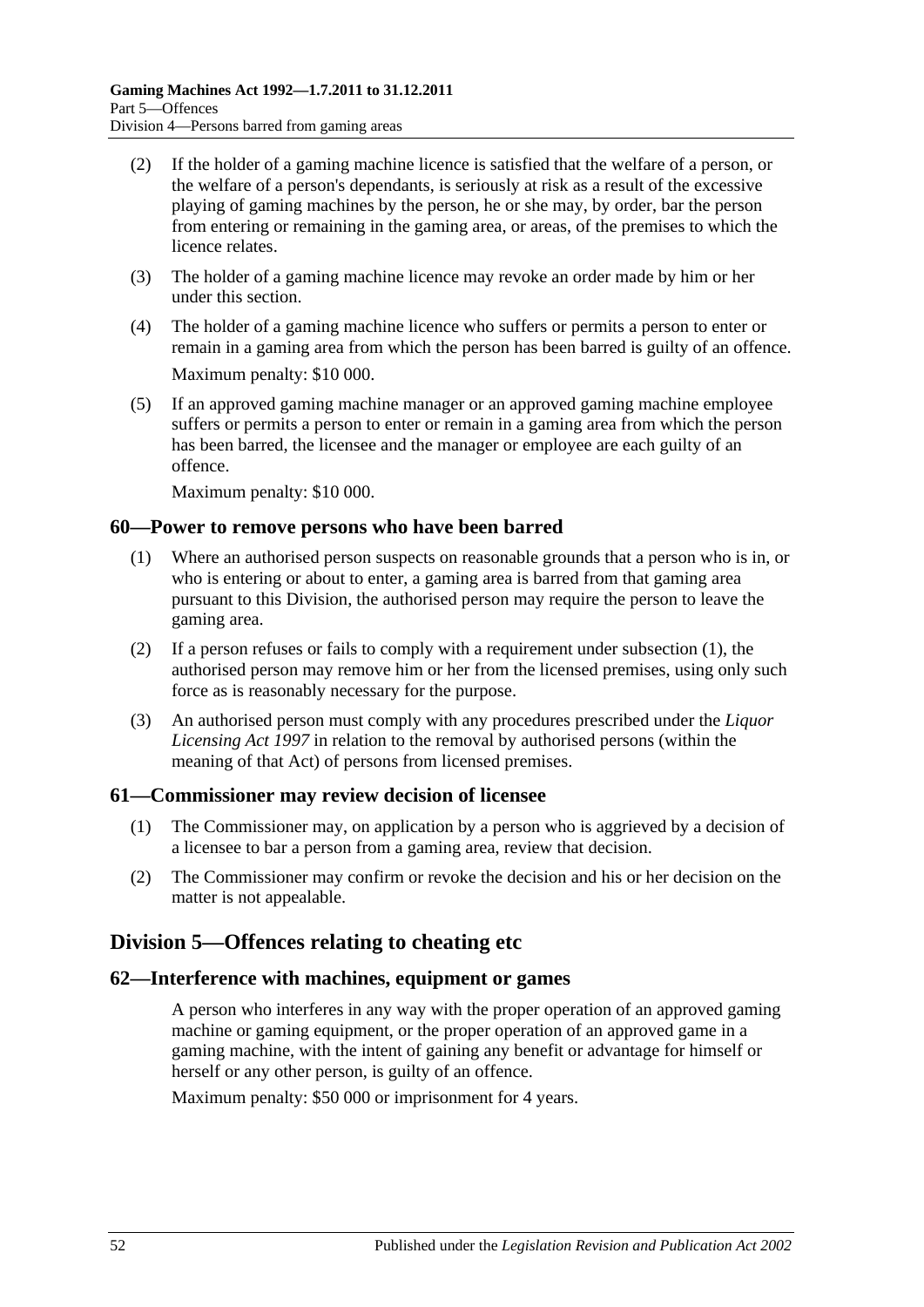(2) If the holder of a gaming machine licence is satisfied that the welfare of a person, or the welfare of a person's dependants, is seriously at risk as a result of the excessive playing of gaming machines by the person, he or she may, by order, bar the person from entering or remaining in the gaming area, or areas, of the premises to which the licence relates.

(3) The holder of a gaming machine licence may revoke an order made by him or her under this section.

(4) The holder of a gaming machine licence who suffers or permits a person to enter or remain in a gaming area from which the person has been barred is guilty of an offence.

Maximum penalty: $10 000.

(5) If an approved gaming machine manager or an approved gaming machine employee suffers or permits a person to enter or remain in a gaming area from which the person has been barred, the licensee and the manager or employee are each guilty of an offence.

Maximum penalty: $10 000.

### 60—Power to remove persons who have been barred

(1) Where an authorised person suspects on reasonable grounds that a person who is in, or who is entering or about to enter, a gaming area is barred from that gaming area pursuant to this Division, the authorised person may require the person to leave the gaming area.

(2) If a person refuses or fails to comply with a requirement under subsection (1), the authorised person may remove him or her from the licensed premises, using only such force as is reasonably necessary for the purpose.

(3) An authorised person must comply with any procedures prescribed under the *Liquor Licensing Act 1997* in relation to the removal by authorised persons (within the meaning of that Act) of persons from licensed premises.

### 61—Commissioner may review decision of licensee

(1) The Commissioner may, on application by a person who is aggrieved by a decision of a licensee to bar a person from a gaming area, review that decision.

(2) The Commissioner may confirm or revoke the decision and his or her decision on the matter is not appealable.

## Division 5—Offences relating to cheating etc

### 62—Interference with machines, equipment or games

A person who interferes in any way with the proper operation of an approved gaming machine or gaming equipment, or the proper operation of an approved game in a gaming machine, with the intent of gaining any benefit or advantage for himself or herself or any other person, is guilty of an offence.

Maximum penalty: $50 000 or imprisonment for 4 years.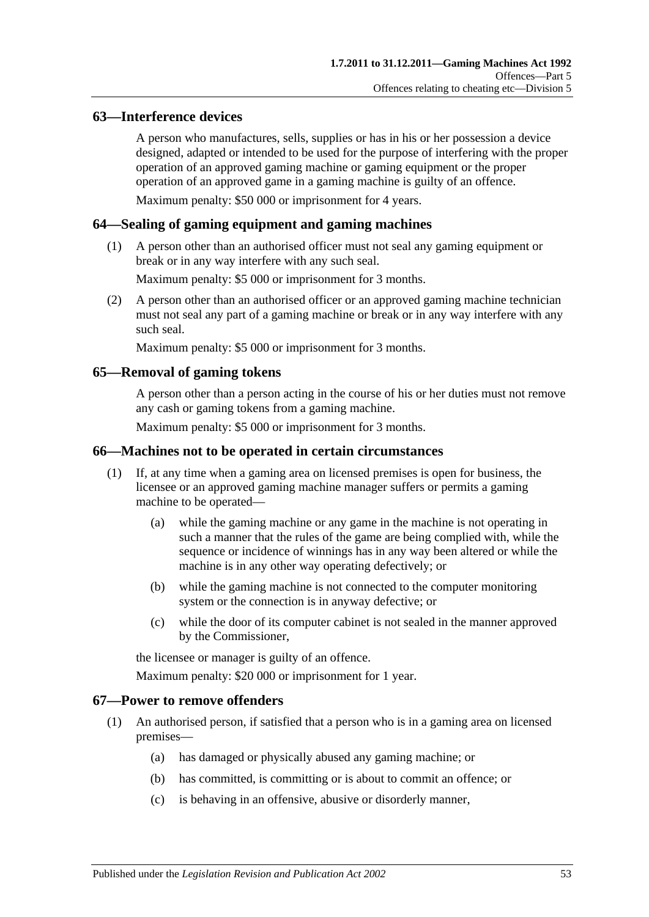## 63—Interference devices

A person who manufactures, sells, supplies or has in his or her possession a device designed, adapted or intended to be used for the purpose of interfering with the proper operation of an approved gaming machine or gaming equipment or the proper operation of an approved game in a gaming machine is guilty of an offence.

Maximum penalty: $50 000 or imprisonment for 4 years.

## 64—Sealing of gaming equipment and gaming machines

(1) A person other than an authorised officer must not seal any gaming equipment or break or in any way interfere with any such seal.

Maximum penalty: $5 000 or imprisonment for 3 months.

(2) A person other than an authorised officer or an approved gaming machine technician must not seal any part of a gaming machine or break or in any way interfere with any such seal.

Maximum penalty: $5 000 or imprisonment for 3 months.

## 65—Removal of gaming tokens

A person other than a person acting in the course of his or her duties must not remove any cash or gaming tokens from a gaming machine.

Maximum penalty: $5 000 or imprisonment for 3 months.

## 66—Machines not to be operated in certain circumstances

(1) If, at any time when a gaming area on licensed premises is open for business, the licensee or an approved gaming machine manager suffers or permits a gaming machine to be operated—

(a) while the gaming machine or any game in the machine is not operating in such a manner that the rules of the game are being complied with, while the sequence or incidence of winnings has in any way been altered or while the machine is in any other way operating defectively; or

(b) while the gaming machine is not connected to the computer monitoring system or the connection is in anyway defective; or

(c) while the door of its computer cabinet is not sealed in the manner approved by the Commissioner,

the licensee or manager is guilty of an offence.

Maximum penalty: $20 000 or imprisonment for 1 year.

## 67—Power to remove offenders

(1) An authorised person, if satisfied that a person who is in a gaming area on licensed premises—

(a) has damaged or physically abused any gaming machine; or

(b) has committed, is committing or is about to commit an offence; or

(c) is behaving in an offensive, abusive or disorderly manner,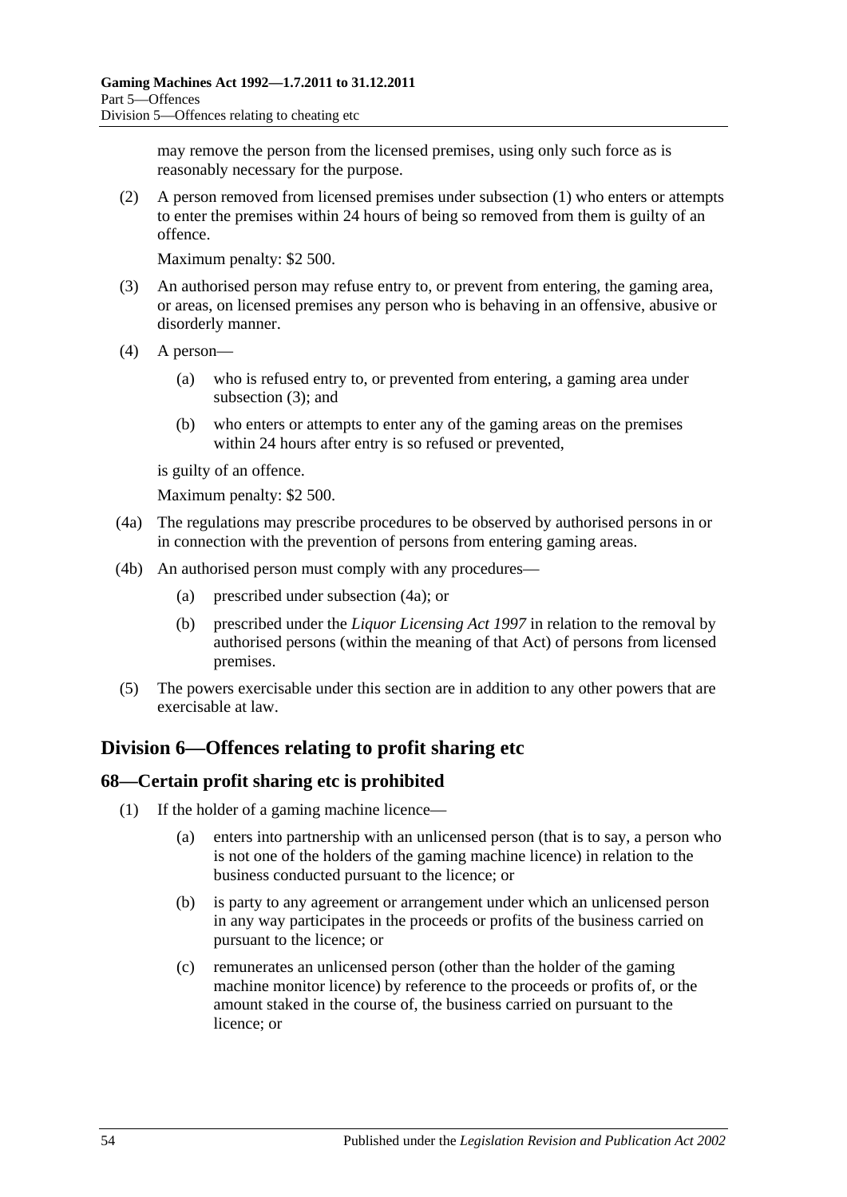may remove the person from the licensed premises, using only such force as is reasonably necessary for the purpose.

(2) A person removed from licensed premises under subsection (1) who enters or attempts to enter the premises within 24 hours of being so removed from them is guilty of an offence.

Maximum penalty: $2 500.

(3) An authorised person may refuse entry to, or prevent from entering, the gaming area, or areas, on licensed premises any person who is behaving in an offensive, abusive or disorderly manner.

(4) A person—

(a) who is refused entry to, or prevented from entering, a gaming area under subsection (3); and

(b) who enters or attempts to enter any of the gaming areas on the premises within 24 hours after entry is so refused or prevented,

is guilty of an offence.

Maximum penalty: $2 500.

(4a) The regulations may prescribe procedures to be observed by authorised persons in or in connection with the prevention of persons from entering gaming areas.

(4b) An authorised person must comply with any procedures—

(a) prescribed under subsection (4a); or

(b) prescribed under the *Liquor Licensing Act 1997* in relation to the removal by authorised persons (within the meaning of that Act) of persons from licensed premises.

(5) The powers exercisable under this section are in addition to any other powers that are exercisable at law.

## Division 6—Offences relating to profit sharing etc

### 68—Certain profit sharing etc is prohibited

(1) If the holder of a gaming machine licence—

(a) enters into partnership with an unlicensed person (that is to say, a person who is not one of the holders of the gaming machine licence) in relation to the business conducted pursuant to the licence; or

(b) is party to any agreement or arrangement under which an unlicensed person in any way participates in the proceeds or profits of the business carried on pursuant to the licence; or

(c) remunerates an unlicensed person (other than the holder of the gaming machine monitor licence) by reference to the proceeds or profits of, or the amount staked in the course of, the business carried on pursuant to the licence; or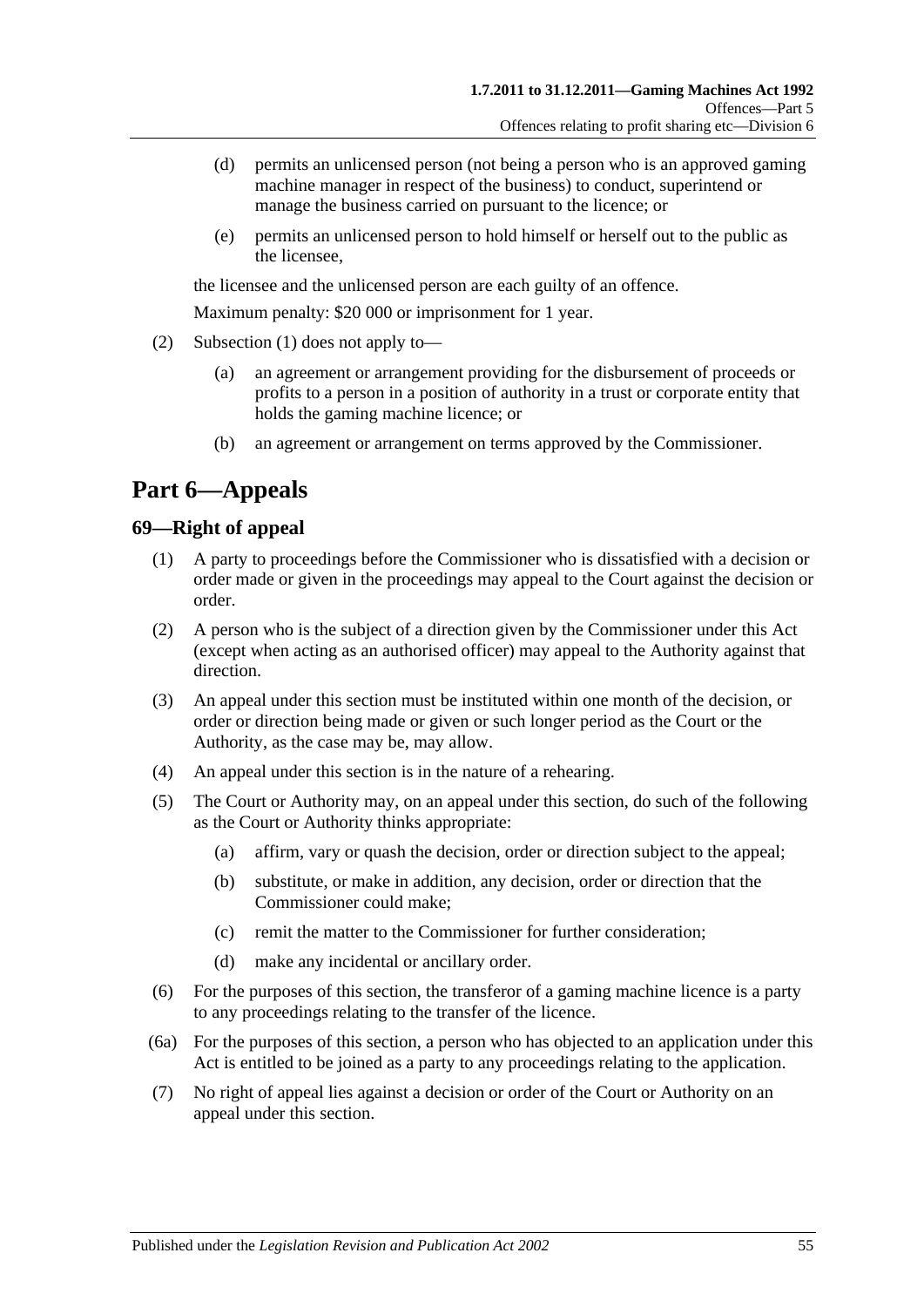(d) permits an unlicensed person (not being a person who is an approved gaming machine manager in respect of the business) to conduct, superintend or manage the business carried on pursuant to the licence; or

(e) permits an unlicensed person to hold himself or herself out to the public as the licensee,

the licensee and the unlicensed person are each guilty of an offence.

Maximum penalty: $20 000 or imprisonment for 1 year.

(2) Subsection (1) does not apply to—

(a) an agreement or arrangement providing for the disbursement of proceeds or profits to a person in a position of authority in a trust or corporate entity that holds the gaming machine licence; or

(b) an agreement or arrangement on terms approved by the Commissioner.

# Part 6—Appeals

## 69—Right of appeal

(1) A party to proceedings before the Commissioner who is dissatisfied with a decision or order made or given in the proceedings may appeal to the Court against the decision or order.

(2) A person who is the subject of a direction given by the Commissioner under this Act (except when acting as an authorised officer) may appeal to the Authority against that direction.

(3) An appeal under this section must be instituted within one month of the decision, or order or direction being made or given or such longer period as the Court or the Authority, as the case may be, may allow.

(4) An appeal under this section is in the nature of a rehearing.

(5) The Court or Authority may, on an appeal under this section, do such of the following as the Court or Authority thinks appropriate:

(a) affirm, vary or quash the decision, order or direction subject to the appeal;

(b) substitute, or make in addition, any decision, order or direction that the Commissioner could make;

(c) remit the matter to the Commissioner for further consideration;

(d) make any incidental or ancillary order.

(6) For the purposes of this section, the transferor of a gaming machine licence is a party to any proceedings relating to the transfer of the licence.

(6a) For the purposes of this section, a person who has objected to an application under this Act is entitled to be joined as a party to any proceedings relating to the application.

(7) No right of appeal lies against a decision or order of the Court or Authority on an appeal under this section.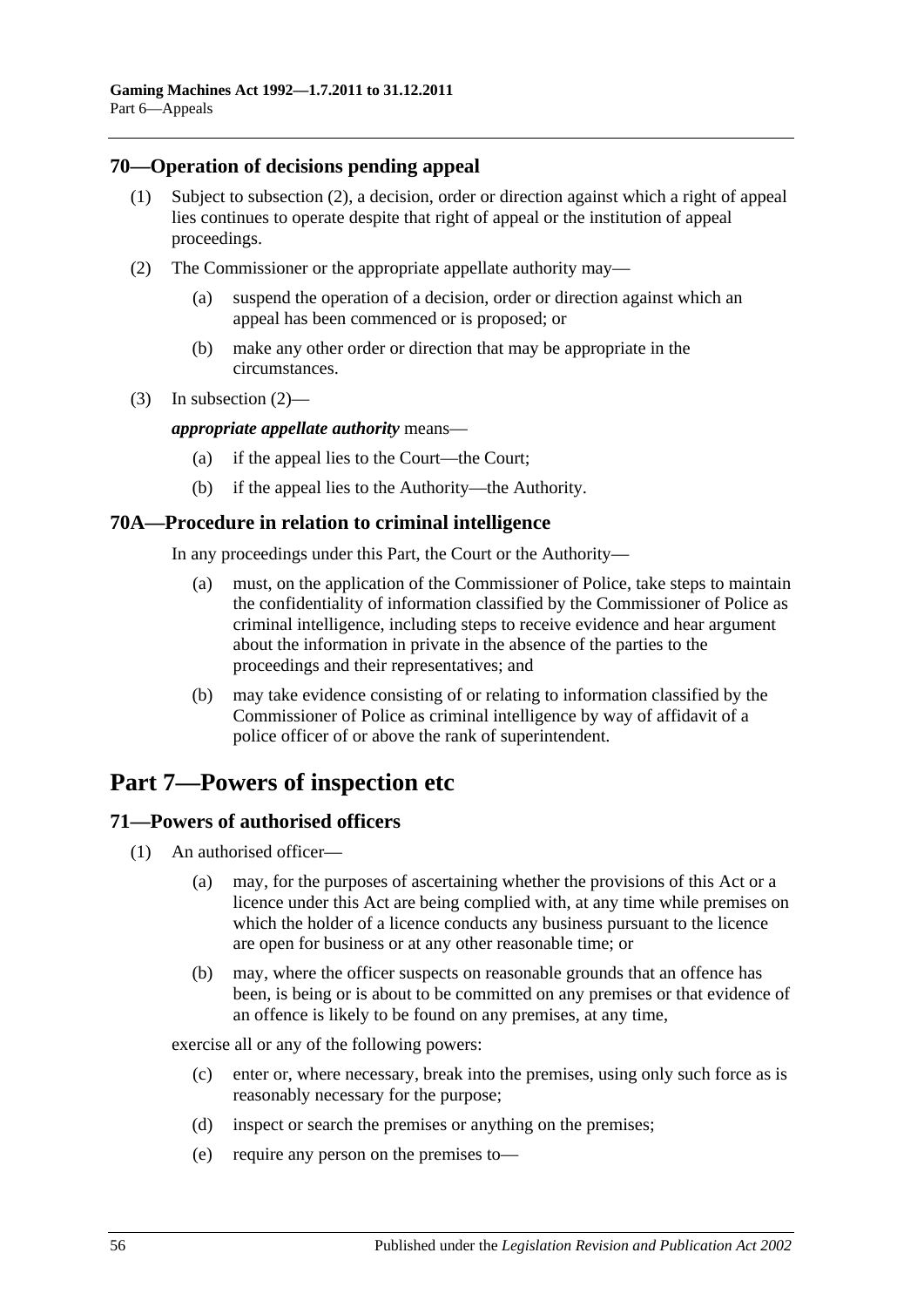## 70—Operation of decisions pending appeal

(1) Subject to subsection (2), a decision, order or direction against which a right of appeal lies continues to operate despite that right of appeal or the institution of appeal proceedings.

(2) The Commissioner or the appropriate appellate authority may—

(a) suspend the operation of a decision, order or direction against which an appeal has been commenced or is proposed; or

(b) make any other order or direction that may be appropriate in the circumstances.

(3) In subsection (2)—

***appropriate appellate authority*** means—

(a) if the appeal lies to the Court—the Court;

(b) if the appeal lies to the Authority—the Authority.

## 70A—Procedure in relation to criminal intelligence

In any proceedings under this Part, the Court or the Authority—

(a) must, on the application of the Commissioner of Police, take steps to maintain the confidentiality of information classified by the Commissioner of Police as criminal intelligence, including steps to receive evidence and hear argument about the information in private in the absence of the parties to the proceedings and their representatives; and

(b) may take evidence consisting of or relating to information classified by the Commissioner of Police as criminal intelligence by way of affidavit of a police officer of or above the rank of superintendent.

# Part 7—Powers of inspection etc

## 71—Powers of authorised officers

(1) An authorised officer—

(a) may, for the purposes of ascertaining whether the provisions of this Act or a licence under this Act are being complied with, at any time while premises on which the holder of a licence conducts any business pursuant to the licence are open for business or at any other reasonable time; or

(b) may, where the officer suspects on reasonable grounds that an offence has been, is being or is about to be committed on any premises or that evidence of an offence is likely to be found on any premises, at any time,

exercise all or any of the following powers:

(c) enter or, where necessary, break into the premises, using only such force as is reasonably necessary for the purpose;

(d) inspect or search the premises or anything on the premises;

(e) require any person on the premises to—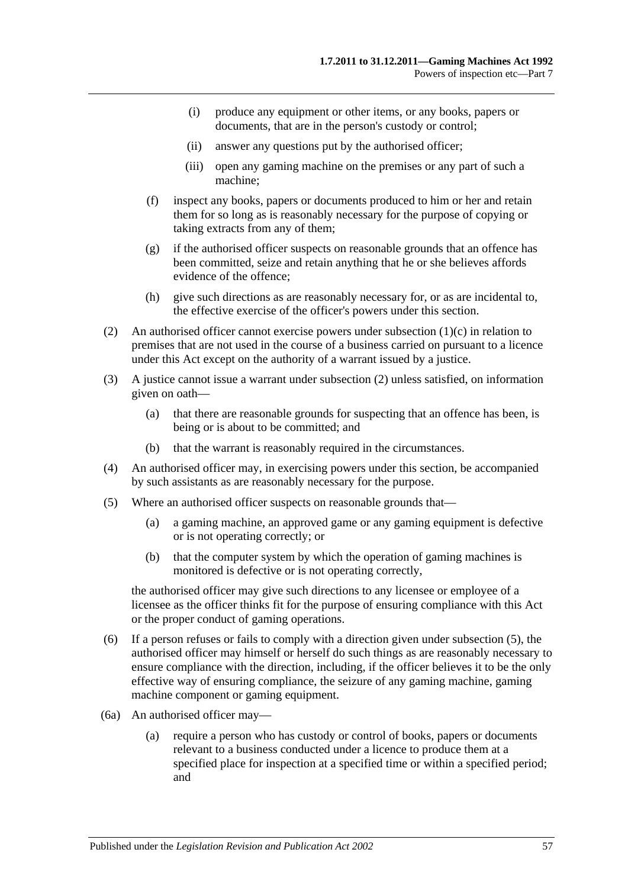(i) produce any equipment or other items, or any books, papers or documents, that are in the person's custody or control;

(ii) answer any questions put by the authorised officer;

(iii) open any gaming machine on the premises or any part of such a machine;

(f) inspect any books, papers or documents produced to him or her and retain them for so long as is reasonably necessary for the purpose of copying or taking extracts from any of them;

(g) if the authorised officer suspects on reasonable grounds that an offence has been committed, seize and retain anything that he or she believes affords evidence of the offence;

(h) give such directions as are reasonably necessary for, or as are incidental to, the effective exercise of the officer's powers under this section.

(2) An authorised officer cannot exercise powers under subsection (1)(c) in relation to premises that are not used in the course of a business carried on pursuant to a licence under this Act except on the authority of a warrant issued by a justice.

(3) A justice cannot issue a warrant under subsection (2) unless satisfied, on information given on oath—

(a) that there are reasonable grounds for suspecting that an offence has been, is being or is about to be committed; and

(b) that the warrant is reasonably required in the circumstances.

(4) An authorised officer may, in exercising powers under this section, be accompanied by such assistants as are reasonably necessary for the purpose.

(5) Where an authorised officer suspects on reasonable grounds that—

(a) a gaming machine, an approved game or any gaming equipment is defective or is not operating correctly; or

(b) that the computer system by which the operation of gaming machines is monitored is defective or is not operating correctly,

the authorised officer may give such directions to any licensee or employee of a licensee as the officer thinks fit for the purpose of ensuring compliance with this Act or the proper conduct of gaming operations.

(6) If a person refuses or fails to comply with a direction given under subsection (5), the authorised officer may himself or herself do such things as are reasonably necessary to ensure compliance with the direction, including, if the officer believes it to be the only effective way of ensuring compliance, the seizure of any gaming machine, gaming machine component or gaming equipment.

(6a) An authorised officer may—

(a) require a person who has custody or control of books, papers or documents relevant to a business conducted under a licence to produce them at a specified place for inspection at a specified time or within a specified period; and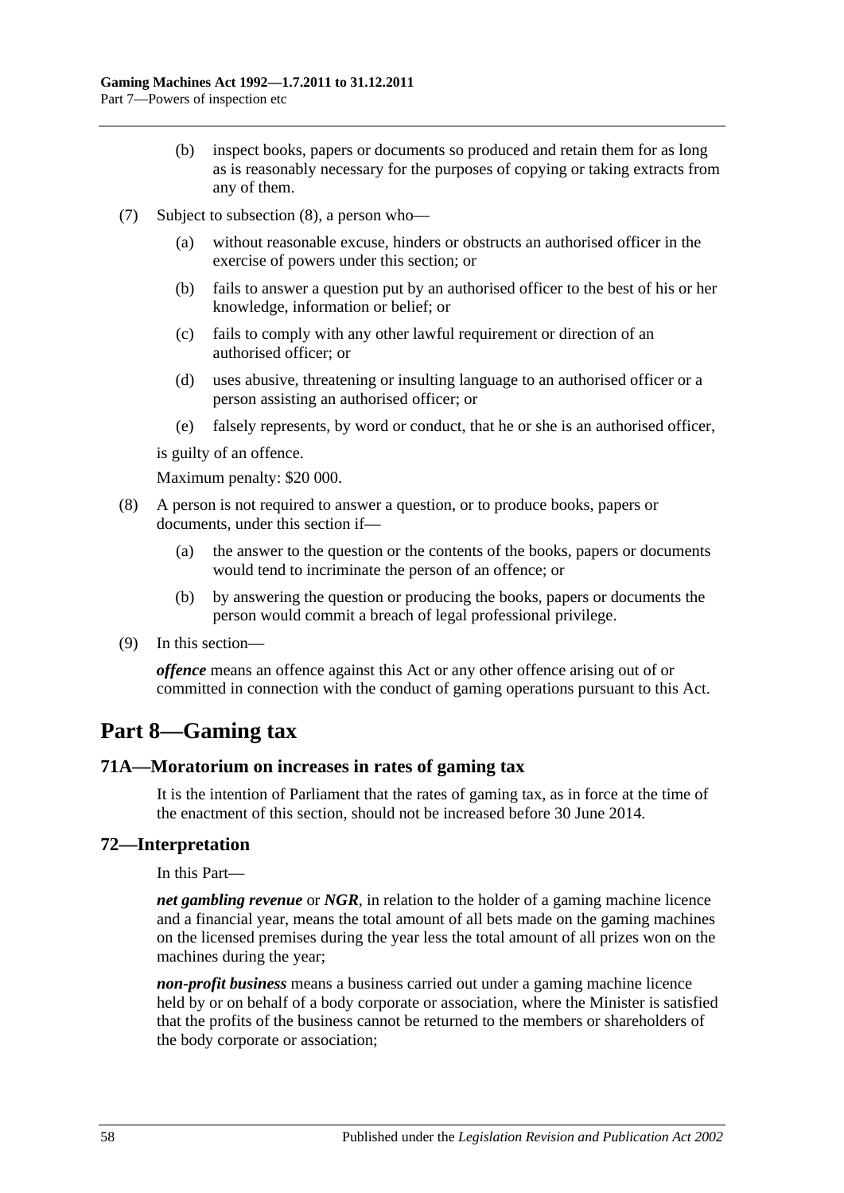(b) inspect books, papers or documents so produced and retain them for as long as is reasonably necessary for the purposes of copying or taking extracts from any of them.

(7) Subject to subsection (8), a person who—

(a) without reasonable excuse, hinders or obstructs an authorised officer in the exercise of powers under this section; or

(b) fails to answer a question put by an authorised officer to the best of his or her knowledge, information or belief; or

(c) fails to comply with any other lawful requirement or direction of an authorised officer; or

(d) uses abusive, threatening or insulting language to an authorised officer or a person assisting an authorised officer; or

(e) falsely represents, by word or conduct, that he or she is an authorised officer,

is guilty of an offence.

Maximum penalty: $20 000.

(8) A person is not required to answer a question, or to produce books, papers or documents, under this section if—

(a) the answer to the question or the contents of the books, papers or documents would tend to incriminate the person of an offence; or

(b) by answering the question or producing the books, papers or documents the person would commit a breach of legal professional privilege.

(9) In this section—

***offence*** means an offence against this Act or any other offence arising out of or committed in connection with the conduct of gaming operations pursuant to this Act.

# Part 8—Gaming tax

## 71A—Moratorium on increases in rates of gaming tax

It is the intention of Parliament that the rates of gaming tax, as in force at the time of the enactment of this section, should not be increased before 30 June 2014.

## 72—Interpretation

In this Part—

***net gambling revenue*** or ***NGR***, in relation to the holder of a gaming machine licence and a financial year, means the total amount of all bets made on the gaming machines on the licensed premises during the year less the total amount of all prizes won on the machines during the year;

***non-profit business*** means a business carried out under a gaming machine licence held by or on behalf of a body corporate or association, where the Minister is satisfied that the profits of the business cannot be returned to the members or shareholders of the body corporate or association;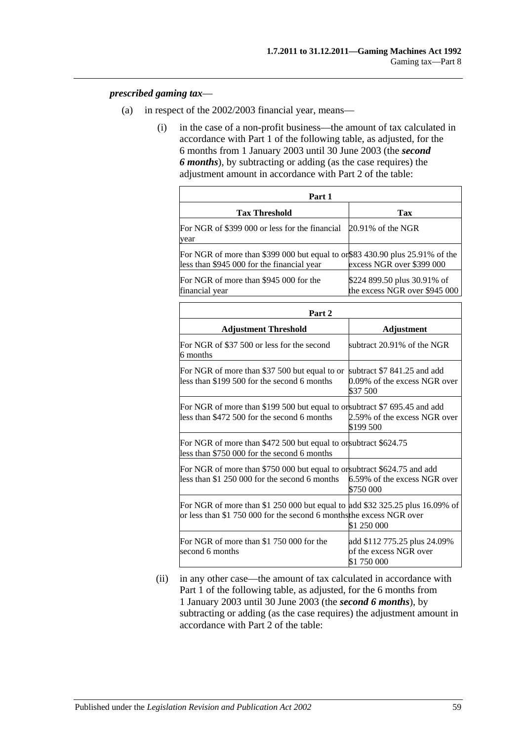***prescribed gaming tax***—

(a) in respect of the 2002/2003 financial year, means—

(i) in the case of a non-profit business—the amount of tax calculated in accordance with Part 1 of the following table, as adjusted, for the 6 months from 1 January 2003 until 30 June 2003 (the ***second 6 months***), by subtracting or adding (as the case requires) the adjustment amount in accordance with Part 2 of the table:

| Part 1 | |
|---|---|
| **Tax Threshold** | **Tax** |
| For NGR of \$399 000 or less for the financial year | 20.91% of the NGR |
| For NGR of more than \$399 000 but equal to or less than \$945 000 for the financial year | \$83 430.90 plus 25.91% of the excess NGR over \$399 000 |
| For NGR of more than \$945 000 for the financial year | \$224 899.50 plus 30.91% of the excess NGR over \$945 000 |

| Part 2 | |
|---|---|
| **Adjustment Threshold** | **Adjustment** |
| For NGR of \$37 500 or less for the second 6 months | subtract 20.91% of the NGR |
| For NGR of more than \$37 500 but equal to or less than \$199 500 for the second 6 months | subtract \$7 841.25 and add 0.09% of the excess NGR over \$37 500 |
| For NGR of more than \$199 500 but equal to or less than \$472 500 for the second 6 months | subtract \$7 695.45 and add 2.59% of the excess NGR over \$199 500 |
| For NGR of more than \$472 500 but equal to or less than \$750 000 for the second 6 months | subtract \$624.75 |
| For NGR of more than \$750 000 but equal to or less than \$1 250 000 for the second 6 months | subtract \$624.75 and add 6.59% of the excess NGR over \$750 000 |
| For NGR of more than \$1 250 000 but equal to or less than \$1 750 000 for the second 6 months | add \$32 325.25 plus 16.09% of the excess NGR over \$1 250 000 |
| For NGR of more than \$1 750 000 for the second 6 months | add \$112 775.25 plus 24.09% of the excess NGR over \$1 750 000 |

(ii) in any other case—the amount of tax calculated in accordance with Part 1 of the following table, as adjusted, for the 6 months from 1 January 2003 until 30 June 2003 (the ***second 6 months***), by subtracting or adding (as the case requires) the adjustment amount in accordance with Part 2 of the table: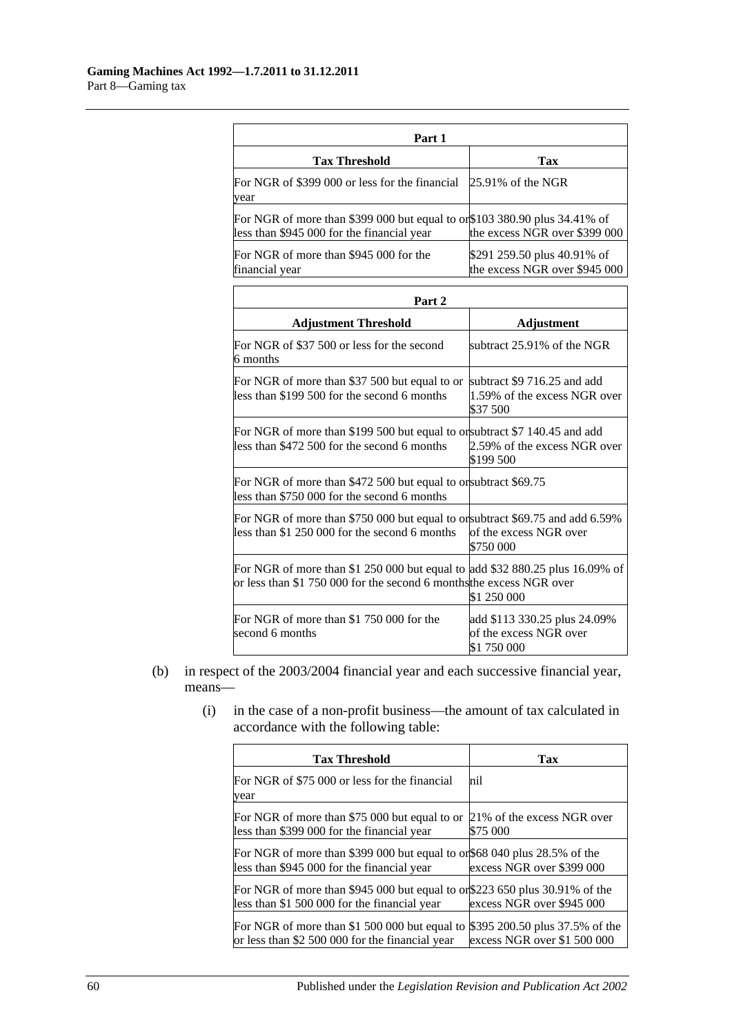| Part 1 | |
|---|---|
| **Tax Threshold** | **Tax** |
| For NGR of $399 000 or less for the financial year | 25.91% of the NGR |
| For NGR of more than $399 000 but equal to or less than $945 000 for the financial year | $103 380.90 plus 34.41% of the excess NGR over $399 000 |
| For NGR of more than $945 000 for the financial year | $291 259.50 plus 40.91% of the excess NGR over $945 000 |

| Part 2 | |
|---|---|
| **Adjustment Threshold** | **Adjustment** |
| For NGR of $37 500 or less for the second 6 months | subtract 25.91% of the NGR |
| For NGR of more than $37 500 but equal to or less than $199 500 for the second 6 months | subtract $9 716.25 and add 1.59% of the excess NGR over $37 500 |
| For NGR of more than $199 500 but equal to or less than $472 500 for the second 6 months | subtract $7 140.45 and add 2.59% of the excess NGR over $199 500 |
| For NGR of more than $472 500 but equal to or less than $750 000 for the second 6 months | subtract $69.75 |
| For NGR of more than $750 000 but equal to or less than $1 250 000 for the second 6 months | subtract $69.75 and add 6.59% of the excess NGR over $750 000 |
| For NGR of more than $1 250 000 but equal to or less than $1 750 000 for the second 6 months | add $32 880.25 plus 16.09% of the excess NGR over $1 250 000 |
| For NGR of more than $1 750 000 for the second 6 months | add $113 330.25 plus 24.09% of the excess NGR over $1 750 000 |

(b) in respect of the 2003/2004 financial year and each successive financial year, means—

(i) in the case of a non-profit business—the amount of tax calculated in accordance with the following table:

| **Tax Threshold** | **Tax** |
|---|---|
| For NGR of $75 000 or less for the financial year | nil |
| For NGR of more than $75 000 but equal to or less than $399 000 for the financial year | 21% of the excess NGR over $75 000 |
| For NGR of more than $399 000 but equal to or less than $945 000 for the financial year | $68 040 plus 28.5% of the excess NGR over $399 000 |
| For NGR of more than $945 000 but equal to or less than $1 500 000 for the financial year | $223 650 plus 30.91% of the excess NGR over $945 000 |
| For NGR of more than $1 500 000 but equal to or less than $2 500 000 for the financial year | $395 200.50 plus 37.5% of the excess NGR over $1 500 000 |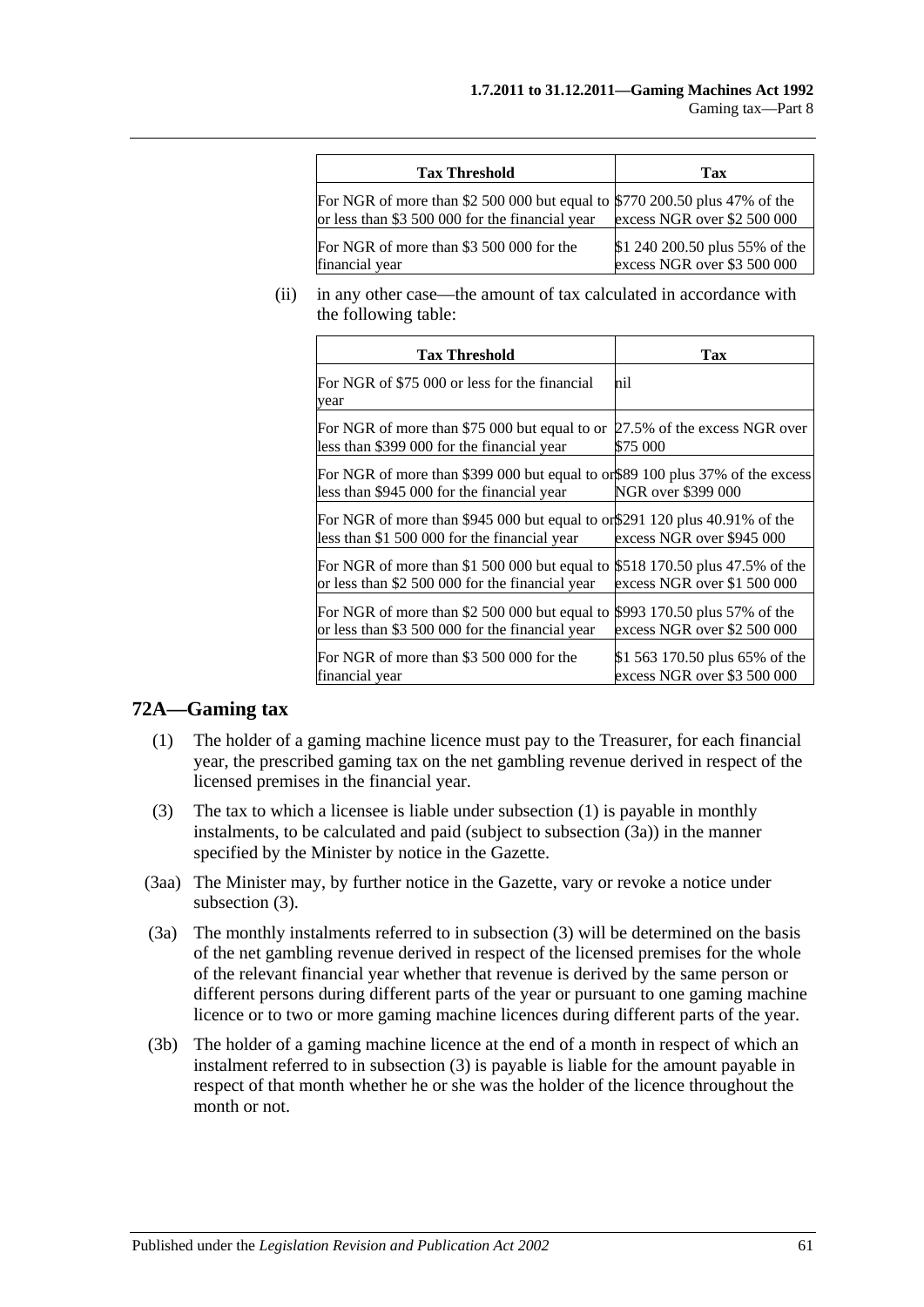| Tax Threshold | Tax |
| --- | --- |
| For NGR of more than $2 500 000 but equal to or less than $3 500 000 for the financial year | $770 200.50 plus 47% of the excess NGR over $2 500 000 |
| For NGR of more than $3 500 000 for the financial year | $1 240 200.50 plus 55% of the excess NGR over $3 500 000 |

(ii) in any other case—the amount of tax calculated in accordance with the following table:

| Tax Threshold | Tax |
| --- | --- |
| For NGR of $75 000 or less for the financial year | nil |
| For NGR of more than $75 000 but equal to or less than $399 000 for the financial year | 27.5% of the excess NGR over $75 000 |
| For NGR of more than $399 000 but equal to or less than $945 000 for the financial year | $89 100 plus 37% of the excess NGR over $399 000 |
| For NGR of more than $945 000 but equal to or less than $1 500 000 for the financial year | $291 120 plus 40.91% of the excess NGR over $945 000 |
| For NGR of more than $1 500 000 but equal to or less than $2 500 000 for the financial year | $518 170.50 plus 47.5% of the excess NGR over $1 500 000 |
| For NGR of more than $2 500 000 but equal to or less than $3 500 000 for the financial year | $993 170.50 plus 57% of the excess NGR over $2 500 000 |
| For NGR of more than $3 500 000 for the financial year | $1 563 170.50 plus 65% of the excess NGR over $3 500 000 |

## 72A—Gaming tax

(1) The holder of a gaming machine licence must pay to the Treasurer, for each financial year, the prescribed gaming tax on the net gambling revenue derived in respect of the licensed premises in the financial year.

(3) The tax to which a licensee is liable under subsection (1) is payable in monthly instalments, to be calculated and paid (subject to subsection (3a)) in the manner specified by the Minister by notice in the Gazette.

(3aa) The Minister may, by further notice in the Gazette, vary or revoke a notice under subsection (3).

(3a) The monthly instalments referred to in subsection (3) will be determined on the basis of the net gambling revenue derived in respect of the licensed premises for the whole of the relevant financial year whether that revenue is derived by the same person or different persons during different parts of the year or pursuant to one gaming machine licence or to two or more gaming machine licences during different parts of the year.

(3b) The holder of a gaming machine licence at the end of a month in respect of which an instalment referred to in subsection (3) is payable is liable for the amount payable in respect of that month whether he or she was the holder of the licence throughout the month or not.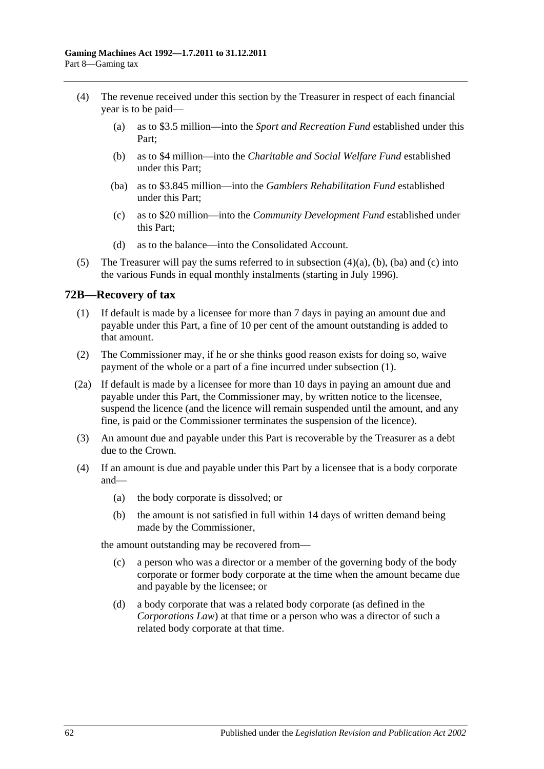(4) The revenue received under this section by the Treasurer in respect of each financial year is to be paid—

(a) as to $3.5 million—into the *Sport and Recreation Fund* established under this Part;

(b) as to $4 million—into the *Charitable and Social Welfare Fund* established under this Part;

(ba) as to $3.845 million—into the *Gamblers Rehabilitation Fund* established under this Part;

(c) as to $20 million—into the *Community Development Fund* established under this Part;

(d) as to the balance—into the Consolidated Account.

(5) The Treasurer will pay the sums referred to in subsection (4)(a), (b), (ba) and (c) into the various Funds in equal monthly instalments (starting in July 1996).

## 72B—Recovery of tax

(1) If default is made by a licensee for more than 7 days in paying an amount due and payable under this Part, a fine of 10 per cent of the amount outstanding is added to that amount.

(2) The Commissioner may, if he or she thinks good reason exists for doing so, waive payment of the whole or a part of a fine incurred under subsection (1).

(2a) If default is made by a licensee for more than 10 days in paying an amount due and payable under this Part, the Commissioner may, by written notice to the licensee, suspend the licence (and the licence will remain suspended until the amount, and any fine, is paid or the Commissioner terminates the suspension of the licence).

(3) An amount due and payable under this Part is recoverable by the Treasurer as a debt due to the Crown.

(4) If an amount is due and payable under this Part by a licensee that is a body corporate and—

(a) the body corporate is dissolved; or

(b) the amount is not satisfied in full within 14 days of written demand being made by the Commissioner,

the amount outstanding may be recovered from—

(c) a person who was a director or a member of the governing body of the body corporate or former body corporate at the time when the amount became due and payable by the licensee; or

(d) a body corporate that was a related body corporate (as defined in the *Corporations Law*) at that time or a person who was a director of such a related body corporate at that time.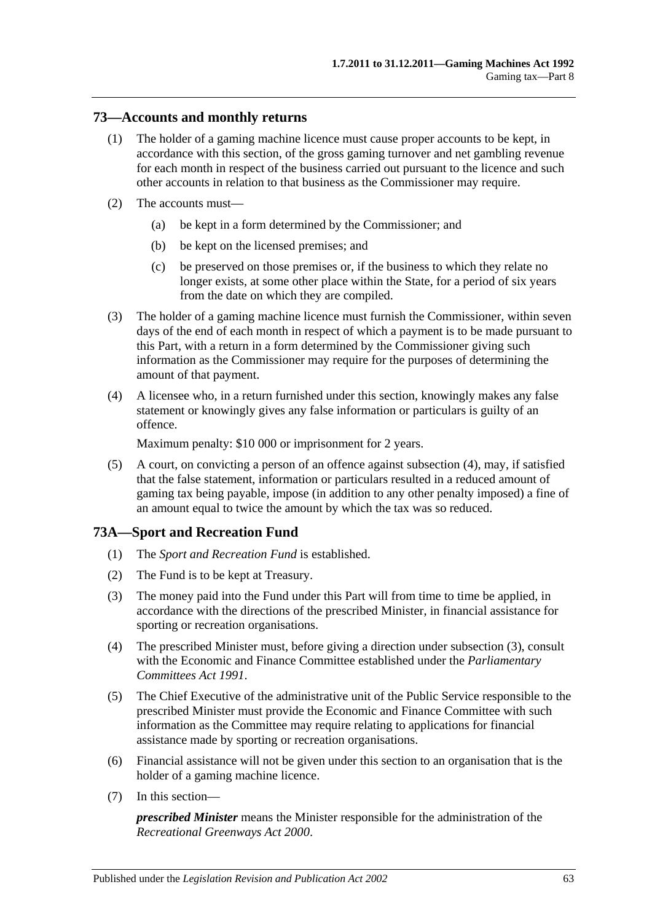## 73—Accounts and monthly returns

(1) The holder of a gaming machine licence must cause proper accounts to be kept, in accordance with this section, of the gross gaming turnover and net gambling revenue for each month in respect of the business carried out pursuant to the licence and such other accounts in relation to that business as the Commissioner may require.

(2) The accounts must—

  (a) be kept in a form determined by the Commissioner; and

  (b) be kept on the licensed premises; and

  (c) be preserved on those premises or, if the business to which they relate no longer exists, at some other place within the State, for a period of six years from the date on which they are compiled.

(3) The holder of a gaming machine licence must furnish the Commissioner, within seven days of the end of each month in respect of which a payment is to be made pursuant to this Part, with a return in a form determined by the Commissioner giving such information as the Commissioner may require for the purposes of determining the amount of that payment.

(4) A licensee who, in a return furnished under this section, knowingly makes any false statement or knowingly gives any false information or particulars is guilty of an offence.

Maximum penalty: $10 000 or imprisonment for 2 years.

(5) A court, on convicting a person of an offence against subsection (4), may, if satisfied that the false statement, information or particulars resulted in a reduced amount of gaming tax being payable, impose (in addition to any other penalty imposed) a fine of an amount equal to twice the amount by which the tax was so reduced.

## 73A—Sport and Recreation Fund

(1) The *Sport and Recreation Fund* is established.

(2) The Fund is to be kept at Treasury.

(3) The money paid into the Fund under this Part will from time to time be applied, in accordance with the directions of the prescribed Minister, in financial assistance for sporting or recreation organisations.

(4) The prescribed Minister must, before giving a direction under subsection (3), consult with the Economic and Finance Committee established under the *Parliamentary Committees Act 1991*.

(5) The Chief Executive of the administrative unit of the Public Service responsible to the prescribed Minister must provide the Economic and Finance Committee with such information as the Committee may require relating to applications for financial assistance made by sporting or recreation organisations.

(6) Financial assistance will not be given under this section to an organisation that is the holder of a gaming machine licence.

(7) In this section—

***prescribed Minister*** means the Minister responsible for the administration of the *Recreational Greenways Act 2000*.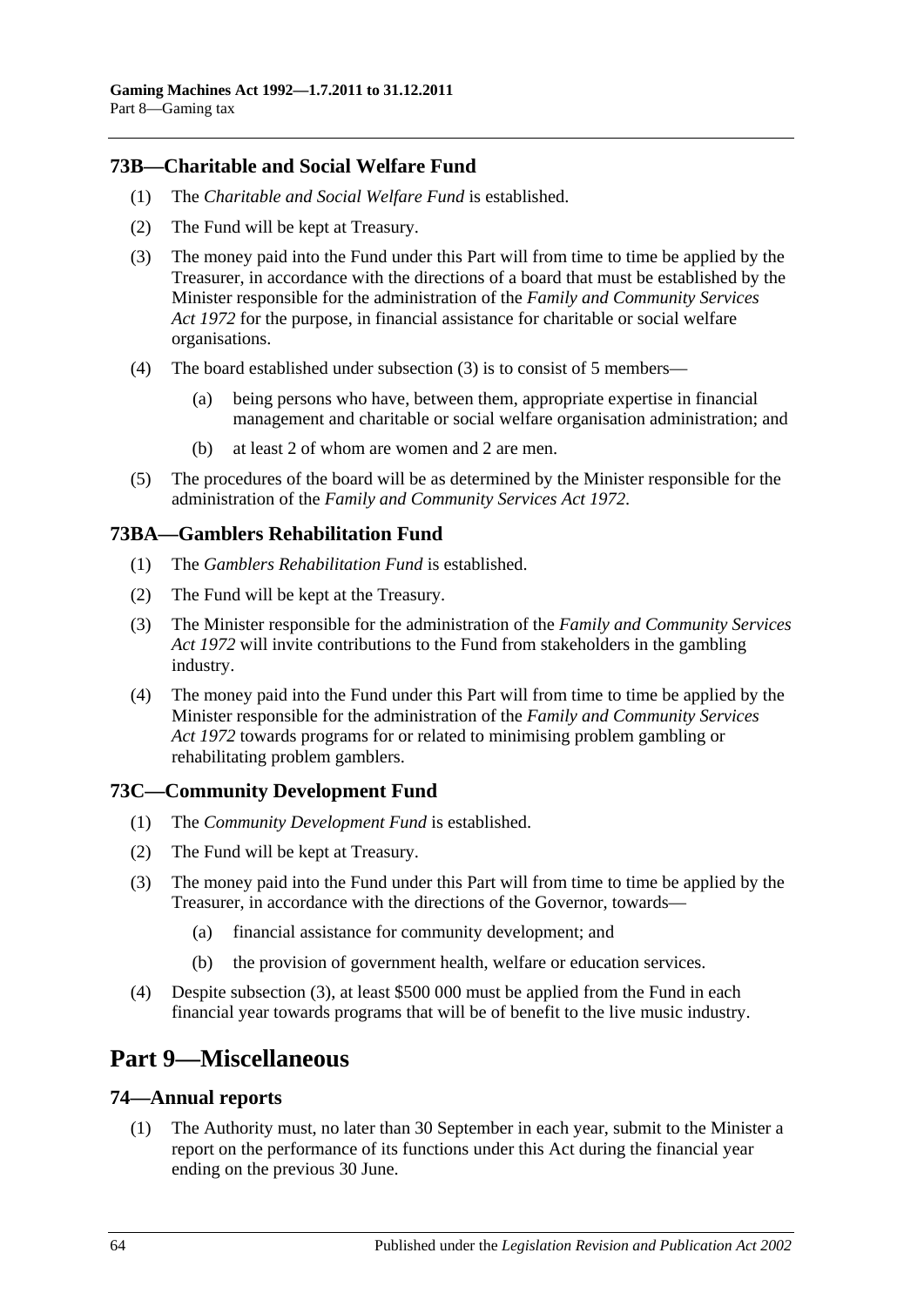### 73B—Charitable and Social Welfare Fund

(1) The *Charitable and Social Welfare Fund* is established.

(2) The Fund will be kept at Treasury.

(3) The money paid into the Fund under this Part will from time to time be applied by the Treasurer, in accordance with the directions of a board that must be established by the Minister responsible for the administration of the *Family and Community Services Act 1972* for the purpose, in financial assistance for charitable or social welfare organisations.

(4) The board established under subsection (3) is to consist of 5 members—

- (a) being persons who have, between them, appropriate expertise in financial management and charitable or social welfare organisation administration; and
- (b) at least 2 of whom are women and 2 are men.

(5) The procedures of the board will be as determined by the Minister responsible for the administration of the *Family and Community Services Act 1972*.

### 73BA—Gamblers Rehabilitation Fund

(1) The *Gamblers Rehabilitation Fund* is established.

(2) The Fund will be kept at the Treasury.

(3) The Minister responsible for the administration of the *Family and Community Services Act 1972* will invite contributions to the Fund from stakeholders in the gambling industry.

(4) The money paid into the Fund under this Part will from time to time be applied by the Minister responsible for the administration of the *Family and Community Services Act 1972* towards programs for or related to minimising problem gambling or rehabilitating problem gamblers.

### 73C—Community Development Fund

(1) The *Community Development Fund* is established.

(2) The Fund will be kept at Treasury.

(3) The money paid into the Fund under this Part will from time to time be applied by the Treasurer, in accordance with the directions of the Governor, towards—

- (a) financial assistance for community development; and
- (b) the provision of government health, welfare or education services.

(4) Despite subsection (3), at least $500 000 must be applied from the Fund in each financial year towards programs that will be of benefit to the live music industry.

## Part 9—Miscellaneous

### 74—Annual reports

(1) The Authority must, no later than 30 September in each year, submit to the Minister a report on the performance of its functions under this Act during the financial year ending on the previous 30 June.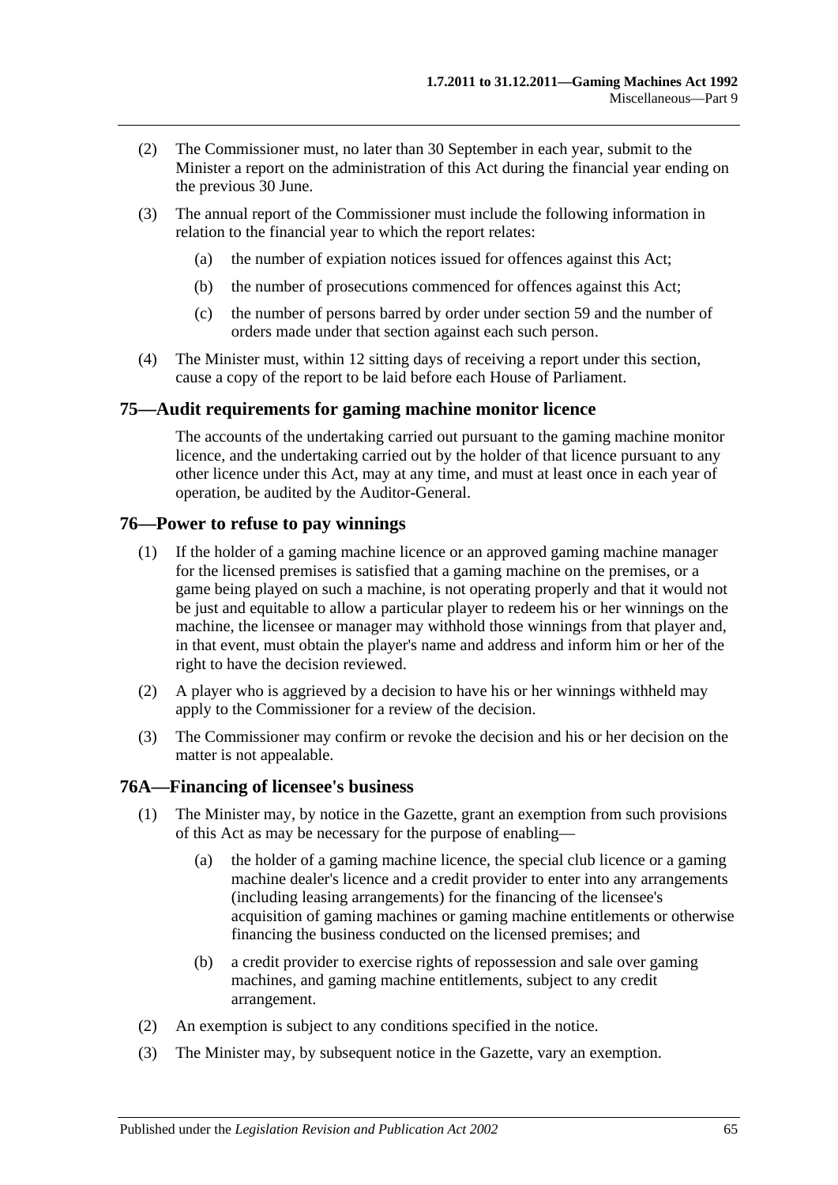(2) The Commissioner must, no later than 30 September in each year, submit to the Minister a report on the administration of this Act during the financial year ending on the previous 30 June.

(3) The annual report of the Commissioner must include the following information in relation to the financial year to which the report relates:

(a) the number of expiation notices issued for offences against this Act;

(b) the number of prosecutions commenced for offences against this Act;

(c) the number of persons barred by order under section 59 and the number of orders made under that section against each such person.

(4) The Minister must, within 12 sitting days of receiving a report under this section, cause a copy of the report to be laid before each House of Parliament.

## 75—Audit requirements for gaming machine monitor licence

The accounts of the undertaking carried out pursuant to the gaming machine monitor licence, and the undertaking carried out by the holder of that licence pursuant to any other licence under this Act, may at any time, and must at least once in each year of operation, be audited by the Auditor-General.

## 76—Power to refuse to pay winnings

(1) If the holder of a gaming machine licence or an approved gaming machine manager for the licensed premises is satisfied that a gaming machine on the premises, or a game being played on such a machine, is not operating properly and that it would not be just and equitable to allow a particular player to redeem his or her winnings on the machine, the licensee or manager may withhold those winnings from that player and, in that event, must obtain the player's name and address and inform him or her of the right to have the decision reviewed.

(2) A player who is aggrieved by a decision to have his or her winnings withheld may apply to the Commissioner for a review of the decision.

(3) The Commissioner may confirm or revoke the decision and his or her decision on the matter is not appealable.

## 76A—Financing of licensee's business

(1) The Minister may, by notice in the Gazette, grant an exemption from such provisions of this Act as may be necessary for the purpose of enabling—

(a) the holder of a gaming machine licence, the special club licence or a gaming machine dealer's licence and a credit provider to enter into any arrangements (including leasing arrangements) for the financing of the licensee's acquisition of gaming machines or gaming machine entitlements or otherwise financing the business conducted on the licensed premises; and

(b) a credit provider to exercise rights of repossession and sale over gaming machines, and gaming machine entitlements, subject to any credit arrangement.

(2) An exemption is subject to any conditions specified in the notice.

(3) The Minister may, by subsequent notice in the Gazette, vary an exemption.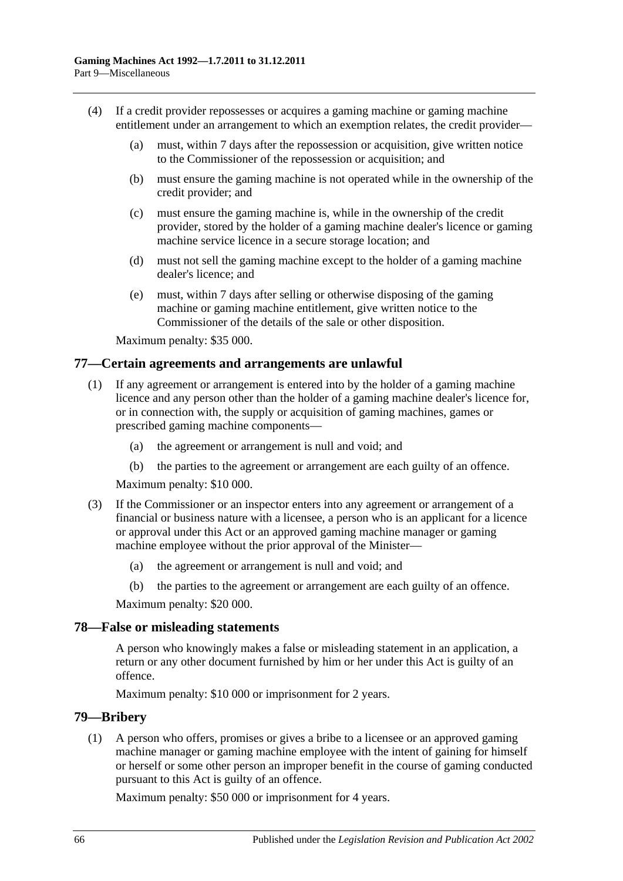(4) If a credit provider repossesses or acquires a gaming machine or gaming machine entitlement under an arrangement to which an exemption relates, the credit provider—

  (a) must, within 7 days after the repossession or acquisition, give written notice to the Commissioner of the repossession or acquisition; and

  (b) must ensure the gaming machine is not operated while in the ownership of the credit provider; and

  (c) must ensure the gaming machine is, while in the ownership of the credit provider, stored by the holder of a gaming machine dealer's licence or gaming machine service licence in a secure storage location; and

  (d) must not sell the gaming machine except to the holder of a gaming machine dealer's licence; and

  (e) must, within 7 days after selling or otherwise disposing of the gaming machine or gaming machine entitlement, give written notice to the Commissioner of the details of the sale or other disposition.

Maximum penalty: $35 000.

## 77—Certain agreements and arrangements are unlawful

(1) If any agreement or arrangement is entered into by the holder of a gaming machine licence and any person other than the holder of a gaming machine dealer's licence for, or in connection with, the supply or acquisition of gaming machines, games or prescribed gaming machine components—

  (a) the agreement or arrangement is null and void; and

  (b) the parties to the agreement or arrangement are each guilty of an offence.

Maximum penalty: $10 000.

(3) If the Commissioner or an inspector enters into any agreement or arrangement of a financial or business nature with a licensee, a person who is an applicant for a licence or approval under this Act or an approved gaming machine manager or gaming machine employee without the prior approval of the Minister—

  (a) the agreement or arrangement is null and void; and

  (b) the parties to the agreement or arrangement are each guilty of an offence.

Maximum penalty: $20 000.

## 78—False or misleading statements

A person who knowingly makes a false or misleading statement in an application, a return or any other document furnished by him or her under this Act is guilty of an offence.

Maximum penalty: $10 000 or imprisonment for 2 years.

## 79—Bribery

(1) A person who offers, promises or gives a bribe to a licensee or an approved gaming machine manager or gaming machine employee with the intent of gaining for himself or herself or some other person an improper benefit in the course of gaming conducted pursuant to this Act is guilty of an offence.

Maximum penalty: $50 000 or imprisonment for 4 years.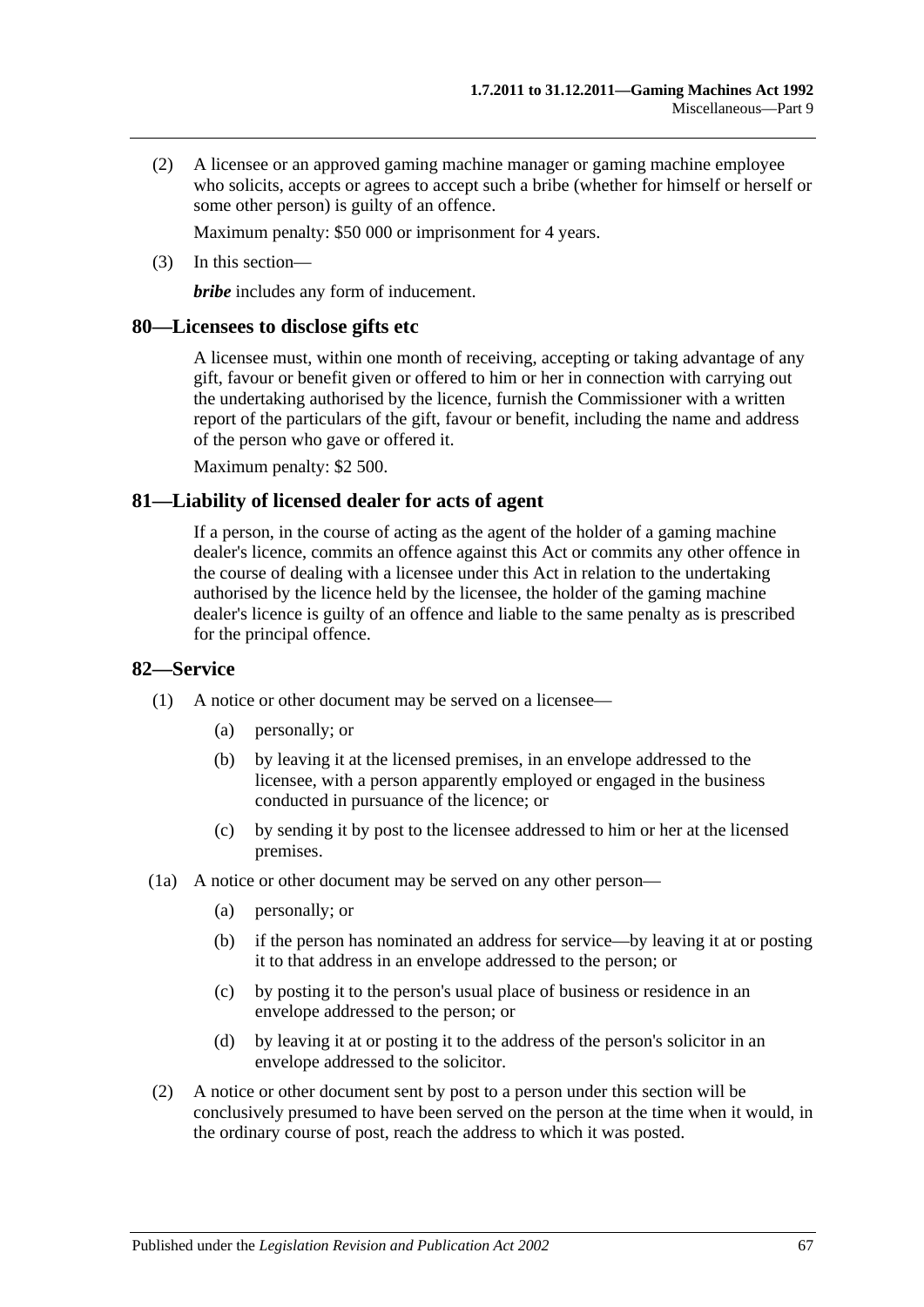(2) A licensee or an approved gaming machine manager or gaming machine employee who solicits, accepts or agrees to accept such a bribe (whether for himself or herself or some other person) is guilty of an offence.

Maximum penalty: $50 000 or imprisonment for 4 years.

(3) In this section—

***bribe*** includes any form of inducement.

## 80—Licensees to disclose gifts etc

A licensee must, within one month of receiving, accepting or taking advantage of any gift, favour or benefit given or offered to him or her in connection with carrying out the undertaking authorised by the licence, furnish the Commissioner with a written report of the particulars of the gift, favour or benefit, including the name and address of the person who gave or offered it.

Maximum penalty: $2 500.

## 81—Liability of licensed dealer for acts of agent

If a person, in the course of acting as the agent of the holder of a gaming machine dealer's licence, commits an offence against this Act or commits any other offence in the course of dealing with a licensee under this Act in relation to the undertaking authorised by the licence held by the licensee, the holder of the gaming machine dealer's licence is guilty of an offence and liable to the same penalty as is prescribed for the principal offence.

## 82—Service

(1) A notice or other document may be served on a licensee—

- (a) personally; or
- (b) by leaving it at the licensed premises, in an envelope addressed to the licensee, with a person apparently employed or engaged in the business conducted in pursuance of the licence; or
- (c) by sending it by post to the licensee addressed to him or her at the licensed premises.

(1a) A notice or other document may be served on any other person—

- (a) personally; or
- (b) if the person has nominated an address for service—by leaving it at or posting it to that address in an envelope addressed to the person; or
- (c) by posting it to the person's usual place of business or residence in an envelope addressed to the person; or
- (d) by leaving it at or posting it to the address of the person's solicitor in an envelope addressed to the solicitor.

(2) A notice or other document sent by post to a person under this section will be conclusively presumed to have been served on the person at the time when it would, in the ordinary course of post, reach the address to which it was posted.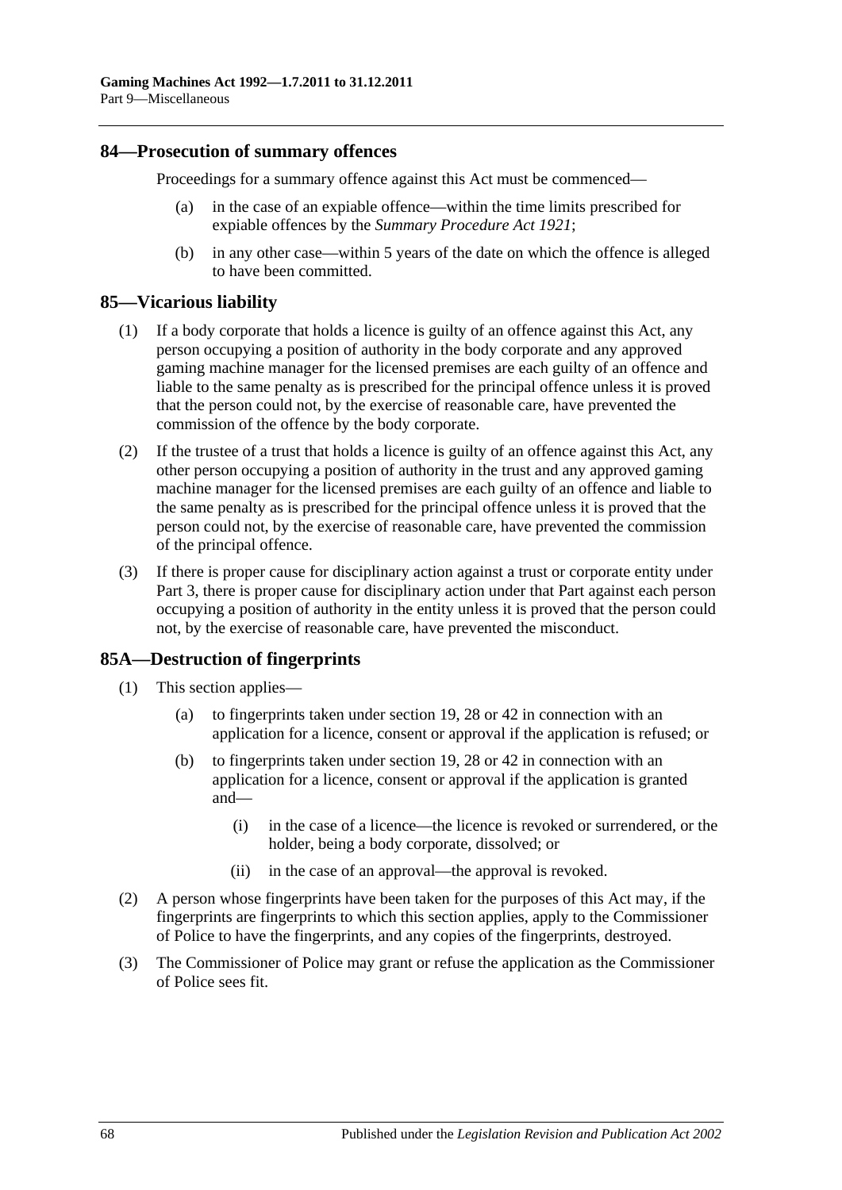## 84—Prosecution of summary offences

Proceedings for a summary offence against this Act must be commenced—

(a) in the case of an expiable offence—within the time limits prescribed for expiable offences by the *Summary Procedure Act 1921*;

(b) in any other case—within 5 years of the date on which the offence is alleged to have been committed.

## 85—Vicarious liability

(1) If a body corporate that holds a licence is guilty of an offence against this Act, any person occupying a position of authority in the body corporate and any approved gaming machine manager for the licensed premises are each guilty of an offence and liable to the same penalty as is prescribed for the principal offence unless it is proved that the person could not, by the exercise of reasonable care, have prevented the commission of the offence by the body corporate.

(2) If the trustee of a trust that holds a licence is guilty of an offence against this Act, any other person occupying a position of authority in the trust and any approved gaming machine manager for the licensed premises are each guilty of an offence and liable to the same penalty as is prescribed for the principal offence unless it is proved that the person could not, by the exercise of reasonable care, have prevented the commission of the principal offence.

(3) If there is proper cause for disciplinary action against a trust or corporate entity under Part 3, there is proper cause for disciplinary action under that Part against each person occupying a position of authority in the entity unless it is proved that the person could not, by the exercise of reasonable care, have prevented the misconduct.

## 85A—Destruction of fingerprints

(1) This section applies—

(a) to fingerprints taken under section 19, 28 or 42 in connection with an application for a licence, consent or approval if the application is refused; or

(b) to fingerprints taken under section 19, 28 or 42 in connection with an application for a licence, consent or approval if the application is granted and—

(i) in the case of a licence—the licence is revoked or surrendered, or the holder, being a body corporate, dissolved; or

(ii) in the case of an approval—the approval is revoked.

(2) A person whose fingerprints have been taken for the purposes of this Act may, if the fingerprints are fingerprints to which this section applies, apply to the Commissioner of Police to have the fingerprints, and any copies of the fingerprints, destroyed.

(3) The Commissioner of Police may grant or refuse the application as the Commissioner of Police sees fit.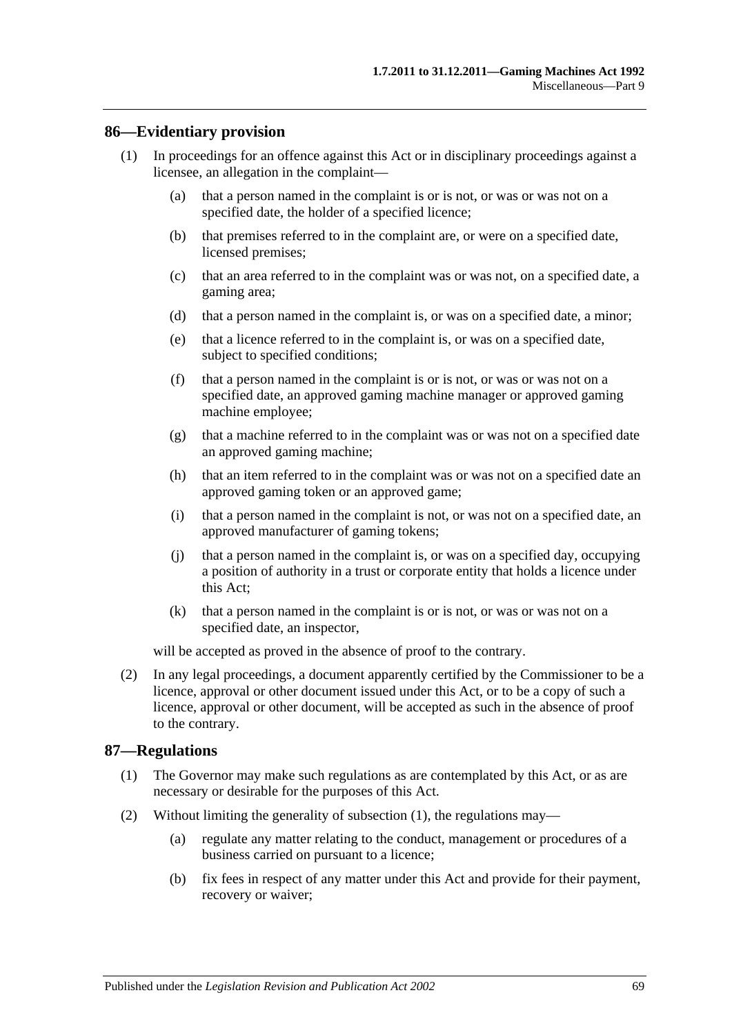## 86—Evidentiary provision

(1) In proceedings for an offence against this Act or in disciplinary proceedings against a licensee, an allegation in the complaint—

  (a) that a person named in the complaint is or is not, or was or was not on a specified date, the holder of a specified licence;

  (b) that premises referred to in the complaint are, or were on a specified date, licensed premises;

  (c) that an area referred to in the complaint was or was not, on a specified date, a gaming area;

  (d) that a person named in the complaint is, or was on a specified date, a minor;

  (e) that a licence referred to in the complaint is, or was on a specified date, subject to specified conditions;

  (f) that a person named in the complaint is or is not, or was or was not on a specified date, an approved gaming machine manager or approved gaming machine employee;

  (g) that a machine referred to in the complaint was or was not on a specified date an approved gaming machine;

  (h) that an item referred to in the complaint was or was not on a specified date an approved gaming token or an approved game;

  (i) that a person named in the complaint is not, or was not on a specified date, an approved manufacturer of gaming tokens;

  (j) that a person named in the complaint is, or was on a specified day, occupying a position of authority in a trust or corporate entity that holds a licence under this Act;

  (k) that a person named in the complaint is or is not, or was or was not on a specified date, an inspector,

will be accepted as proved in the absence of proof to the contrary.

(2) In any legal proceedings, a document apparently certified by the Commissioner to be a licence, approval or other document issued under this Act, or to be a copy of such a licence, approval or other document, will be accepted as such in the absence of proof to the contrary.

## 87—Regulations

(1) The Governor may make such regulations as are contemplated by this Act, or as are necessary or desirable for the purposes of this Act.

(2) Without limiting the generality of subsection (1), the regulations may—

  (a) regulate any matter relating to the conduct, management or procedures of a business carried on pursuant to a licence;

  (b) fix fees in respect of any matter under this Act and provide for their payment, recovery or waiver;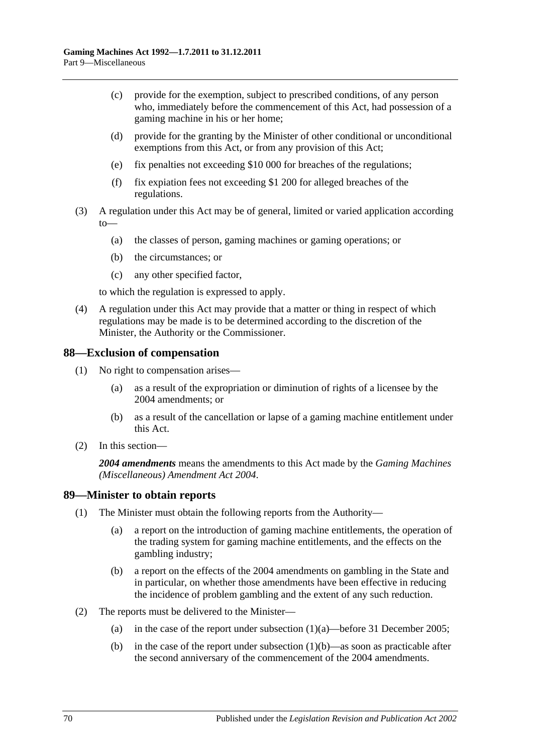(c) provide for the exemption, subject to prescribed conditions, of any person who, immediately before the commencement of this Act, had possession of a gaming machine in his or her home;

(d) provide for the granting by the Minister of other conditional or unconditional exemptions from this Act, or from any provision of this Act;

(e) fix penalties not exceeding $10 000 for breaches of the regulations;

(f) fix expiation fees not exceeding $1 200 for alleged breaches of the regulations.

(3) A regulation under this Act may be of general, limited or varied application according to—

(a) the classes of person, gaming machines or gaming operations; or

(b) the circumstances; or

(c) any other specified factor,

to which the regulation is expressed to apply.

(4) A regulation under this Act may provide that a matter or thing in respect of which regulations may be made is to be determined according to the discretion of the Minister, the Authority or the Commissioner.

## 88—Exclusion of compensation

(1) No right to compensation arises—

(a) as a result of the expropriation or diminution of rights of a licensee by the 2004 amendments; or

(b) as a result of the cancellation or lapse of a gaming machine entitlement under this Act.

(2) In this section—

***2004 amendments*** means the amendments to this Act made by the *Gaming Machines (Miscellaneous) Amendment Act 2004*.

## 89—Minister to obtain reports

(1) The Minister must obtain the following reports from the Authority—

(a) a report on the introduction of gaming machine entitlements, the operation of the trading system for gaming machine entitlements, and the effects on the gambling industry;

(b) a report on the effects of the 2004 amendments on gambling in the State and in particular, on whether those amendments have been effective in reducing the incidence of problem gambling and the extent of any such reduction.

(2) The reports must be delivered to the Minister—

(a) in the case of the report under subsection (1)(a)—before 31 December 2005;

(b) in the case of the report under subsection (1)(b)—as soon as practicable after the second anniversary of the commencement of the 2004 amendments.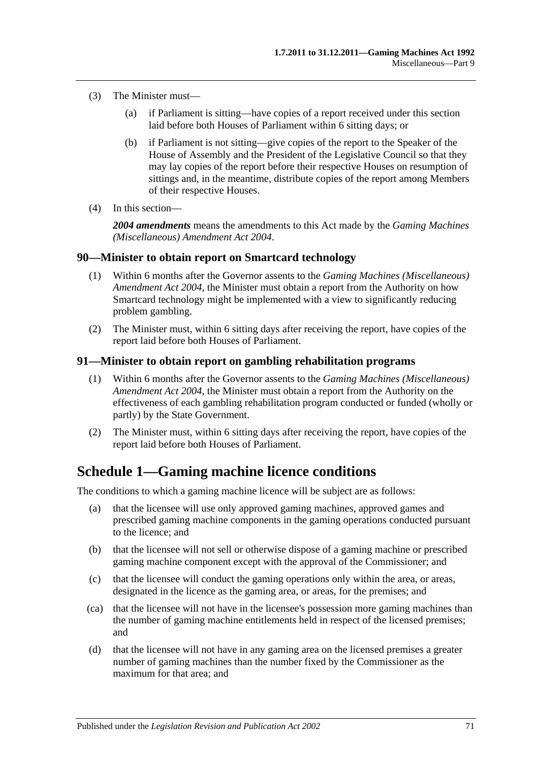(3) The Minister must—

(a) if Parliament is sitting—have copies of a report received under this section laid before both Houses of Parliament within 6 sitting days; or

(b) if Parliament is not sitting—give copies of the report to the Speaker of the House of Assembly and the President of the Legislative Council so that they may lay copies of the report before their respective Houses on resumption of sittings and, in the meantime, distribute copies of the report among Members of their respective Houses.

(4) In this section—

***2004 amendments*** means the amendments to this Act made by the *Gaming Machines (Miscellaneous) Amendment Act 2004*.

### 90—Minister to obtain report on Smartcard technology

(1) Within 6 months after the Governor assents to the *Gaming Machines (Miscellaneous) Amendment Act 2004*, the Minister must obtain a report from the Authority on how Smartcard technology might be implemented with a view to significantly reducing problem gambling.

(2) The Minister must, within 6 sitting days after receiving the report, have copies of the report laid before both Houses of Parliament.

### 91—Minister to obtain report on gambling rehabilitation programs

(1) Within 6 months after the Governor assents to the *Gaming Machines (Miscellaneous) Amendment Act 2004*, the Minister must obtain a report from the Authority on the effectiveness of each gambling rehabilitation program conducted or funded (wholly or partly) by the State Government.

(2) The Minister must, within 6 sitting days after receiving the report, have copies of the report laid before both Houses of Parliament.

## Schedule 1—Gaming machine licence conditions

The conditions to which a gaming machine licence will be subject are as follows:

(a) that the licensee will use only approved gaming machines, approved games and prescribed gaming machine components in the gaming operations conducted pursuant to the licence; and

(b) that the licensee will not sell or otherwise dispose of a gaming machine or prescribed gaming machine component except with the approval of the Commissioner; and

(c) that the licensee will conduct the gaming operations only within the area, or areas, designated in the licence as the gaming area, or areas, for the premises; and

(ca) that the licensee will not have in the licensee's possession more gaming machines than the number of gaming machine entitlements held in respect of the licensed premises; and

(d) that the licensee will not have in any gaming area on the licensed premises a greater number of gaming machines than the number fixed by the Commissioner as the maximum for that area; and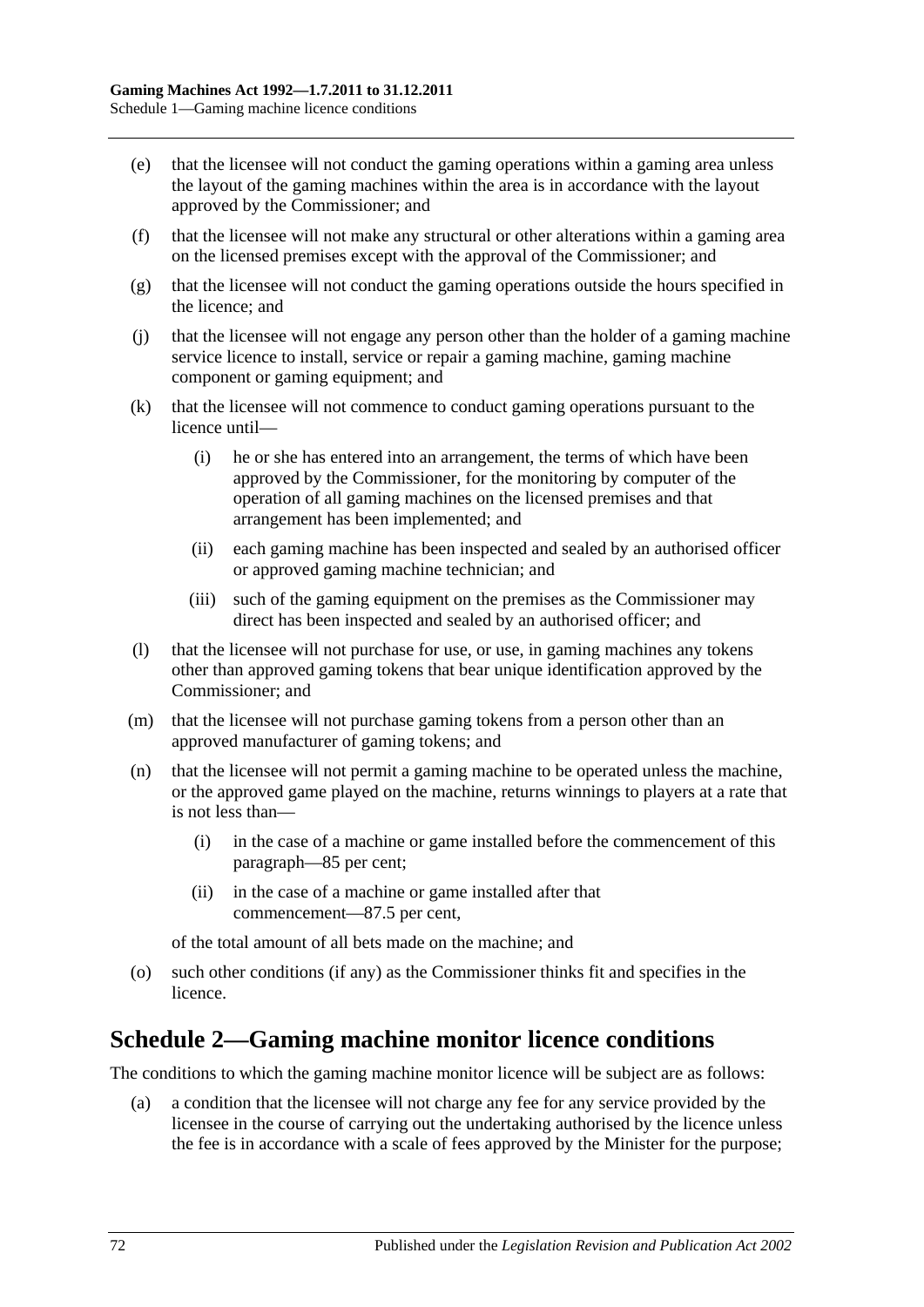(e) that the licensee will not conduct the gaming operations within a gaming area unless the layout of the gaming machines within the area is in accordance with the layout approved by the Commissioner; and

(f) that the licensee will not make any structural or other alterations within a gaming area on the licensed premises except with the approval of the Commissioner; and

(g) that the licensee will not conduct the gaming operations outside the hours specified in the licence; and

(j) that the licensee will not engage any person other than the holder of a gaming machine service licence to install, service or repair a gaming machine, gaming machine component or gaming equipment; and

(k) that the licensee will not commence to conduct gaming operations pursuant to the licence until—

  (i) he or she has entered into an arrangement, the terms of which have been approved by the Commissioner, for the monitoring by computer of the operation of all gaming machines on the licensed premises and that arrangement has been implemented; and

  (ii) each gaming machine has been inspected and sealed by an authorised officer or approved gaming machine technician; and

  (iii) such of the gaming equipment on the premises as the Commissioner may direct has been inspected and sealed by an authorised officer; and

(l) that the licensee will not purchase for use, or use, in gaming machines any tokens other than approved gaming tokens that bear unique identification approved by the Commissioner; and

(m) that the licensee will not purchase gaming tokens from a person other than an approved manufacturer of gaming tokens; and

(n) that the licensee will not permit a gaming machine to be operated unless the machine, or the approved game played on the machine, returns winnings to players at a rate that is not less than—

  (i) in the case of a machine or game installed before the commencement of this paragraph—85 per cent;

  (ii) in the case of a machine or game installed after that commencement—87.5 per cent,

of the total amount of all bets made on the machine; and

(o) such other conditions (if any) as the Commissioner thinks fit and specifies in the licence.

## Schedule 2—Gaming machine monitor licence conditions

The conditions to which the gaming machine monitor licence will be subject are as follows:

(a) a condition that the licensee will not charge any fee for any service provided by the licensee in the course of carrying out the undertaking authorised by the licence unless the fee is in accordance with a scale of fees approved by the Minister for the purpose;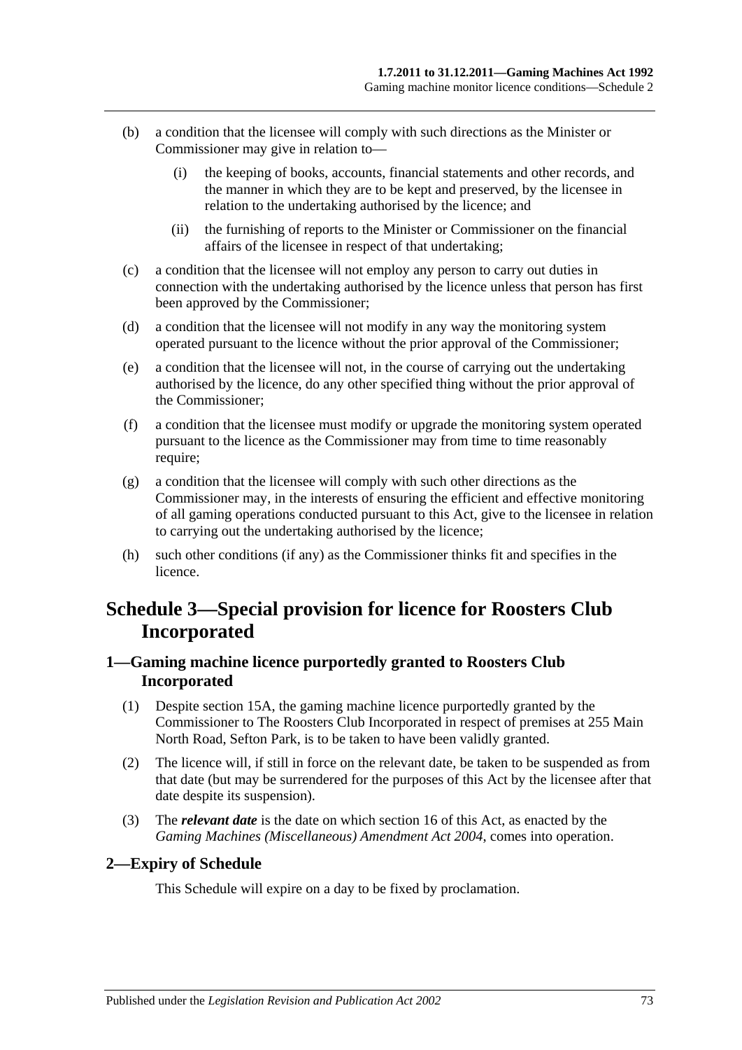(b) a condition that the licensee will comply with such directions as the Minister or Commissioner may give in relation to—

  (i) the keeping of books, accounts, financial statements and other records, and the manner in which they are to be kept and preserved, by the licensee in relation to the undertaking authorised by the licence; and

  (ii) the furnishing of reports to the Minister or Commissioner on the financial affairs of the licensee in respect of that undertaking;

(c) a condition that the licensee will not employ any person to carry out duties in connection with the undertaking authorised by the licence unless that person has first been approved by the Commissioner;

(d) a condition that the licensee will not modify in any way the monitoring system operated pursuant to the licence without the prior approval of the Commissioner;

(e) a condition that the licensee will not, in the course of carrying out the undertaking authorised by the licence, do any other specified thing without the prior approval of the Commissioner;

(f) a condition that the licensee must modify or upgrade the monitoring system operated pursuant to the licence as the Commissioner may from time to time reasonably require;

(g) a condition that the licensee will comply with such other directions as the Commissioner may, in the interests of ensuring the efficient and effective monitoring of all gaming operations conducted pursuant to this Act, give to the licensee in relation to carrying out the undertaking authorised by the licence;

(h) such other conditions (if any) as the Commissioner thinks fit and specifies in the licence.

# Schedule 3—Special provision for licence for Roosters Club Incorporated

## 1—Gaming machine licence purportedly granted to Roosters Club Incorporated

(1) Despite section 15A, the gaming machine licence purportedly granted by the Commissioner to The Roosters Club Incorporated in respect of premises at 255 Main North Road, Sefton Park, is to be taken to have been validly granted.

(2) The licence will, if still in force on the relevant date, be taken to be suspended as from that date (but may be surrendered for the purposes of this Act by the licensee after that date despite its suspension).

(3) The ***relevant date*** is the date on which section 16 of this Act, as enacted by the *Gaming Machines (Miscellaneous) Amendment Act 2004*, comes into operation.

## 2—Expiry of Schedule

This Schedule will expire on a day to be fixed by proclamation.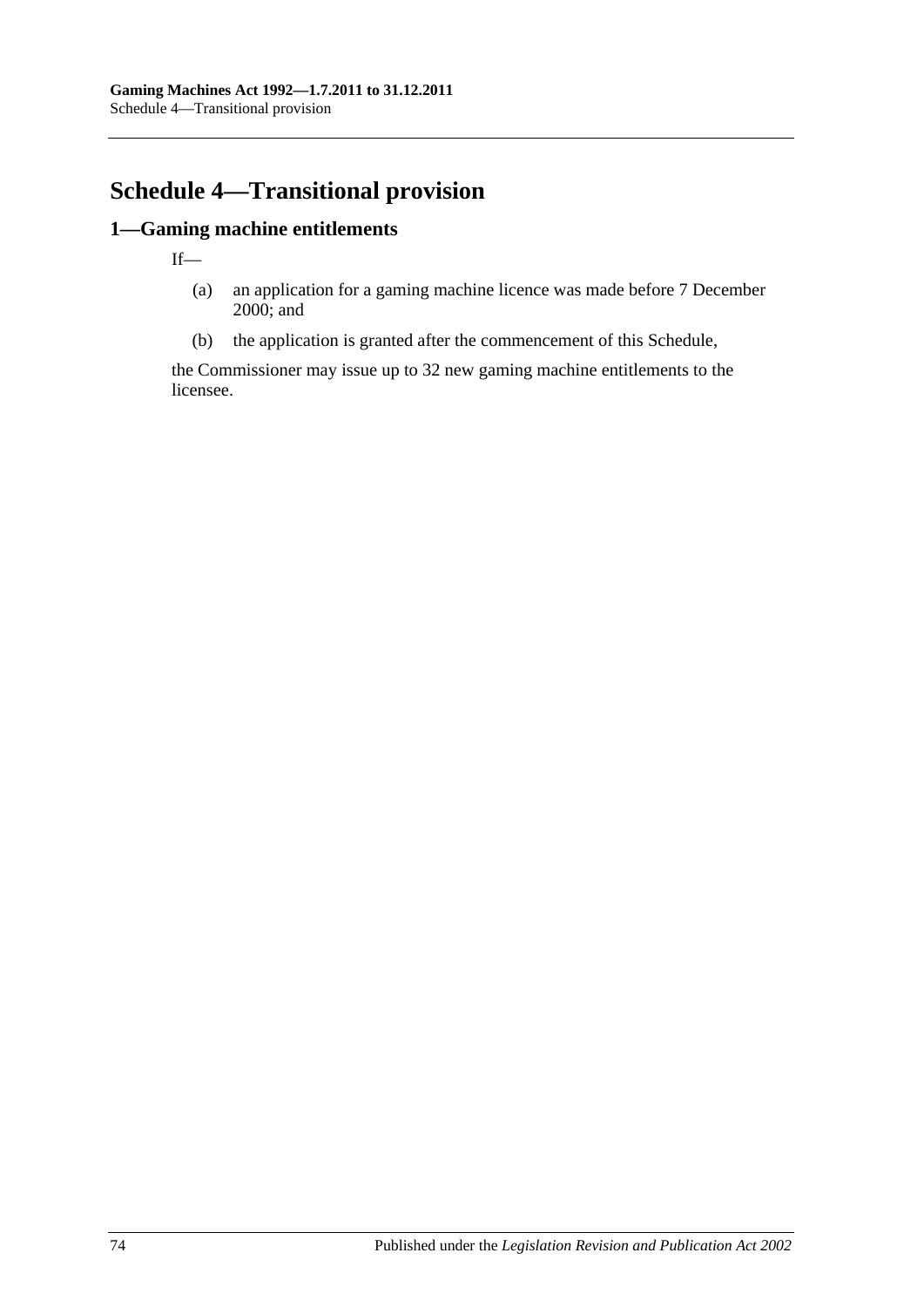# Schedule 4—Transitional provision

## 1—Gaming machine entitlements

If—

(a) an application for a gaming machine licence was made before 7 December 2000; and

(b) the application is granted after the commencement of this Schedule,

the Commissioner may issue up to 32 new gaming machine entitlements to the licensee.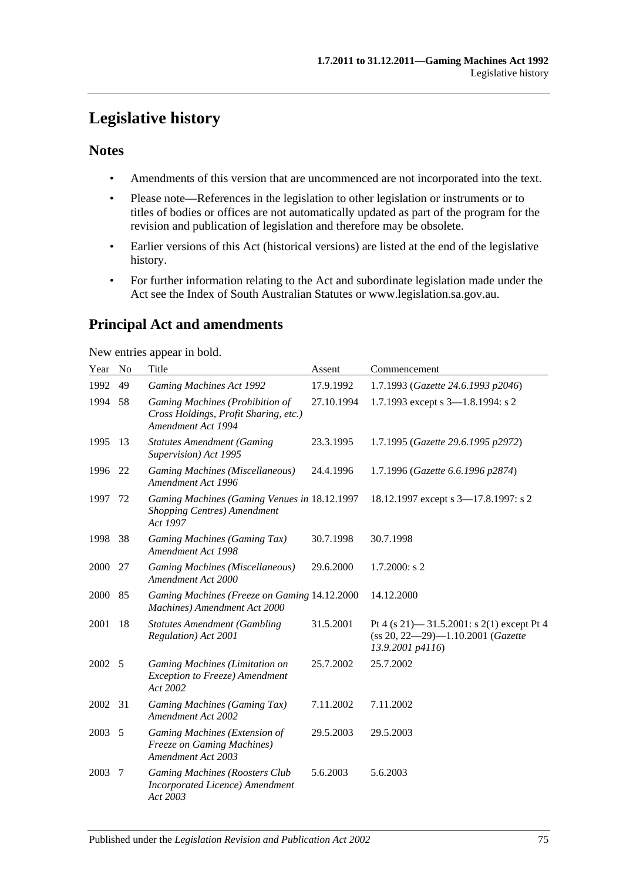# Legislative history

## Notes

- Amendments of this version that are uncommenced are not incorporated into the text.
- Please note—References in the legislation to other legislation or instruments or to titles of bodies or offices are not automatically updated as part of the program for the revision and publication of legislation and therefore may be obsolete.
- Earlier versions of this Act (historical versions) are listed at the end of the legislative history.
- For further information relating to the Act and subordinate legislation made under the Act see the Index of South Australian Statutes or www.legislation.sa.gov.au.

## Principal Act and amendments

New entries appear in bold.

| Year | No | Title | Assent | Commencement |
|---|---|---|---|---|
| 1992 | 49 | *Gaming Machines Act 1992* | 17.9.1992 | 1.7.1993 (*Gazette 24.6.1993 p2046*) |
| 1994 | 58 | *Gaming Machines (Prohibition of Cross Holdings, Profit Sharing, etc.) Amendment Act 1994* | 27.10.1994 | 1.7.1993 except s 3—1.8.1994: s 2 |
| 1995 | 13 | *Statutes Amendment (Gaming Supervision) Act 1995* | 23.3.1995 | 1.7.1995 (*Gazette 29.6.1995 p2972*) |
| 1996 | 22 | *Gaming Machines (Miscellaneous) Amendment Act 1996* | 24.4.1996 | 1.7.1996 (*Gazette 6.6.1996 p2874*) |
| 1997 | 72 | *Gaming Machines (Gaming Venues in Shopping Centres) Amendment Act 1997* | 18.12.1997 | 18.12.1997 except s 3—17.8.1997: s 2 |
| 1998 | 38 | *Gaming Machines (Gaming Tax) Amendment Act 1998* | 30.7.1998 | 30.7.1998 |
| 2000 | 27 | *Gaming Machines (Miscellaneous) Amendment Act 2000* | 29.6.2000 | 1.7.2000: s 2 |
| 2000 | 85 | *Gaming Machines (Freeze on Gaming Machines) Amendment Act 2000* | 14.12.2000 | 14.12.2000 |
| 2001 | 18 | *Statutes Amendment (Gambling Regulation) Act 2001* | 31.5.2001 | Pt 4 (s 21)— 31.5.2001: s 2(1) except Pt 4 (ss 20, 22—29)—1.10.2001 (*Gazette 13.9.2001 p4116*) |
| 2002 | 5 | *Gaming Machines (Limitation on Exception to Freeze) Amendment Act 2002* | 25.7.2002 | 25.7.2002 |
| 2002 | 31 | *Gaming Machines (Gaming Tax) Amendment Act 2002* | 7.11.2002 | 7.11.2002 |
| 2003 | 5 | *Gaming Machines (Extension of Freeze on Gaming Machines) Amendment Act 2003* | 29.5.2003 | 29.5.2003 |
| 2003 | 7 | *Gaming Machines (Roosters Club Incorporated Licence) Amendment Act 2003* | 5.6.2003 | 5.6.2003 |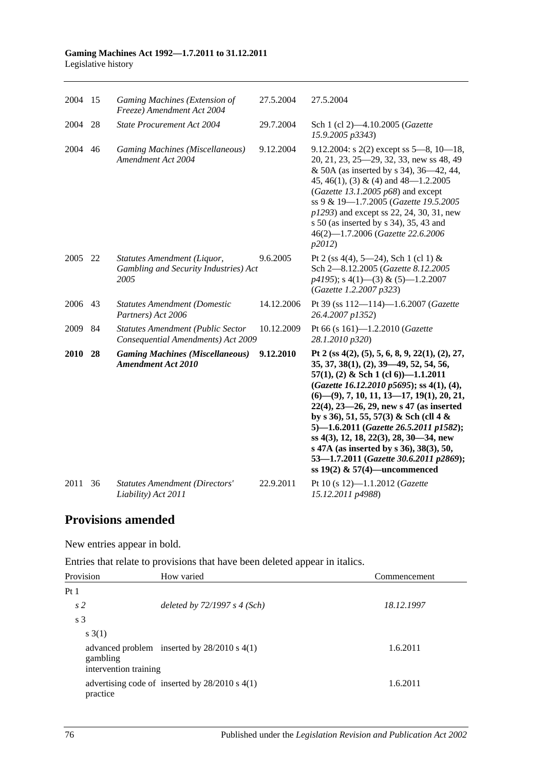| | | | | |
|---|---|---|---|---|
| 2004 | 15 | *Gaming Machines (Extension of Freeze) Amendment Act 2004* | 27.5.2004 | 27.5.2004 |
| 2004 | 28 | *State Procurement Act 2004* | 29.7.2004 | Sch 1 (cl 2)—4.10.2005 (*Gazette 15.9.2005 p3343*) |
| 2004 | 46 | *Gaming Machines (Miscellaneous) Amendment Act 2004* | 9.12.2004 | 9.12.2004: s 2(2) except ss 5—8, 10—18, 20, 21, 23, 25—29, 32, 33, new ss 48, 49 & 50A (as inserted by s 34), 36—42, 44, 45, 46(1), (3) & (4) and 48—1.2.2005 (*Gazette 13.1.2005 p68*) and except ss 9 & 19—1.7.2005 (*Gazette 19.5.2005 p1293*) and except ss 22, 24, 30, 31, new s 50 (as inserted by s 34), 35, 43 and 46(2)—1.7.2006 (*Gazette 22.6.2006 p2012*) |
| 2005 | 22 | *Statutes Amendment (Liquor, Gambling and Security Industries) Act 2005* | 9.6.2005 | Pt 2 (ss 4(4), 5—24), Sch 1 (cl 1) & Sch 2—8.12.2005 (*Gazette 8.12.2005 p4195*); s 4(1)—(3) & (5)—1.2.2007 (*Gazette 1.2.2007 p323*) |
| 2006 | 43 | *Statutes Amendment (Domestic Partners) Act 2006* | 14.12.2006 | Pt 39 (ss 112—114)—1.6.2007 (*Gazette 26.4.2007 p1352*) |
| 2009 | 84 | *Statutes Amendment (Public Sector Consequential Amendments) Act 2009* | 10.12.2009 | Pt 66 (s 161)—1.2.2010 (*Gazette 28.1.2010 p320*) |
| **2010** | **28** | ***Gaming Machines (Miscellaneous) Amendment Act 2010*** | **9.12.2010** | **Pt 2 (ss 4(2), (5), 5, 6, 8, 9, 22(1), (2), 27, 35, 37, 38(1), (2), 39—49, 52, 54, 56, 57(1), (2) & Sch 1 (cl 6))—1.1.2011 (*Gazette 16.12.2010 p5695*); ss 4(1), (4), (6)—(9), 7, 10, 11, 13—17, 19(1), 20, 21, 22(4), 23—26, 29, new s 47 (as inserted by s 36), 51, 55, 57(3) & Sch (cll 4 & 5)—1.6.2011 (*Gazette 26.5.2011 p1582*); ss 4(3), 12, 18, 22(3), 28, 30—34, new s 47A (as inserted by s 36), 38(3), 50, 53—1.7.2011 (*Gazette 30.6.2011 p2869*); ss 19(2) & 57(4)—uncommenced** |
| 2011 | 36 | *Statutes Amendment (Directors' Liability) Act 2011* | 22.9.2011 | Pt 10 (s 12)—1.1.2012 (*Gazette 15.12.2011 p4988*) |

## Provisions amended

New entries appear in bold.

Entries that relate to provisions that have been deleted appear in italics.

| Provision | How varied | Commencement |
|---|---|---|
| Pt 1 | | |
| *s 2* | *deleted by 72/1997 s 4 (Sch)* | *18.12.1997* |
| s 3 | | |
| s 3(1) | | |
| advanced problem gambling intervention training | inserted by 28/2010 s 4(1) | 1.6.2011 |
| advertising code of practice | inserted by 28/2010 s 4(1) | 1.6.2011 |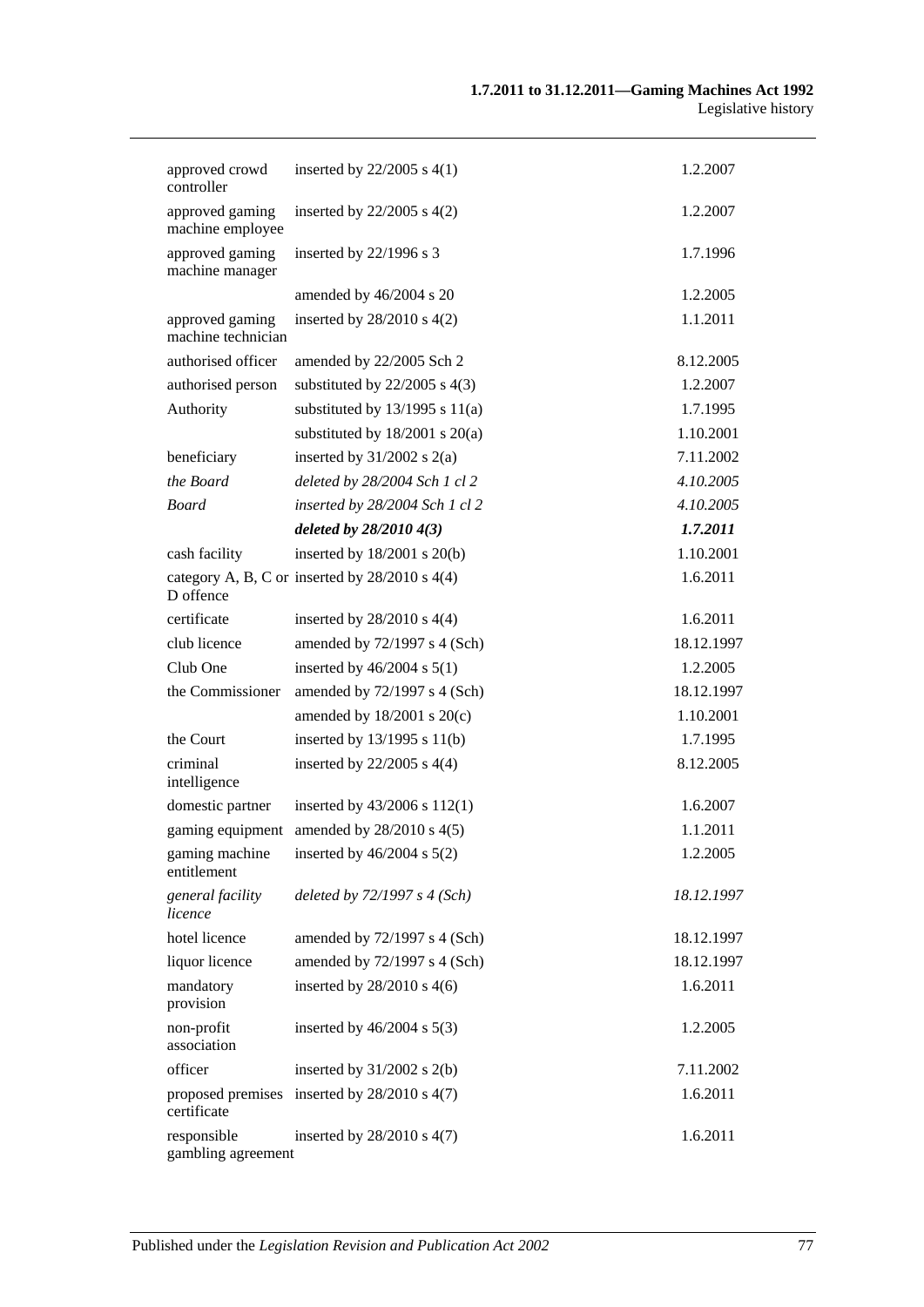| | | |
|---|---|---|
| approved crowd controller | inserted by 22/2005 s 4(1) | 1.2.2007 |
| approved gaming machine employee | inserted by 22/2005 s 4(2) | 1.2.2007 |
| approved gaming machine manager | inserted by 22/1996 s 3 | 1.7.1996 |
| | amended by 46/2004 s 20 | 1.2.2005 |
| approved gaming machine technician | inserted by 28/2010 s 4(2) | 1.1.2011 |
| authorised officer | amended by 22/2005 Sch 2 | 8.12.2005 |
| authorised person | substituted by 22/2005 s 4(3) | 1.2.2007 |
| Authority | substituted by 13/1995 s 11(a) | 1.7.1995 |
| | substituted by 18/2001 s 20(a) | 1.10.2001 |
| beneficiary | inserted by 31/2002 s 2(a) | 7.11.2002 |
| *the Board* | *deleted by 28/2004 Sch 1 cl 2* | *4.10.2005* |
| *Board* | *inserted by 28/2004 Sch 1 cl 2* | *4.10.2005* |
| | ***deleted by 28/2010 4(3)*** | ***1.7.2011*** |
| cash facility | inserted by 18/2001 s 20(b) | 1.10.2001 |
| category A, B, C or D offence | inserted by 28/2010 s 4(4) | 1.6.2011 |
| certificate | inserted by 28/2010 s 4(4) | 1.6.2011 |
| club licence | amended by 72/1997 s 4 (Sch) | 18.12.1997 |
| Club One | inserted by 46/2004 s 5(1) | 1.2.2005 |
| the Commissioner | amended by 72/1997 s 4 (Sch) | 18.12.1997 |
| | amended by 18/2001 s 20(c) | 1.10.2001 |
| the Court | inserted by 13/1995 s 11(b) | 1.7.1995 |
| criminal intelligence | inserted by 22/2005 s 4(4) | 8.12.2005 |
| domestic partner | inserted by 43/2006 s 112(1) | 1.6.2007 |
| gaming equipment | amended by 28/2010 s 4(5) | 1.1.2011 |
| gaming machine entitlement | inserted by 46/2004 s 5(2) | 1.2.2005 |
| *general facility licence* | *deleted by 72/1997 s 4 (Sch)* | *18.12.1997* |
| hotel licence | amended by 72/1997 s 4 (Sch) | 18.12.1997 |
| liquor licence | amended by 72/1997 s 4 (Sch) | 18.12.1997 |
| mandatory provision | inserted by 28/2010 s 4(6) | 1.6.2011 |
| non-profit association | inserted by 46/2004 s 5(3) | 1.2.2005 |
| officer | inserted by 31/2002 s 2(b) | 7.11.2002 |
| proposed premises certificate | inserted by 28/2010 s 4(7) | 1.6.2011 |
| responsible gambling agreement | inserted by 28/2010 s 4(7) | 1.6.2011 |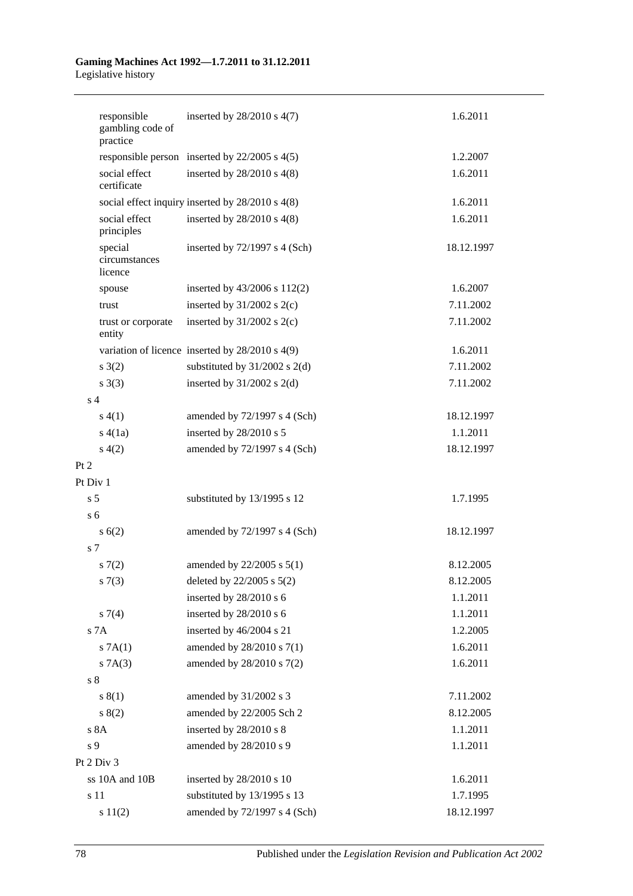| | | |
|---|---|---|
| responsible gambling code of practice | inserted by 28/2010 s 4(7) | 1.6.2011 |
| responsible person | inserted by 22/2005 s 4(5) | 1.2.2007 |
| social effect certificate | inserted by 28/2010 s 4(8) | 1.6.2011 |
| social effect inquiry | inserted by 28/2010 s 4(8) | 1.6.2011 |
| social effect principles | inserted by 28/2010 s 4(8) | 1.6.2011 |
| special circumstances licence | inserted by 72/1997 s 4 (Sch) | 18.12.1997 |
| spouse | inserted by 43/2006 s 112(2) | 1.6.2007 |
| trust | inserted by 31/2002 s 2(c) | 7.11.2002 |
| trust or corporate entity | inserted by 31/2002 s 2(c) | 7.11.2002 |
| variation of licence | inserted by 28/2010 s 4(9) | 1.6.2011 |
| s 3(2) | substituted by 31/2002 s 2(d) | 7.11.2002 |
| s 3(3) | inserted by 31/2002 s 2(d) | 7.11.2002 |
| s 4 | | |
| s 4(1) | amended by 72/1997 s 4 (Sch) | 18.12.1997 |
| s 4(1a) | inserted by 28/2010 s 5 | 1.1.2011 |
| s 4(2) | amended by 72/1997 s 4 (Sch) | 18.12.1997 |
| Pt 2 | | |
| Pt Div 1 | | |
| s 5 | substituted by 13/1995 s 12 | 1.7.1995 |
| s 6 | | |
| s 6(2) | amended by 72/1997 s 4 (Sch) | 18.12.1997 |
| s 7 | | |
| s 7(2) | amended by 22/2005 s 5(1) | 8.12.2005 |
| s 7(3) | deleted by 22/2005 s 5(2) | 8.12.2005 |
| | inserted by 28/2010 s 6 | 1.1.2011 |
| s 7(4) | inserted by 28/2010 s 6 | 1.1.2011 |
| s 7A | inserted by 46/2004 s 21 | 1.2.2005 |
| s 7A(1) | amended by 28/2010 s 7(1) | 1.6.2011 |
| s 7A(3) | amended by 28/2010 s 7(2) | 1.6.2011 |
| s 8 | | |
| s 8(1) | amended by 31/2002 s 3 | 7.11.2002 |
| s 8(2) | amended by 22/2005 Sch 2 | 8.12.2005 |
| s 8A | inserted by 28/2010 s 8 | 1.1.2011 |
| s 9 | amended by 28/2010 s 9 | 1.1.2011 |
| Pt 2 Div 3 | | |
| ss 10A and 10B | inserted by 28/2010 s 10 | 1.6.2011 |
| s 11 | substituted by 13/1995 s 13 | 1.7.1995 |
| s 11(2) | amended by 72/1997 s 4 (Sch) | 18.12.1997 |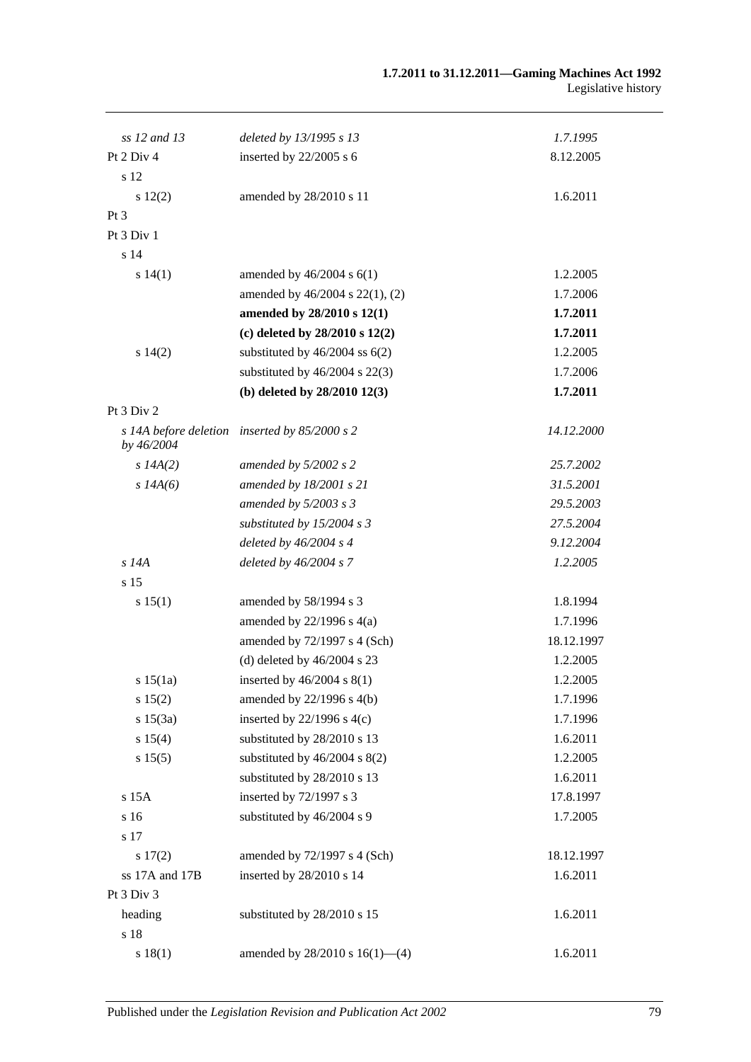| | | |
|---|---|---|
| *ss 12 and 13* | *deleted by 13/1995 s 13* | *1.7.1995* |
| Pt 2 Div 4 | inserted by 22/2005 s 6 | 8.12.2005 |
| s 12 | | |
| s 12(2) | amended by 28/2010 s 11 | 1.6.2011 |
| Pt 3 | | |
| Pt 3 Div 1 | | |
| s 14 | | |
| s 14(1) | amended by 46/2004 s 6(1) | 1.2.2005 |
| | amended by 46/2004 s 22(1), (2) | 1.7.2006 |
| | **amended by 28/2010 s 12(1)** | **1.7.2011** |
| | **(c) deleted by 28/2010 s 12(2)** | **1.7.2011** |
| s 14(2) | substituted by 46/2004 ss 6(2) | 1.2.2005 |
| | substituted by 46/2004 s 22(3) | 1.7.2006 |
| | **(b) deleted by 28/2010 12(3)** | **1.7.2011** |
| Pt 3 Div 2 | | |
| *s 14A before deletion by 46/2004* | *inserted by 85/2000 s 2* | *14.12.2000* |
| *s 14A(2)* | *amended by 5/2002 s 2* | *25.7.2002* |
| *s 14A(6)* | *amended by 18/2001 s 21* | *31.5.2001* |
| | *amended by 5/2003 s 3* | *29.5.2003* |
| | *substituted by 15/2004 s 3* | *27.5.2004* |
| | *deleted by 46/2004 s 4* | *9.12.2004* |
| *s 14A* | *deleted by 46/2004 s 7* | *1.2.2005* |
| s 15 | | |
| s 15(1) | amended by 58/1994 s 3 | 1.8.1994 |
| | amended by 22/1996 s 4(a) | 1.7.1996 |
| | amended by 72/1997 s 4 (Sch) | 18.12.1997 |
| | (d) deleted by 46/2004 s 23 | 1.2.2005 |
| s 15(1a) | inserted by 46/2004 s 8(1) | 1.2.2005 |
| s 15(2) | amended by 22/1996 s 4(b) | 1.7.1996 |
| s 15(3a) | inserted by 22/1996 s 4(c) | 1.7.1996 |
| s 15(4) | substituted by 28/2010 s 13 | 1.6.2011 |
| s 15(5) | substituted by 46/2004 s 8(2) | 1.2.2005 |
| | substituted by 28/2010 s 13 | 1.6.2011 |
| s 15A | inserted by 72/1997 s 3 | 17.8.1997 |
| s 16 | substituted by 46/2004 s 9 | 1.7.2005 |
| s 17 | | |
| s 17(2) | amended by 72/1997 s 4 (Sch) | 18.12.1997 |
| ss 17A and 17B | inserted by 28/2010 s 14 | 1.6.2011 |
| Pt 3 Div 3 | | |
| heading | substituted by 28/2010 s 15 | 1.6.2011 |
| s 18 | | |
| s 18(1) | amended by 28/2010 s 16(1)—(4) | 1.6.2011 |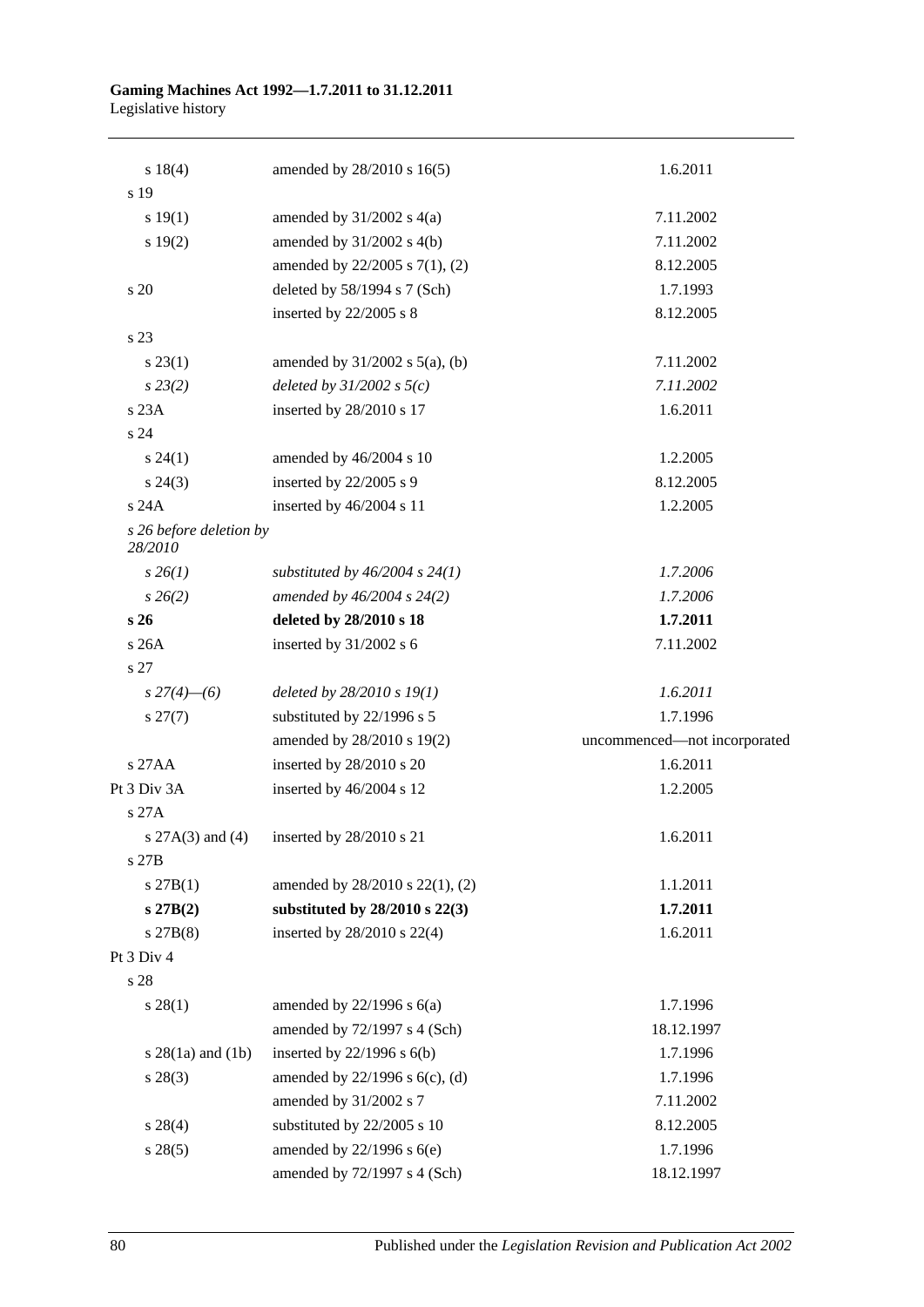| | | |
|---|---|---|
| s 18(4) | amended by 28/2010 s 16(5) | 1.6.2011 |
| s 19 | | |
| s 19(1) | amended by 31/2002 s 4(a) | 7.11.2002 |
| s 19(2) | amended by 31/2002 s 4(b) | 7.11.2002 |
| | amended by 22/2005 s 7(1), (2) | 8.12.2005 |
| s 20 | deleted by 58/1994 s 7 (Sch) | 1.7.1993 |
| | inserted by 22/2005 s 8 | 8.12.2005 |
| s 23 | | |
| s 23(1) | amended by 31/2002 s 5(a), (b) | 7.11.2002 |
| *s 23(2)* | *deleted by 31/2002 s 5(c)* | *7.11.2002* |
| s 23A | inserted by 28/2010 s 17 | 1.6.2011 |
| s 24 | | |
| s 24(1) | amended by 46/2004 s 10 | 1.2.2005 |
| s 24(3) | inserted by 22/2005 s 9 | 8.12.2005 |
| s 24A | inserted by 46/2004 s 11 | 1.2.2005 |
| *s 26 before deletion by 28/2010* | | |
| *s 26(1)* | *substituted by 46/2004 s 24(1)* | *1.7.2006* |
| *s 26(2)* | *amended by 46/2004 s 24(2)* | *1.7.2006* |
| **s 26** | **deleted by 28/2010 s 18** | **1.7.2011** |
| s 26A | inserted by 31/2002 s 6 | 7.11.2002 |
| s 27 | | |
| *s 27(4)—(6)* | *deleted by 28/2010 s 19(1)* | *1.6.2011* |
| s 27(7) | substituted by 22/1996 s 5 | 1.7.1996 |
| | amended by 28/2010 s 19(2) | uncommenced—not incorporated |
| s 27AA | inserted by 28/2010 s 20 | 1.6.2011 |
| Pt 3 Div 3A | inserted by 46/2004 s 12 | 1.2.2005 |
| s 27A | | |
| s 27A(3) and (4) | inserted by 28/2010 s 21 | 1.6.2011 |
| s 27B | | |
| s 27B(1) | amended by 28/2010 s 22(1), (2) | 1.1.2011 |
| **s 27B(2)** | **substituted by 28/2010 s 22(3)** | **1.7.2011** |
| s 27B(8) | inserted by 28/2010 s 22(4) | 1.6.2011 |
| Pt 3 Div 4 | | |
| s 28 | | |
| s 28(1) | amended by 22/1996 s 6(a) | 1.7.1996 |
| | amended by 72/1997 s 4 (Sch) | 18.12.1997 |
| s 28(1a) and (1b) | inserted by 22/1996 s 6(b) | 1.7.1996 |
| s 28(3) | amended by 22/1996 s 6(c), (d) | 1.7.1996 |
| | amended by 31/2002 s 7 | 7.11.2002 |
| s 28(4) | substituted by 22/2005 s 10 | 8.12.2005 |
| s 28(5) | amended by 22/1996 s 6(e) | 1.7.1996 |
| | amended by 72/1997 s 4 (Sch) | 18.12.1997 |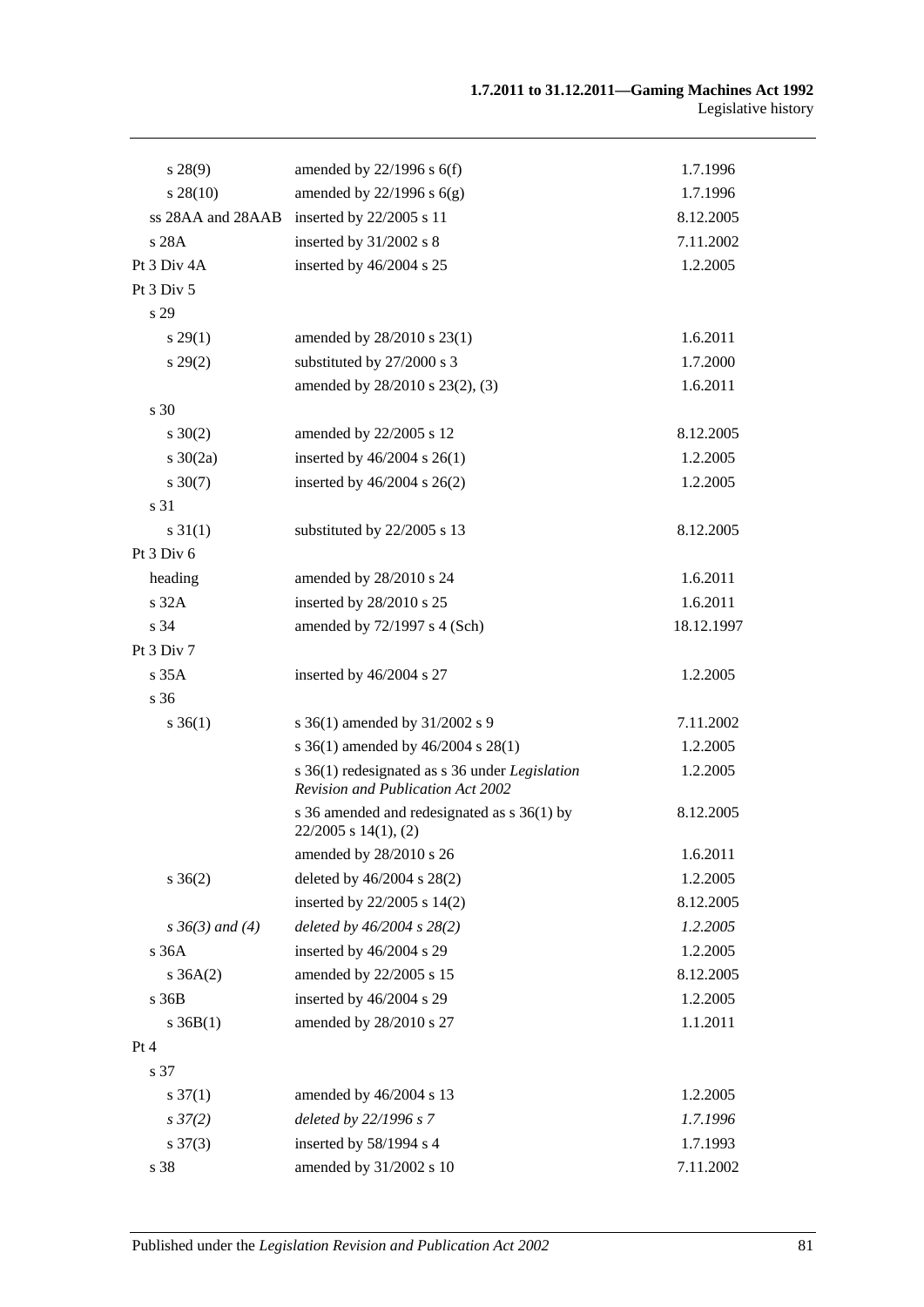| | | |
|---|---|---|
| s 28(9) | amended by 22/1996 s 6(f) | 1.7.1996 |
| s 28(10) | amended by 22/1996 s 6(g) | 1.7.1996 |
| ss 28AA and 28AAB | inserted by 22/2005 s 11 | 8.12.2005 |
| s 28A | inserted by 31/2002 s 8 | 7.11.2002 |
| Pt 3 Div 4A | inserted by 46/2004 s 25 | 1.2.2005 |
| Pt 3 Div 5 | | |
| s 29 | | |
| s 29(1) | amended by 28/2010 s 23(1) | 1.6.2011 |
| s 29(2) | substituted by 27/2000 s 3 | 1.7.2000 |
| | amended by 28/2010 s 23(2), (3) | 1.6.2011 |
| s 30 | | |
| s 30(2) | amended by 22/2005 s 12 | 8.12.2005 |
| s 30(2a) | inserted by 46/2004 s 26(1) | 1.2.2005 |
| s 30(7) | inserted by 46/2004 s 26(2) | 1.2.2005 |
| s 31 | | |
| s 31(1) | substituted by 22/2005 s 13 | 8.12.2005 |
| Pt 3 Div 6 | | |
| heading | amended by 28/2010 s 24 | 1.6.2011 |
| s 32A | inserted by 28/2010 s 25 | 1.6.2011 |
| s 34 | amended by 72/1997 s 4 (Sch) | 18.12.1997 |
| Pt 3 Div 7 | | |
| s 35A | inserted by 46/2004 s 27 | 1.2.2005 |
| s 36 | | |
| s 36(1) | s 36(1) amended by 31/2002 s 9 | 7.11.2002 |
| | s 36(1) amended by 46/2004 s 28(1) | 1.2.2005 |
| | s 36(1) redesignated as s 36 under *Legislation Revision and Publication Act 2002* | 1.2.2005 |
| | s 36 amended and redesignated as s 36(1) by 22/2005 s 14(1), (2) | 8.12.2005 |
| | amended by 28/2010 s 26 | 1.6.2011 |
| s 36(2) | deleted by 46/2004 s 28(2) | 1.2.2005 |
| | inserted by 22/2005 s 14(2) | 8.12.2005 |
| *s 36(3) and (4)* | *deleted by 46/2004 s 28(2)* | *1.2.2005* |
| s 36A | inserted by 46/2004 s 29 | 1.2.2005 |
| s 36A(2) | amended by 22/2005 s 15 | 8.12.2005 |
| s 36B | inserted by 46/2004 s 29 | 1.2.2005 |
| s 36B(1) | amended by 28/2010 s 27 | 1.1.2011 |
| Pt 4 | | |
| s 37 | | |
| s 37(1) | amended by 46/2004 s 13 | 1.2.2005 |
| *s 37(2)* | *deleted by 22/1996 s 7* | *1.7.1996* |
| s 37(3) | inserted by 58/1994 s 4 | 1.7.1993 |
| s 38 | amended by 31/2002 s 10 | 7.11.2002 |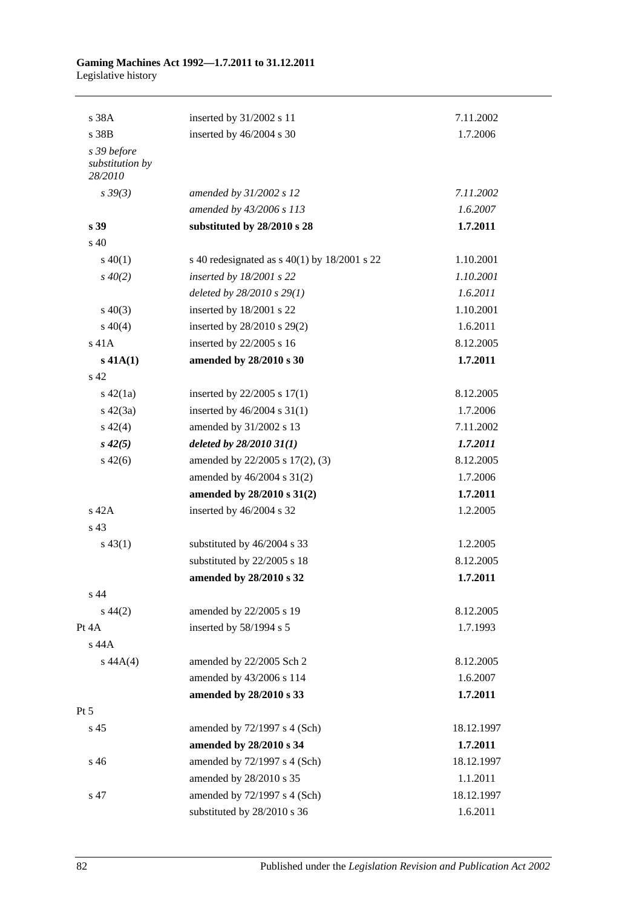| | | |
|---|---|---|
| s 38A | inserted by 31/2002 s 11 | 7.11.2002 |
| s 38B | inserted by 46/2004 s 30 | 1.7.2006 |
| *s 39 before substitution by 28/2010* | | |
| *s 39(3)* | *amended by 31/2002 s 12* | *7.11.2002* |
| | *amended by 43/2006 s 113* | *1.6.2007* |
| **s 39** | **substituted by 28/2010 s 28** | **1.7.2011** |
| s 40 | | |
| s 40(1) | s 40 redesignated as s 40(1) by 18/2001 s 22 | 1.10.2001 |
| *s 40(2)* | *inserted by 18/2001 s 22* | *1.10.2001* |
| | *deleted by 28/2010 s 29(1)* | *1.6.2011* |
| s 40(3) | inserted by 18/2001 s 22 | 1.10.2001 |
| s 40(4) | inserted by 28/2010 s 29(2) | 1.6.2011 |
| s 41A | inserted by 22/2005 s 16 | 8.12.2005 |
| **s 41A(1)** | **amended by 28/2010 s 30** | **1.7.2011** |
| s 42 | | |
| s 42(1a) | inserted by 22/2005 s 17(1) | 8.12.2005 |
| s 42(3a) | inserted by 46/2004 s 31(1) | 1.7.2006 |
| s 42(4) | amended by 31/2002 s 13 | 7.11.2002 |
| ***s 42(5)*** | ***deleted by 28/2010 31(1)*** | ***1.7.2011*** |
| s 42(6) | amended by 22/2005 s 17(2), (3) | 8.12.2005 |
| | amended by 46/2004 s 31(2) | 1.7.2006 |
| | **amended by 28/2010 s 31(2)** | **1.7.2011** |
| s 42A | inserted by 46/2004 s 32 | 1.2.2005 |
| s 43 | | |
| s 43(1) | substituted by 46/2004 s 33 | 1.2.2005 |
| | substituted by 22/2005 s 18 | 8.12.2005 |
| | **amended by 28/2010 s 32** | **1.7.2011** |
| s 44 | | |
| s 44(2) | amended by 22/2005 s 19 | 8.12.2005 |
| Pt 4A | inserted by 58/1994 s 5 | 1.7.1993 |
| s 44A | | |
| s 44A(4) | amended by 22/2005 Sch 2 | 8.12.2005 |
| | amended by 43/2006 s 114 | 1.6.2007 |
| | **amended by 28/2010 s 33** | **1.7.2011** |
| Pt 5 | | |
| s 45 | amended by 72/1997 s 4 (Sch) | 18.12.1997 |
| | **amended by 28/2010 s 34** | **1.7.2011** |
| s 46 | amended by 72/1997 s 4 (Sch) | 18.12.1997 |
| | amended by 28/2010 s 35 | 1.1.2011 |
| s 47 | amended by 72/1997 s 4 (Sch) | 18.12.1997 |
| | substituted by 28/2010 s 36 | 1.6.2011 |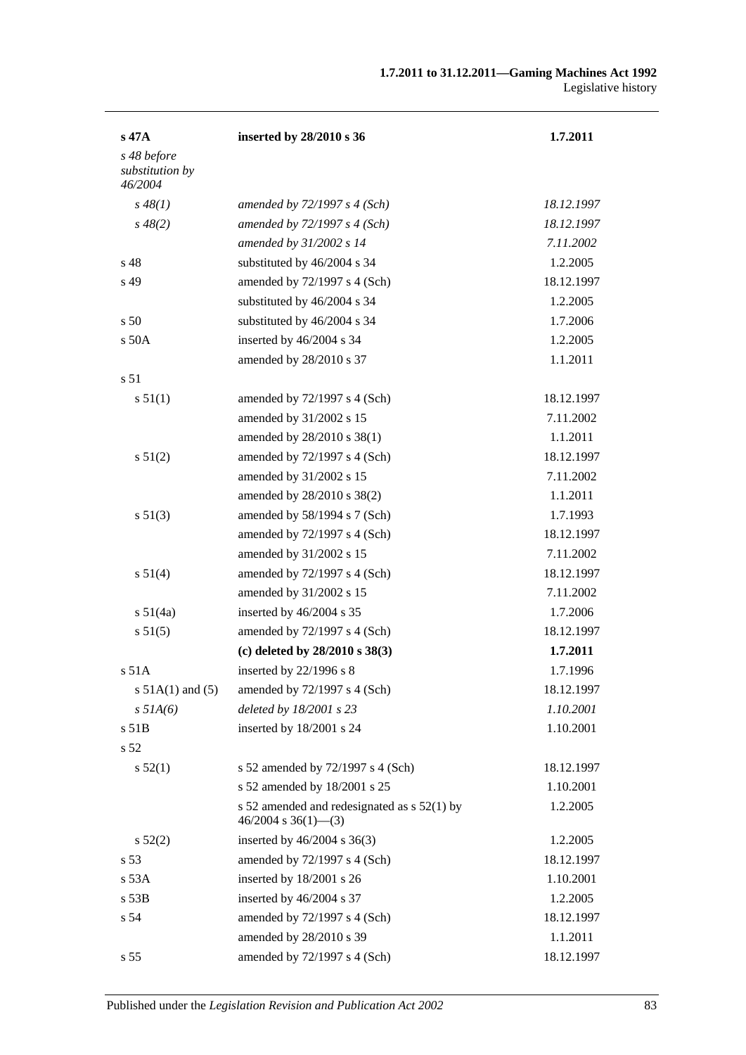| | | |
|---|---|---|
| **s 47A** | **inserted by 28/2010 s 36** | **1.7.2011** |
| *s 48 before substitution by 46/2004* | | |
| *s 48(1)* | *amended by 72/1997 s 4 (Sch)* | *18.12.1997* |
| *s 48(2)* | *amended by 72/1997 s 4 (Sch)* | *18.12.1997* |
| | *amended by 31/2002 s 14* | *7.11.2002* |
| s 48 | substituted by 46/2004 s 34 | 1.2.2005 |
| s 49 | amended by 72/1997 s 4 (Sch) | 18.12.1997 |
| | substituted by 46/2004 s 34 | 1.2.2005 |
| s 50 | substituted by 46/2004 s 34 | 1.7.2006 |
| s 50A | inserted by 46/2004 s 34 | 1.2.2005 |
| | amended by 28/2010 s 37 | 1.1.2011 |
| s 51 | | |
| s 51(1) | amended by 72/1997 s 4 (Sch) | 18.12.1997 |
| | amended by 31/2002 s 15 | 7.11.2002 |
| | amended by 28/2010 s 38(1) | 1.1.2011 |
| s 51(2) | amended by 72/1997 s 4 (Sch) | 18.12.1997 |
| | amended by 31/2002 s 15 | 7.11.2002 |
| | amended by 28/2010 s 38(2) | 1.1.2011 |
| s 51(3) | amended by 58/1994 s 7 (Sch) | 1.7.1993 |
| | amended by 72/1997 s 4 (Sch) | 18.12.1997 |
| | amended by 31/2002 s 15 | 7.11.2002 |
| s 51(4) | amended by 72/1997 s 4 (Sch) | 18.12.1997 |
| | amended by 31/2002 s 15 | 7.11.2002 |
| s 51(4a) | inserted by 46/2004 s 35 | 1.7.2006 |
| s 51(5) | amended by 72/1997 s 4 (Sch) | 18.12.1997 |
| | **(c) deleted by 28/2010 s 38(3)** | **1.7.2011** |
| s 51A | inserted by 22/1996 s 8 | 1.7.1996 |
| s 51A(1) and (5) | amended by 72/1997 s 4 (Sch) | 18.12.1997 |
| *s 51A(6)* | *deleted by 18/2001 s 23* | *1.10.2001* |
| s 51B | inserted by 18/2001 s 24 | 1.10.2001 |
| s 52 | | |
| s 52(1) | s 52 amended by 72/1997 s 4 (Sch) | 18.12.1997 |
| | s 52 amended by 18/2001 s 25 | 1.10.2001 |
| | s 52 amended and redesignated as s 52(1) by 46/2004 s 36(1)—(3) | 1.2.2005 |
| s 52(2) | inserted by 46/2004 s 36(3) | 1.2.2005 |
| s 53 | amended by 72/1997 s 4 (Sch) | 18.12.1997 |
| s 53A | inserted by 18/2001 s 26 | 1.10.2001 |
| s 53B | inserted by 46/2004 s 37 | 1.2.2005 |
| s 54 | amended by 72/1997 s 4 (Sch) | 18.12.1997 |
| | amended by 28/2010 s 39 | 1.1.2011 |
| s 55 | amended by 72/1997 s 4 (Sch) | 18.12.1997 |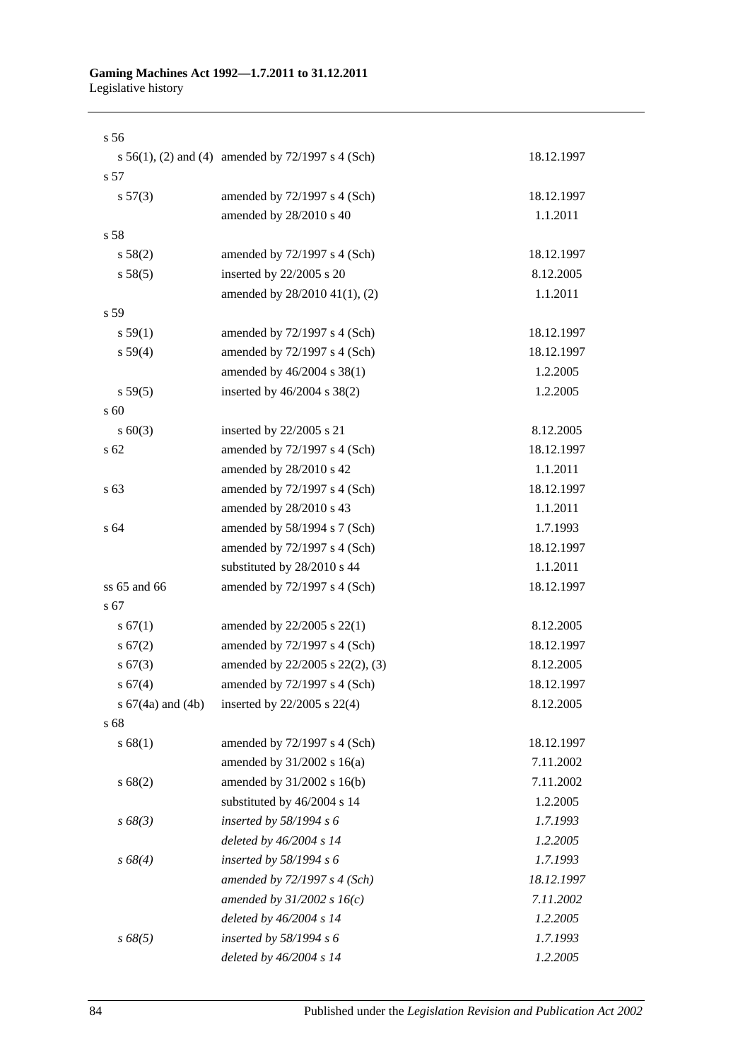| | | |
|---|---|---|
| s 56 | | |
| s 56(1), (2) and (4) | amended by 72/1997 s 4 (Sch) | 18.12.1997 |
| s 57 | | |
| s 57(3) | amended by 72/1997 s 4 (Sch) | 18.12.1997 |
| | amended by 28/2010 s 40 | 1.1.2011 |
| s 58 | | |
| s 58(2) | amended by 72/1997 s 4 (Sch) | 18.12.1997 |
| s 58(5) | inserted by 22/2005 s 20 | 8.12.2005 |
| | amended by 28/2010 41(1), (2) | 1.1.2011 |
| s 59 | | |
| s 59(1) | amended by 72/1997 s 4 (Sch) | 18.12.1997 |
| s 59(4) | amended by 72/1997 s 4 (Sch) | 18.12.1997 |
| | amended by 46/2004 s 38(1) | 1.2.2005 |
| s 59(5) | inserted by 46/2004 s 38(2) | 1.2.2005 |
| s 60 | | |
| s 60(3) | inserted by 22/2005 s 21 | 8.12.2005 |
| s 62 | amended by 72/1997 s 4 (Sch) | 18.12.1997 |
| | amended by 28/2010 s 42 | 1.1.2011 |
| s 63 | amended by 72/1997 s 4 (Sch) | 18.12.1997 |
| | amended by 28/2010 s 43 | 1.1.2011 |
| s 64 | amended by 58/1994 s 7 (Sch) | 1.7.1993 |
| | amended by 72/1997 s 4 (Sch) | 18.12.1997 |
| | substituted by 28/2010 s 44 | 1.1.2011 |
| ss 65 and 66 | amended by 72/1997 s 4 (Sch) | 18.12.1997 |
| s 67 | | |
| s 67(1) | amended by 22/2005 s 22(1) | 8.12.2005 |
| s 67(2) | amended by 72/1997 s 4 (Sch) | 18.12.1997 |
| s 67(3) | amended by 22/2005 s 22(2), (3) | 8.12.2005 |
| s 67(4) | amended by 72/1997 s 4 (Sch) | 18.12.1997 |
| s 67(4a) and (4b) | inserted by 22/2005 s 22(4) | 8.12.2005 |
| s 68 | | |
| s 68(1) | amended by 72/1997 s 4 (Sch) | 18.12.1997 |
| | amended by 31/2002 s 16(a) | 7.11.2002 |
| s 68(2) | amended by 31/2002 s 16(b) | 7.11.2002 |
| | substituted by 46/2004 s 14 | 1.2.2005 |
| *s 68(3)* | *inserted by 58/1994 s 6* | *1.7.1993* |
| | *deleted by 46/2004 s 14* | *1.2.2005* |
| *s 68(4)* | *inserted by 58/1994 s 6* | *1.7.1993* |
| | *amended by 72/1997 s 4 (Sch)* | *18.12.1997* |
| | *amended by 31/2002 s 16(c)* | *7.11.2002* |
| | *deleted by 46/2004 s 14* | *1.2.2005* |
| *s 68(5)* | *inserted by 58/1994 s 6* | *1.7.1993* |
| | *deleted by 46/2004 s 14* | *1.2.2005* |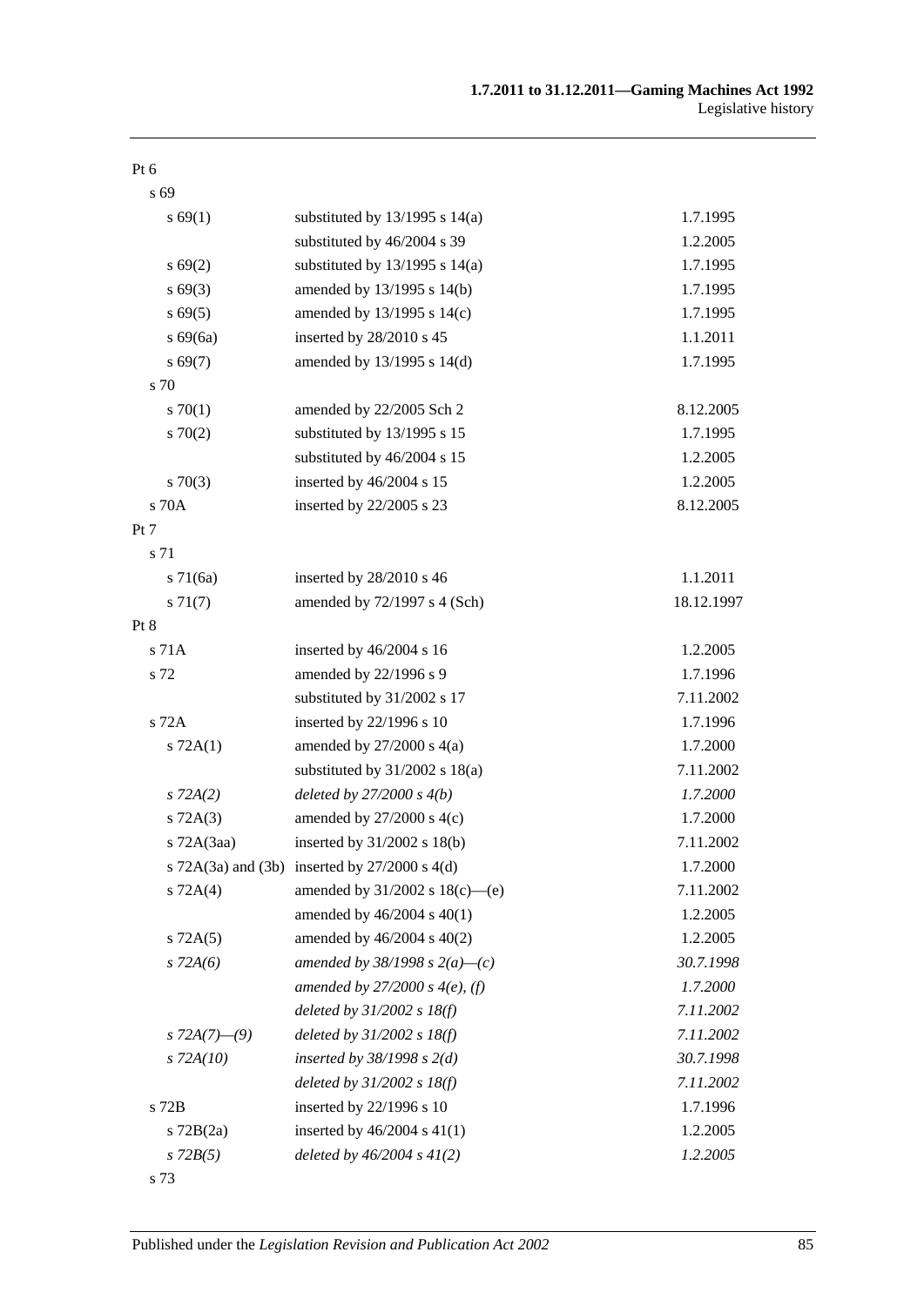| | | |
|---|---|---|
| Pt 6 | | |
| s 69 | | |
| s 69(1) | substituted by 13/1995 s 14(a) | 1.7.1995 |
| | substituted by 46/2004 s 39 | 1.2.2005 |
| s 69(2) | substituted by 13/1995 s 14(a) | 1.7.1995 |
| s 69(3) | amended by 13/1995 s 14(b) | 1.7.1995 |
| s 69(5) | amended by 13/1995 s 14(c) | 1.7.1995 |
| s 69(6a) | inserted by 28/2010 s 45 | 1.1.2011 |
| s 69(7) | amended by 13/1995 s 14(d) | 1.7.1995 |
| s 70 | | |
| s 70(1) | amended by 22/2005 Sch 2 | 8.12.2005 |
| s 70(2) | substituted by 13/1995 s 15 | 1.7.1995 |
| | substituted by 46/2004 s 15 | 1.2.2005 |
| s 70(3) | inserted by 46/2004 s 15 | 1.2.2005 |
| s 70A | inserted by 22/2005 s 23 | 8.12.2005 |
| Pt 7 | | |
| s 71 | | |
| s 71(6a) | inserted by 28/2010 s 46 | 1.1.2011 |
| s 71(7) | amended by 72/1997 s 4 (Sch) | 18.12.1997 |
| Pt 8 | | |
| s 71A | inserted by 46/2004 s 16 | 1.2.2005 |
| s 72 | amended by 22/1996 s 9 | 1.7.1996 |
| | substituted by 31/2002 s 17 | 7.11.2002 |
| s 72A | inserted by 22/1996 s 10 | 1.7.1996 |
| s 72A(1) | amended by 27/2000 s 4(a) | 1.7.2000 |
| | substituted by 31/2002 s 18(a) | 7.11.2002 |
| *s 72A(2)* | *deleted by 27/2000 s 4(b)* | *1.7.2000* |
| s 72A(3) | amended by 27/2000 s 4(c) | 1.7.2000 |
| s 72A(3aa) | inserted by 31/2002 s 18(b) | 7.11.2002 |
| s 72A(3a) and (3b) | inserted by 27/2000 s 4(d) | 1.7.2000 |
| s 72A(4) | amended by 31/2002 s 18(c)—(e) | 7.11.2002 |
| | amended by 46/2004 s 40(1) | 1.2.2005 |
| s 72A(5) | amended by 46/2004 s 40(2) | 1.2.2005 |
| *s 72A(6)* | *amended by 38/1998 s 2(a)—(c)* | *30.7.1998* |
| | *amended by 27/2000 s 4(e), (f)* | *1.7.2000* |
| | *deleted by 31/2002 s 18(f)* | *7.11.2002* |
| *s 72A(7)—(9)* | *deleted by 31/2002 s 18(f)* | *7.11.2002* |
| *s 72A(10)* | *inserted by 38/1998 s 2(d)* | *30.7.1998* |
| | *deleted by 31/2002 s 18(f)* | *7.11.2002* |
| s 72B | inserted by 22/1996 s 10 | 1.7.1996 |
| s 72B(2a) | inserted by 46/2004 s 41(1) | 1.2.2005 |
| *s 72B(5)* | *deleted by 46/2004 s 41(2)* | *1.2.2005* |
| s 73 | | |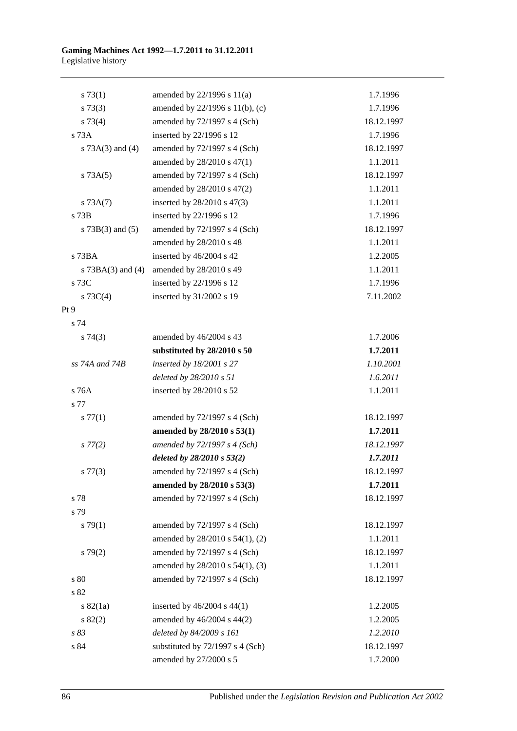| | | |
|---|---|---|
| s 73(1) | amended by 22/1996 s 11(a) | 1.7.1996 |
| s 73(3) | amended by 22/1996 s 11(b), (c) | 1.7.1996 |
| s 73(4) | amended by 72/1997 s 4 (Sch) | 18.12.1997 |
| s 73A | inserted by 22/1996 s 12 | 1.7.1996 |
| s 73A(3) and (4) | amended by 72/1997 s 4 (Sch) | 18.12.1997 |
| | amended by 28/2010 s 47(1) | 1.1.2011 |
| s 73A(5) | amended by 72/1997 s 4 (Sch) | 18.12.1997 |
| | amended by 28/2010 s 47(2) | 1.1.2011 |
| s 73A(7) | inserted by 28/2010 s 47(3) | 1.1.2011 |
| s 73B | inserted by 22/1996 s 12 | 1.7.1996 |
| s 73B(3) and (5) | amended by 72/1997 s 4 (Sch) | 18.12.1997 |
| | amended by 28/2010 s 48 | 1.1.2011 |
| s 73BA | inserted by 46/2004 s 42 | 1.2.2005 |
| s 73BA(3) and (4) | amended by 28/2010 s 49 | 1.1.2011 |
| s 73C | inserted by 22/1996 s 12 | 1.7.1996 |
| s 73C(4) | inserted by 31/2002 s 19 | 7.11.2002 |
| Pt 9 | | |
| s 74 | | |
| s 74(3) | amended by 46/2004 s 43 | 1.7.2006 |
| | **substituted by 28/2010 s 50** | **1.7.2011** |
| *ss 74A and 74B* | *inserted by 18/2001 s 27* | *1.10.2001* |
| | *deleted by 28/2010 s 51* | *1.6.2011* |
| s 76A | inserted by 28/2010 s 52 | 1.1.2011 |
| s 77 | | |
| s 77(1) | amended by 72/1997 s 4 (Sch) | 18.12.1997 |
| | **amended by 28/2010 s 53(1)** | **1.7.2011** |
| *s 77(2)* | *amended by 72/1997 s 4 (Sch)* | *18.12.1997* |
| | ***deleted by 28/2010 s 53(2)*** | ***1.7.2011*** |
| s 77(3) | amended by 72/1997 s 4 (Sch) | 18.12.1997 |
| | **amended by 28/2010 s 53(3)** | **1.7.2011** |
| s 78 | amended by 72/1997 s 4 (Sch) | 18.12.1997 |
| s 79 | | |
| s 79(1) | amended by 72/1997 s 4 (Sch) | 18.12.1997 |
| | amended by 28/2010 s 54(1), (2) | 1.1.2011 |
| s 79(2) | amended by 72/1997 s 4 (Sch) | 18.12.1997 |
| | amended by 28/2010 s 54(1), (3) | 1.1.2011 |
| s 80 | amended by 72/1997 s 4 (Sch) | 18.12.1997 |
| s 82 | | |
| s 82(1a) | inserted by 46/2004 s 44(1) | 1.2.2005 |
| s 82(2) | amended by 46/2004 s 44(2) | 1.2.2005 |
| *s 83* | *deleted by 84/2009 s 161* | *1.2.2010* |
| s 84 | substituted by 72/1997 s 4 (Sch) | 18.12.1997 |
| | amended by 27/2000 s 5 | 1.7.2000 |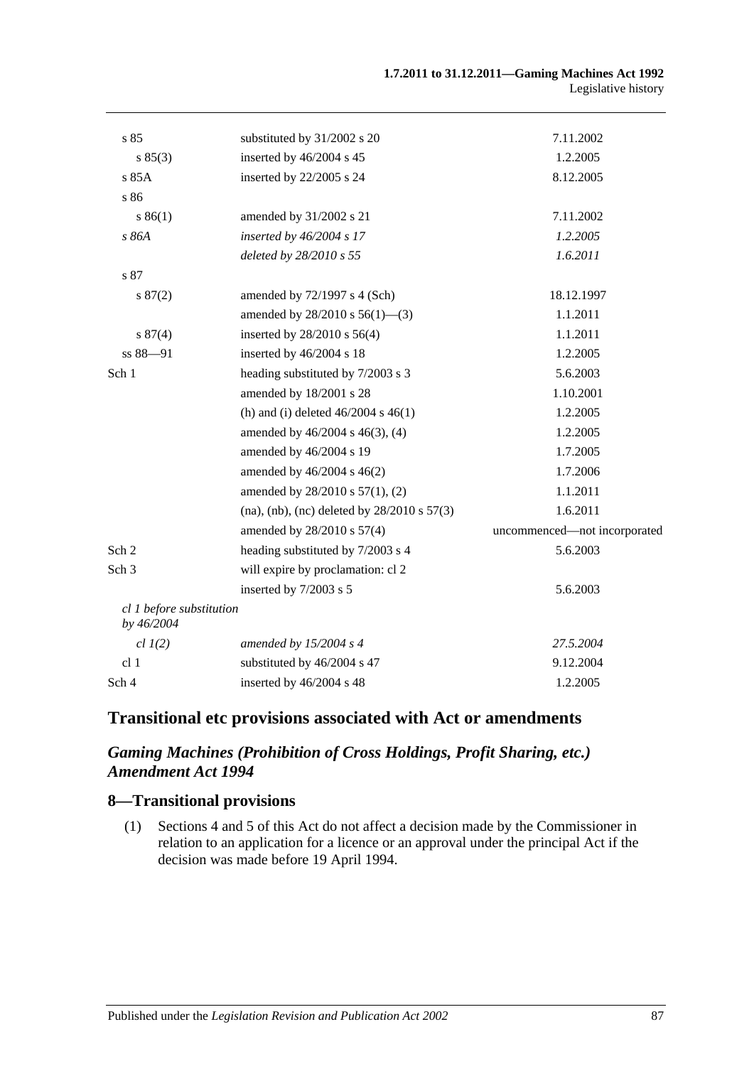| | | |
|---|---|---|
| s 85 | substituted by 31/2002 s 20 | 7.11.2002 |
| s 85(3) | inserted by 46/2004 s 45 | 1.2.2005 |
| s 85A | inserted by 22/2005 s 24 | 8.12.2005 |
| s 86 | | |
| s 86(1) | amended by 31/2002 s 21 | 7.11.2002 |
| *s 86A* | *inserted by 46/2004 s 17* | *1.2.2005* |
| | *deleted by 28/2010 s 55* | *1.6.2011* |
| s 87 | | |
| s 87(2) | amended by 72/1997 s 4 (Sch) | 18.12.1997 |
| | amended by 28/2010 s 56(1)—(3) | 1.1.2011 |
| s 87(4) | inserted by 28/2010 s 56(4) | 1.1.2011 |
| ss 88—91 | inserted by 46/2004 s 18 | 1.2.2005 |
| Sch 1 | heading substituted by 7/2003 s 3 | 5.6.2003 |
| | amended by 18/2001 s 28 | 1.10.2001 |
| | (h) and (i) deleted 46/2004 s 46(1) | 1.2.2005 |
| | amended by 46/2004 s 46(3), (4) | 1.2.2005 |
| | amended by 46/2004 s 19 | 1.7.2005 |
| | amended by 46/2004 s 46(2) | 1.7.2006 |
| | amended by 28/2010 s 57(1), (2) | 1.1.2011 |
| | (na), (nb), (nc) deleted by 28/2010 s 57(3) | 1.6.2011 |
| | amended by 28/2010 s 57(4) | uncommenced—not incorporated |
| Sch 2 | heading substituted by 7/2003 s 4 | 5.6.2003 |
| Sch 3 | will expire by proclamation: cl 2 | |
| | inserted by 7/2003 s 5 | 5.6.2003 |
| *cl 1 before substitution by 46/2004* | | |
| *cl 1(2)* | *amended by 15/2004 s 4* | *27.5.2004* |
| cl 1 | substituted by 46/2004 s 47 | 9.12.2004 |
| Sch 4 | inserted by 46/2004 s 48 | 1.2.2005 |

## Transitional etc provisions associated with Act or amendments

### *Gaming Machines (Prohibition of Cross Holdings, Profit Sharing, etc.) Amendment Act 1994*

### 8—Transitional provisions

(1) Sections 4 and 5 of this Act do not affect a decision made by the Commissioner in relation to an application for a licence or an approval under the principal Act if the decision was made before 19 April 1994.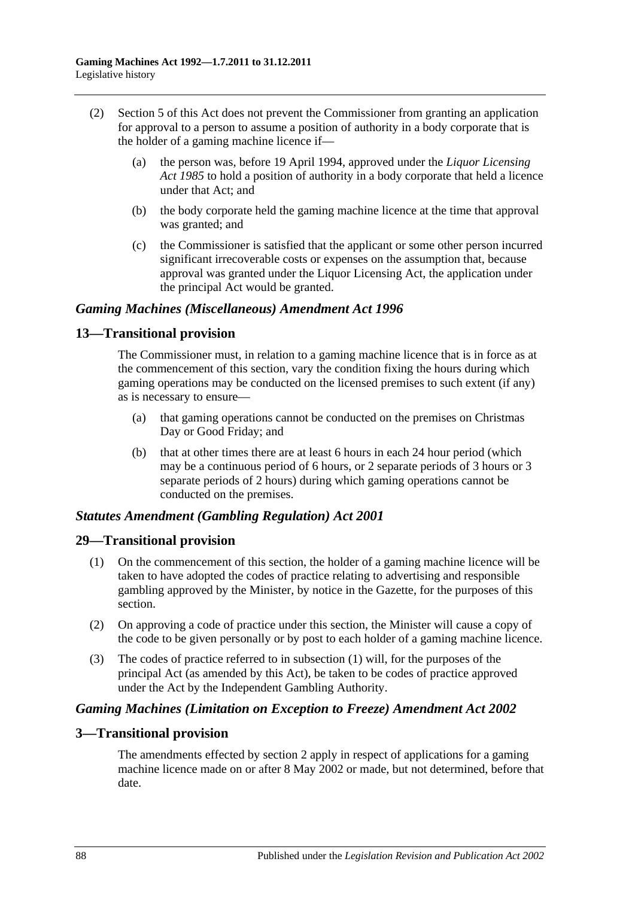(2) Section 5 of this Act does not prevent the Commissioner from granting an application for approval to a person to assume a position of authority in a body corporate that is the holder of a gaming machine licence if—

(a) the person was, before 19 April 1994, approved under the *Liquor Licensing Act 1985* to hold a position of authority in a body corporate that held a licence under that Act; and

(b) the body corporate held the gaming machine licence at the time that approval was granted; and

(c) the Commissioner is satisfied that the applicant or some other person incurred significant irrecoverable costs or expenses on the assumption that, because approval was granted under the Liquor Licensing Act, the application under the principal Act would be granted.

### *Gaming Machines (Miscellaneous) Amendment Act 1996*

## 13—Transitional provision

The Commissioner must, in relation to a gaming machine licence that is in force as at the commencement of this section, vary the condition fixing the hours during which gaming operations may be conducted on the licensed premises to such extent (if any) as is necessary to ensure—

(a) that gaming operations cannot be conducted on the premises on Christmas Day or Good Friday; and

(b) that at other times there are at least 6 hours in each 24 hour period (which may be a continuous period of 6 hours, or 2 separate periods of 3 hours or 3 separate periods of 2 hours) during which gaming operations cannot be conducted on the premises.

### *Statutes Amendment (Gambling Regulation) Act 2001*

## 29—Transitional provision

(1) On the commencement of this section, the holder of a gaming machine licence will be taken to have adopted the codes of practice relating to advertising and responsible gambling approved by the Minister, by notice in the Gazette, for the purposes of this section.

(2) On approving a code of practice under this section, the Minister will cause a copy of the code to be given personally or by post to each holder of a gaming machine licence.

(3) The codes of practice referred to in subsection (1) will, for the purposes of the principal Act (as amended by this Act), be taken to be codes of practice approved under the Act by the Independent Gambling Authority.

### *Gaming Machines (Limitation on Exception to Freeze) Amendment Act 2002*

## 3—Transitional provision

The amendments effected by section 2 apply in respect of applications for a gaming machine licence made on or after 8 May 2002 or made, but not determined, before that date.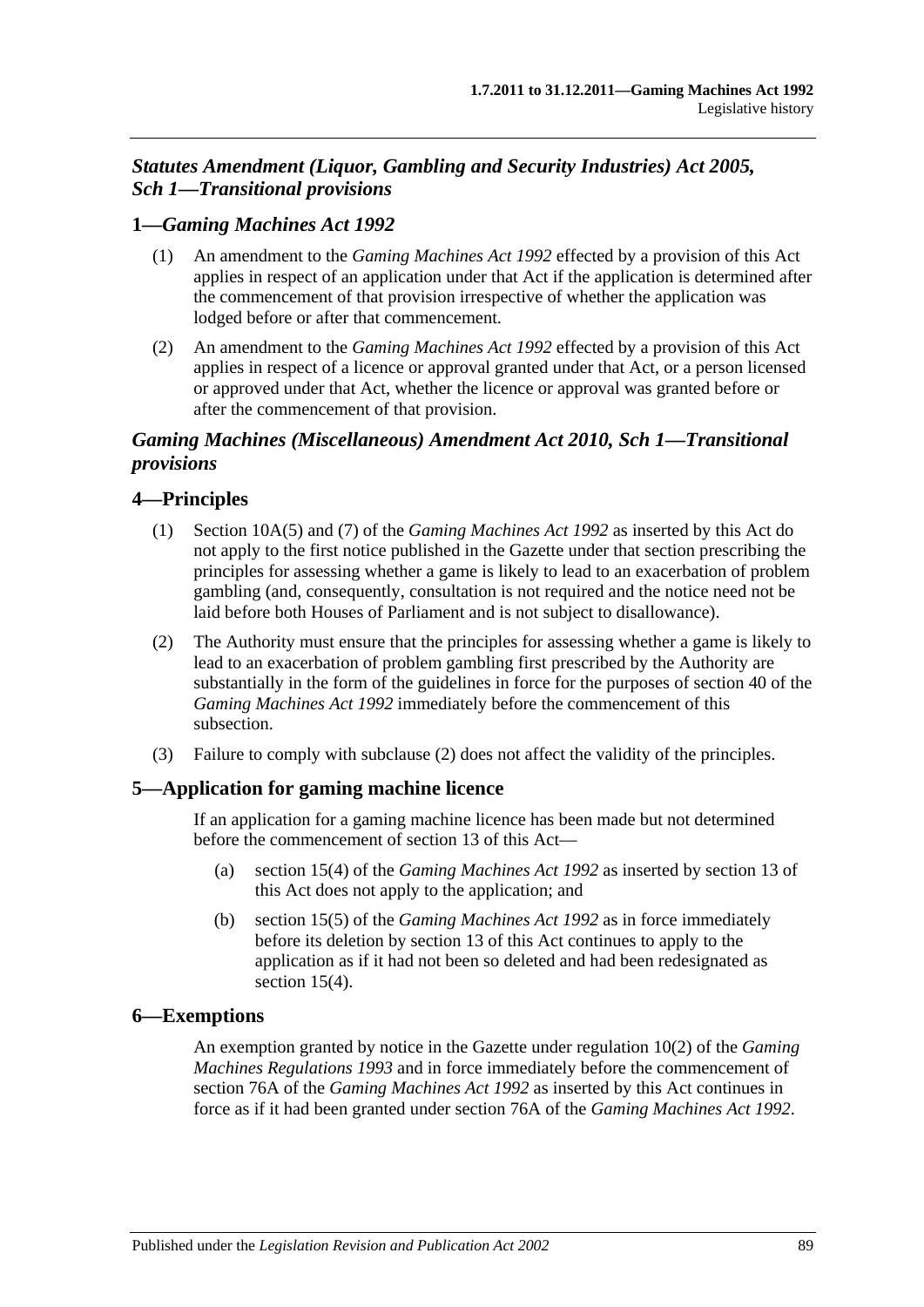## *Statutes Amendment (Liquor, Gambling and Security Industries) Act 2005, Sch 1—Transitional provisions*

### 1—*Gaming Machines Act 1992*

(1) An amendment to the *Gaming Machines Act 1992* effected by a provision of this Act applies in respect of an application under that Act if the application is determined after the commencement of that provision irrespective of whether the application was lodged before or after that commencement.

(2) An amendment to the *Gaming Machines Act 1992* effected by a provision of this Act applies in respect of a licence or approval granted under that Act, or a person licensed or approved under that Act, whether the licence or approval was granted before or after the commencement of that provision.

## *Gaming Machines (Miscellaneous) Amendment Act 2010, Sch 1—Transitional provisions*

### 4—Principles

(1) Section 10A(5) and (7) of the *Gaming Machines Act 1992* as inserted by this Act do not apply to the first notice published in the Gazette under that section prescribing the principles for assessing whether a game is likely to lead to an exacerbation of problem gambling (and, consequently, consultation is not required and the notice need not be laid before both Houses of Parliament and is not subject to disallowance).

(2) The Authority must ensure that the principles for assessing whether a game is likely to lead to an exacerbation of problem gambling first prescribed by the Authority are substantially in the form of the guidelines in force for the purposes of section 40 of the *Gaming Machines Act 1992* immediately before the commencement of this subsection.

(3) Failure to comply with subclause (2) does not affect the validity of the principles.

### 5—Application for gaming machine licence

If an application for a gaming machine licence has been made but not determined before the commencement of section 13 of this Act—

(a) section 15(4) of the *Gaming Machines Act 1992* as inserted by section 13 of this Act does not apply to the application; and

(b) section 15(5) of the *Gaming Machines Act 1992* as in force immediately before its deletion by section 13 of this Act continues to apply to the application as if it had not been so deleted and had been redesignated as section 15(4).

### 6—Exemptions

An exemption granted by notice in the Gazette under regulation 10(2) of the *Gaming Machines Regulations 1993* and in force immediately before the commencement of section 76A of the *Gaming Machines Act 1992* as inserted by this Act continues in force as if it had been granted under section 76A of the *Gaming Machines Act 1992*.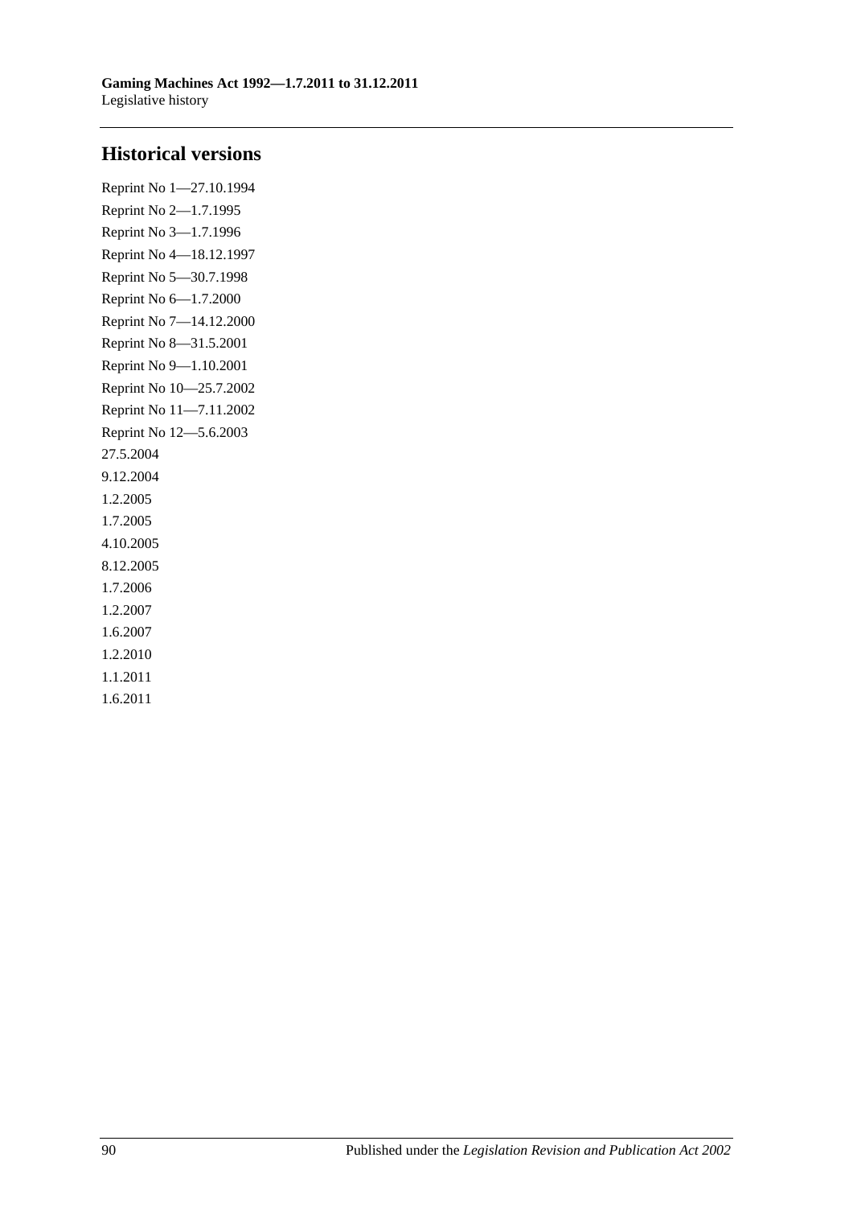## Historical versions

Reprint No 1—27.10.1994

Reprint No 2—1.7.1995

Reprint No 3—1.7.1996

Reprint No 4—18.12.1997

Reprint No 5—30.7.1998

Reprint No 6—1.7.2000

Reprint No 7—14.12.2000

Reprint No 8—31.5.2001

Reprint No 9—1.10.2001

Reprint No 10—25.7.2002

Reprint No 11—7.11.2002

Reprint No 12—5.6.2003

27.5.2004

9.12.2004

1.2.2005

1.7.2005

4.10.2005

8.12.2005

1.7.2006

1.2.2007

1.6.2007

1.2.2010

1.1.2011

1.6.2011